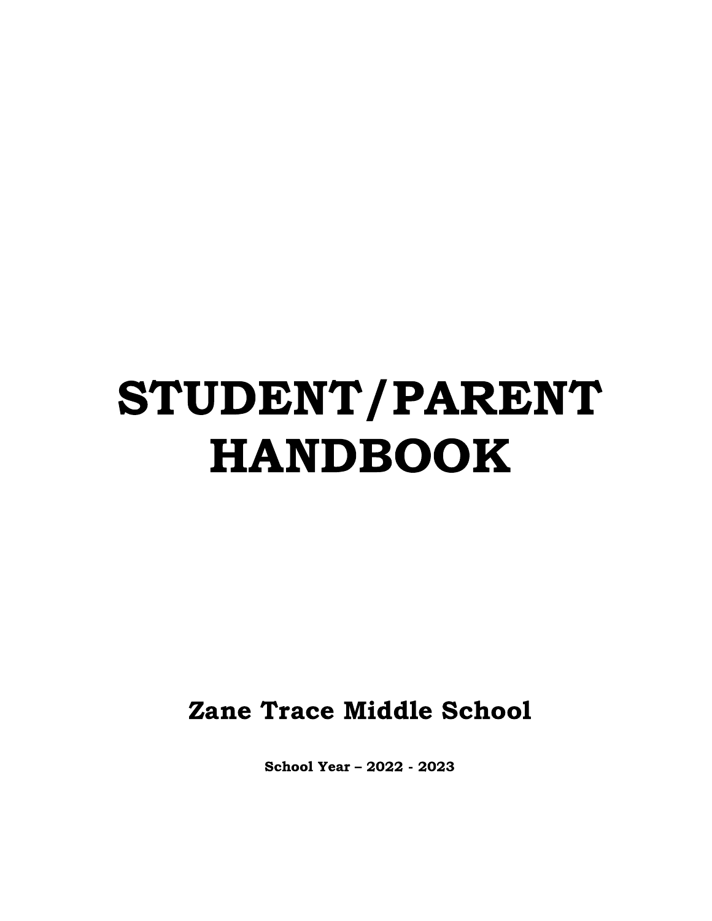# STUDENT/PARENT HANDBOOK

## Zane Trace Middle School

**School Year – 2022 - 2023**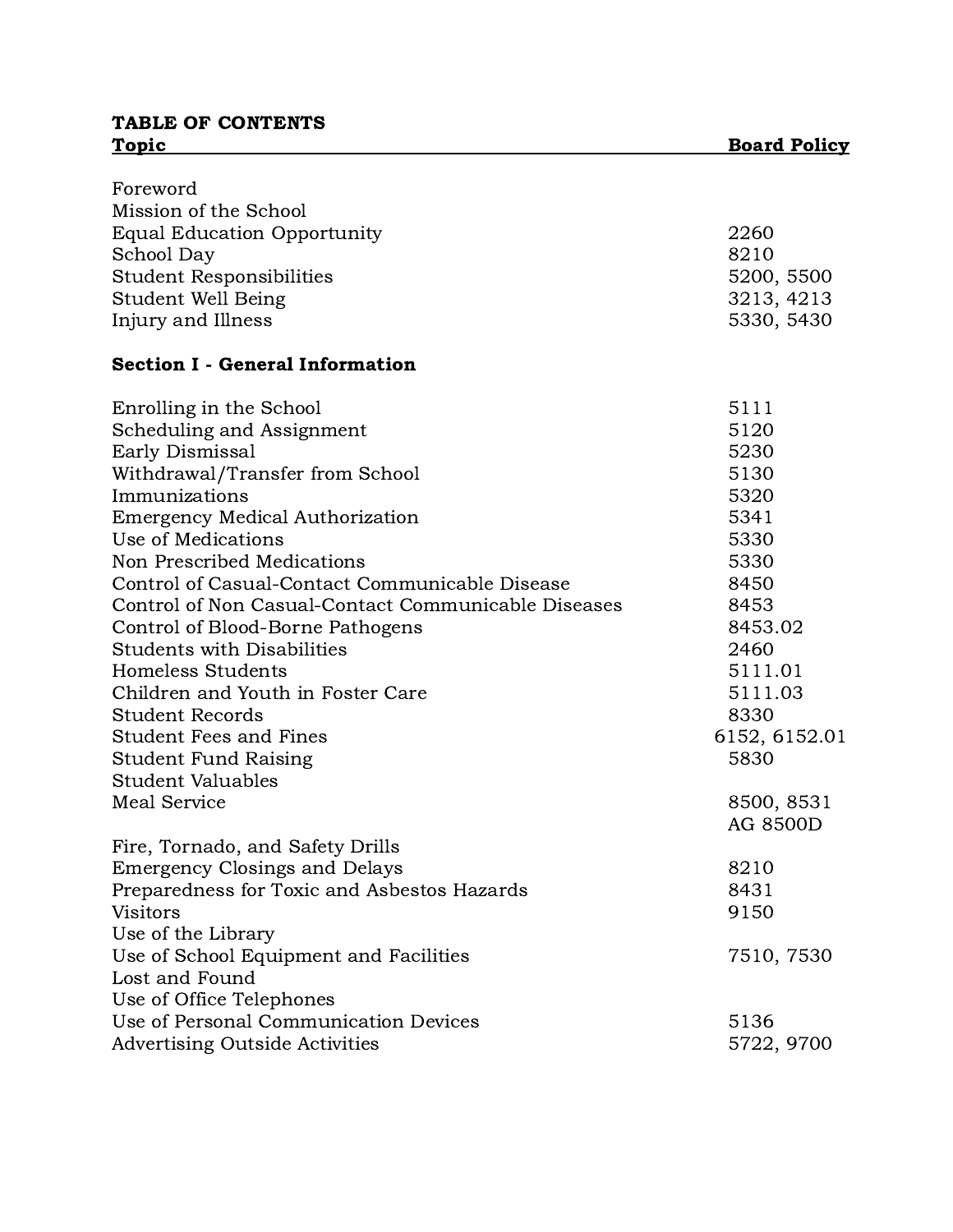# TABLE OF CONTENTS

| Topic | Board Policy |
|---|---|
| Foreword | |
| Mission of the School | |
| Equal Education Opportunity | 2260 |
| School Day | 8210 |
| Student Responsibilities | 5200, 5500 |
| Student Well Being | 3213, 4213 |
| Injury and Illness | 5330, 5430 |
| **Section I - General Information** | |
| Enrolling in the School | 5111 |
| Scheduling and Assignment | 5120 |
| Early Dismissal | 5230 |
| Withdrawal/Transfer from School | 5130 |
| Immunizations | 5320 |
| Emergency Medical Authorization | 5341 |
| Use of Medications | 5330 |
| Non Prescribed Medications | 5330 |
| Control of Casual-Contact Communicable Disease | 8450 |
| Control of Non Casual-Contact Communicable Diseases | 8453 |
| Control of Blood-Borne Pathogens | 8453.02 |
| Students with Disabilities | 2460 |
| Homeless Students | 5111.01 |
| Children and Youth in Foster Care | 5111.03 |
| Student Records | 8330 |
| Student Fees and Fines | 6152, 6152.01 |
| Student Fund Raising | 5830 |
| Student Valuables | |
| Meal Service | 8500, 8531 AG 8500D |
| Fire, Tornado, and Safety Drills | |
| Emergency Closings and Delays | 8210 |
| Preparedness for Toxic and Asbestos Hazards | 8431 |
| Visitors | 9150 |
| Use of the Library | |
| Use of School Equipment and Facilities | 7510, 7530 |
| Lost and Found | |
| Use of Office Telephones | |
| Use of Personal Communication Devices | 5136 |
| Advertising Outside Activities | 5722, 9700 |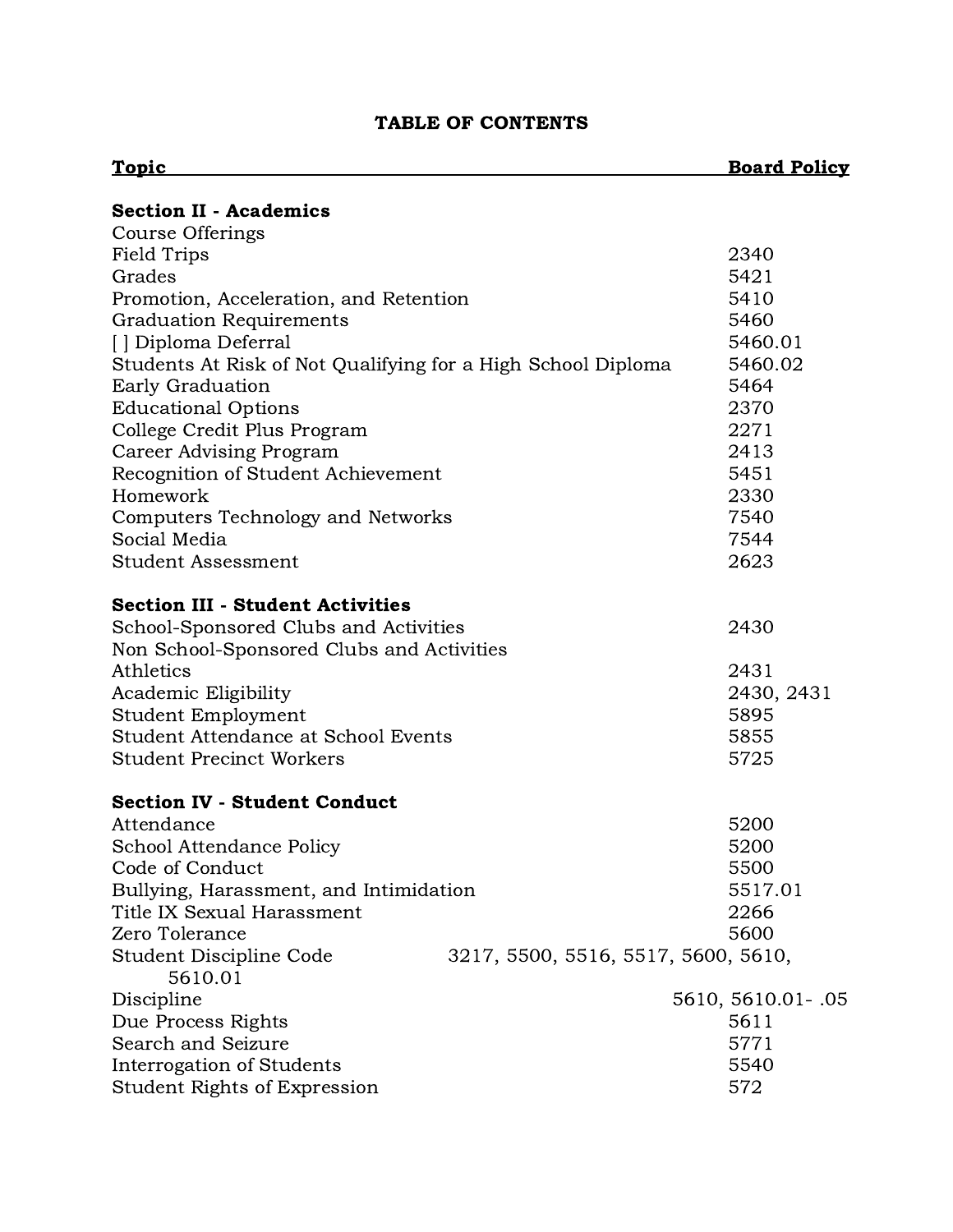# TABLE OF CONTENTS

| Topic | Board Policy |
|---|---|
| **Section II - Academics** | |
| Course Offerings | |
| Field Trips | 2340 |
| Grades | 5421 |
| Promotion, Acceleration, and Retention | 5410 |
| Graduation Requirements | 5460 |
| [ ] Diploma Deferral | 5460.01 |
| Students At Risk of Not Qualifying for a High School Diploma | 5460.02 |
| Early Graduation | 5464 |
| Educational Options | 2370 |
| College Credit Plus Program | 2271 |
| Career Advising Program | 2413 |
| Recognition of Student Achievement | 5451 |
| Homework | 2330 |
| Computers Technology and Networks | 7540 |
| Social Media | 7544 |
| Student Assessment | 2623 |
| **Section III - Student Activities** | |
| School-Sponsored Clubs and Activities | 2430 |
| Non School-Sponsored Clubs and Activities | |
| Athletics | 2431 |
| Academic Eligibility | 2430, 2431 |
| Student Employment | 5895 |
| Student Attendance at School Events | 5855 |
| Student Precinct Workers | 5725 |
| **Section IV - Student Conduct** | |
| Attendance | 5200 |
| School Attendance Policy | 5200 |
| Code of Conduct | 5500 |
| Bullying, Harassment, and Intimidation | 5517.01 |
| Title IX Sexual Harassment | 2266 |
| Zero Tolerance | 5600 |
| Student Discipline Code | 3217, 5500, 5516, 5517, 5600, 5610, 5610.01 |
| Discipline | 5610, 5610.01- .05 |
| Due Process Rights | 5611 |
| Search and Seizure | 5771 |
| Interrogation of Students | 5540 |
| Student Rights of Expression | 572 |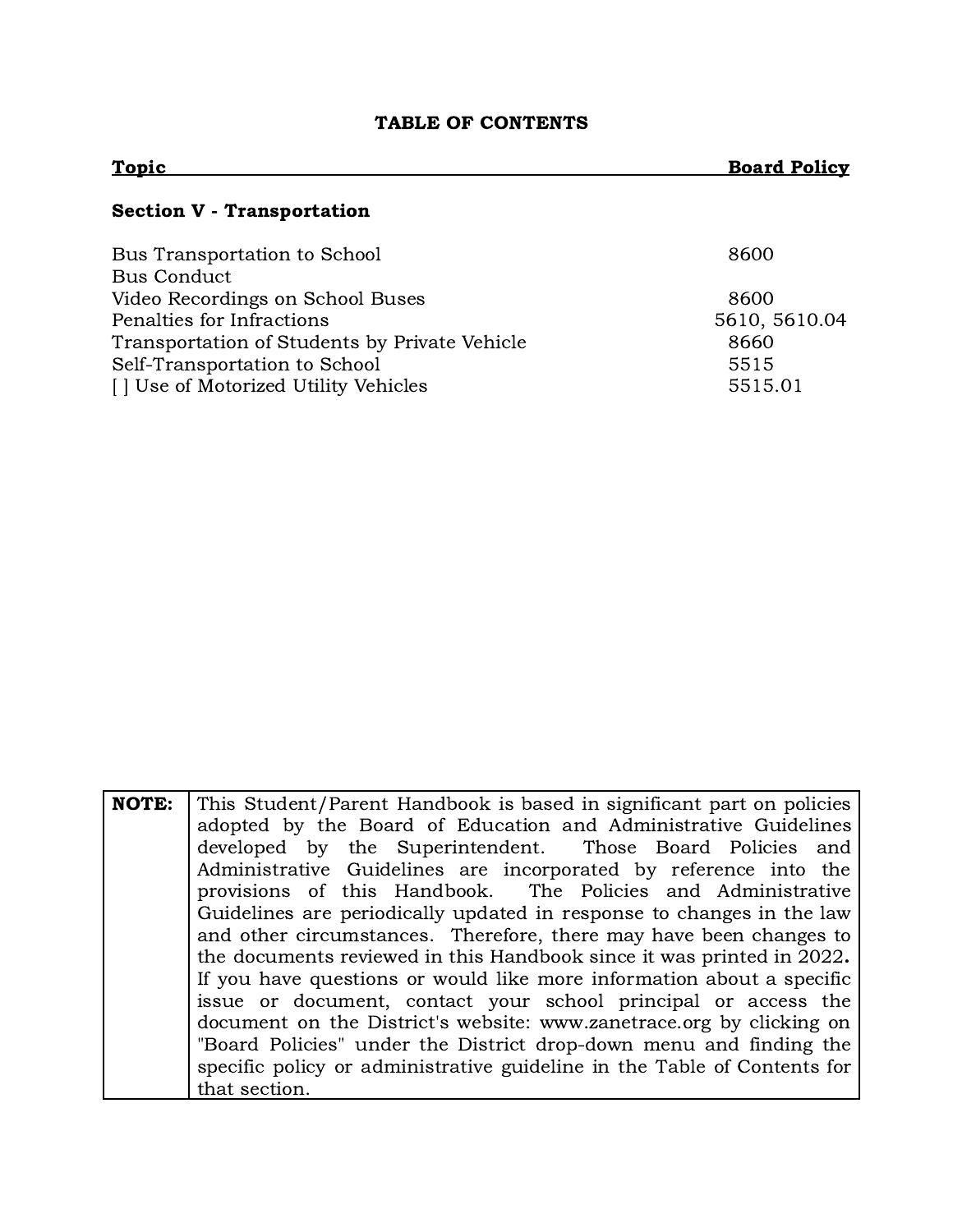# TABLE OF CONTENTS

| Topic | Board Policy |
|---|---|
| **Section V - Transportation** | |
| Bus Transportation to School | 8600 |
| Bus Conduct | |
| Video Recordings on School Buses | 8600 |
| Penalties for Infractions | 5610, 5610.04 |
| Transportation of Students by Private Vehicle | 8660 |
| Self-Transportation to School | 5515 |
| [ ] Use of Motorized Utility Vehicles | 5515.01 |

| | |
|---|---|
| **NOTE:** | This Student/Parent Handbook is based in significant part on policies adopted by the Board of Education and Administrative Guidelines developed by the Superintendent. Those Board Policies and Administrative Guidelines are incorporated by reference into the provisions of this Handbook. The Policies and Administrative Guidelines are periodically updated in response to changes in the law and other circumstances. Therefore, there may have been changes to the documents reviewed in this Handbook since it was printed in 2022**.** If you have questions or would like more information about a specific issue or document, contact your school principal or access the document on the District's website: www.zanetrace.org by clicking on "Board Policies" under the District drop-down menu and finding the specific policy or administrative guideline in the Table of Contents for that section. |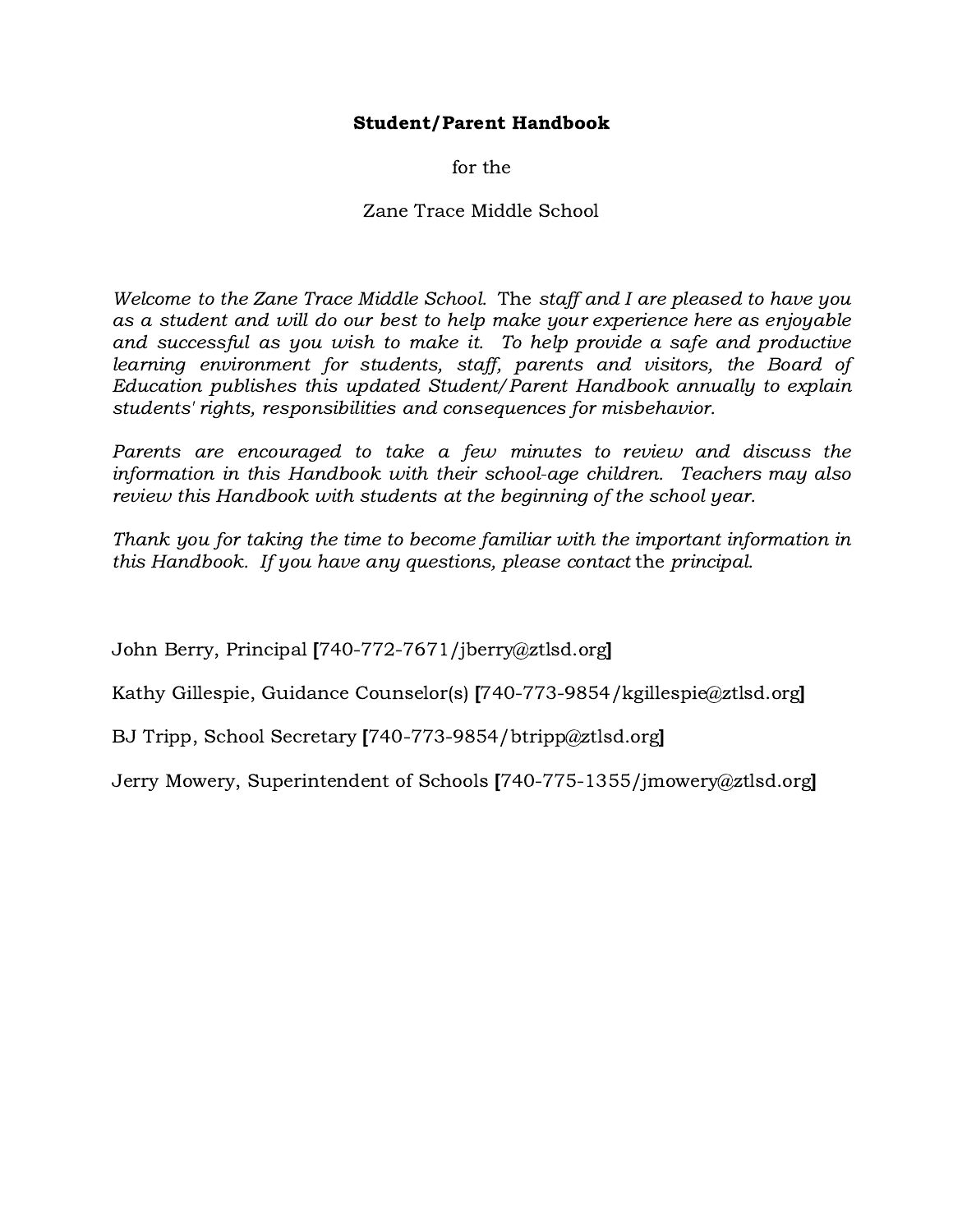**Student/Parent Handbook**

for the

Zane Trace Middle School

*Welcome to the Zane Trace Middle School.* The *staff and I are pleased to have you as a student and will do our best to help make your experience here as enjoyable and successful as you wish to make it. To help provide a safe and productive learning environment for students, staff, parents and visitors, the Board of Education publishes this updated Student/Parent Handbook annually to explain students' rights, responsibilities and consequences for misbehavior.*

*Parents are encouraged to take a few minutes to review and discuss the information in this Handbook with their school-age children. Teachers may also review this Handbook with students at the beginning of the school year.*

*Thank you for taking the time to become familiar with the important information in this Handbook. If you have any questions, please contact* the *principal.*

John Berry, Principal [740-772-7671/jberry@ztlsd.org]

Kathy Gillespie, Guidance Counselor(s) [740-773-9854/kgillespie@ztlsd.org]

BJ Tripp, School Secretary [740-773-9854/btripp@ztlsd.org]

Jerry Mowery, Superintendent of Schools [740-775-1355/jmowery@ztlsd.org]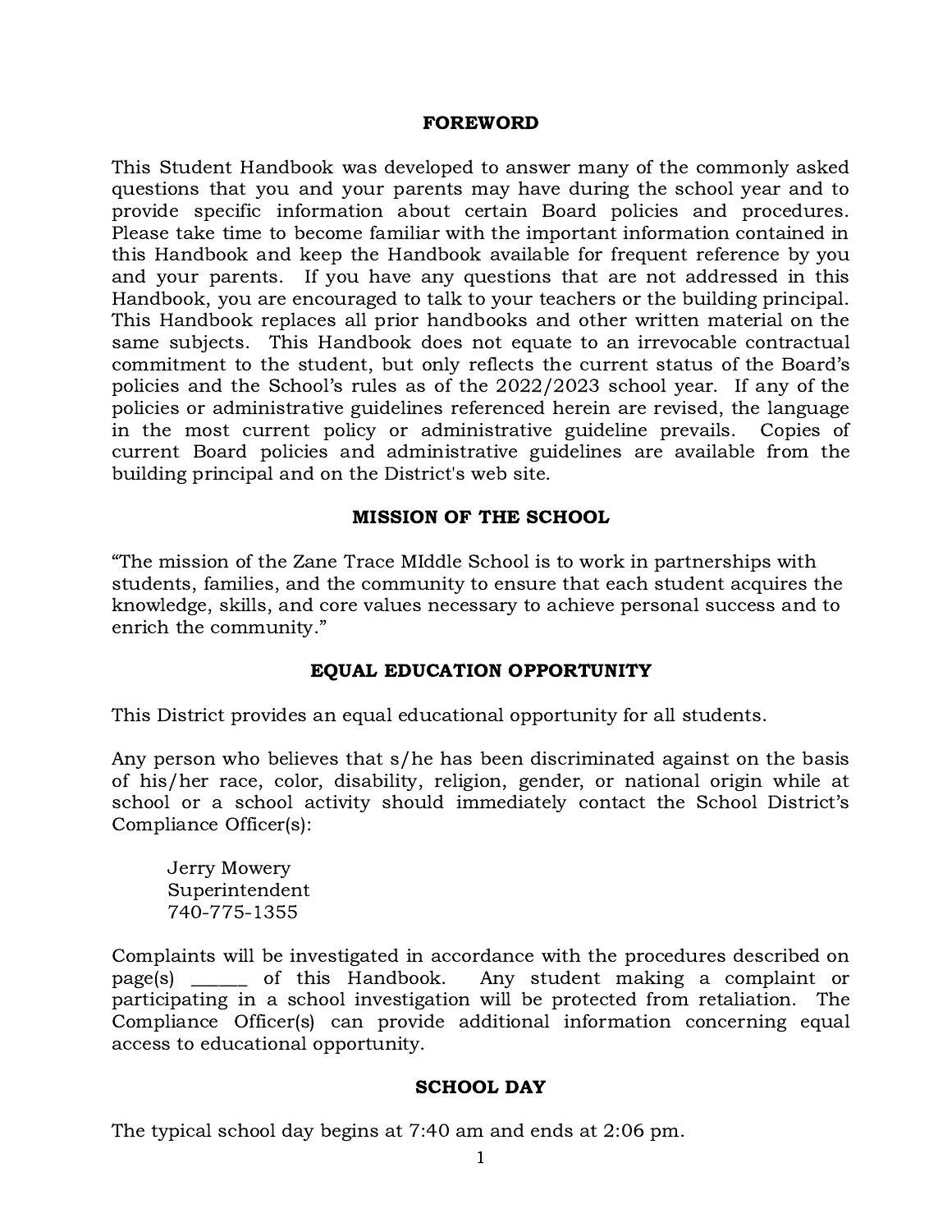## FOREWORD

This Student Handbook was developed to answer many of the commonly asked questions that you and your parents may have during the school year and to provide specific information about certain Board policies and procedures. Please take time to become familiar with the important information contained in this Handbook and keep the Handbook available for frequent reference by you and your parents. If you have any questions that are not addressed in this Handbook, you are encouraged to talk to your teachers or the building principal. This Handbook replaces all prior handbooks and other written material on the same subjects. This Handbook does not equate to an irrevocable contractual commitment to the student, but only reflects the current status of the Board's policies and the School's rules as of the 2022/2023 school year. If any of the policies or administrative guidelines referenced herein are revised, the language in the most current policy or administrative guideline prevails. Copies of current Board policies and administrative guidelines are available from the building principal and on the District's web site.

## MISSION OF THE SCHOOL

"The mission of the Zane Trace MIddle School is to work in partnerships with students, families, and the community to ensure that each student acquires the knowledge, skills, and core values necessary to achieve personal success and to enrich the community."

## EQUAL EDUCATION OPPORTUNITY

This District provides an equal educational opportunity for all students.

Any person who believes that s/he has been discriminated against on the basis of his/her race, color, disability, religion, gender, or national origin while at school or a school activity should immediately contact the School District's Compliance Officer(s):

Jerry Mowery
Superintendent
740-775-1355

Complaints will be investigated in accordance with the procedures described on page(s) ______ of this Handbook. Any student making a complaint or participating in a school investigation will be protected from retaliation. The Compliance Officer(s) can provide additional information concerning equal access to educational opportunity.

## SCHOOL DAY

The typical school day begins at 7:40 am and ends at 2:06 pm.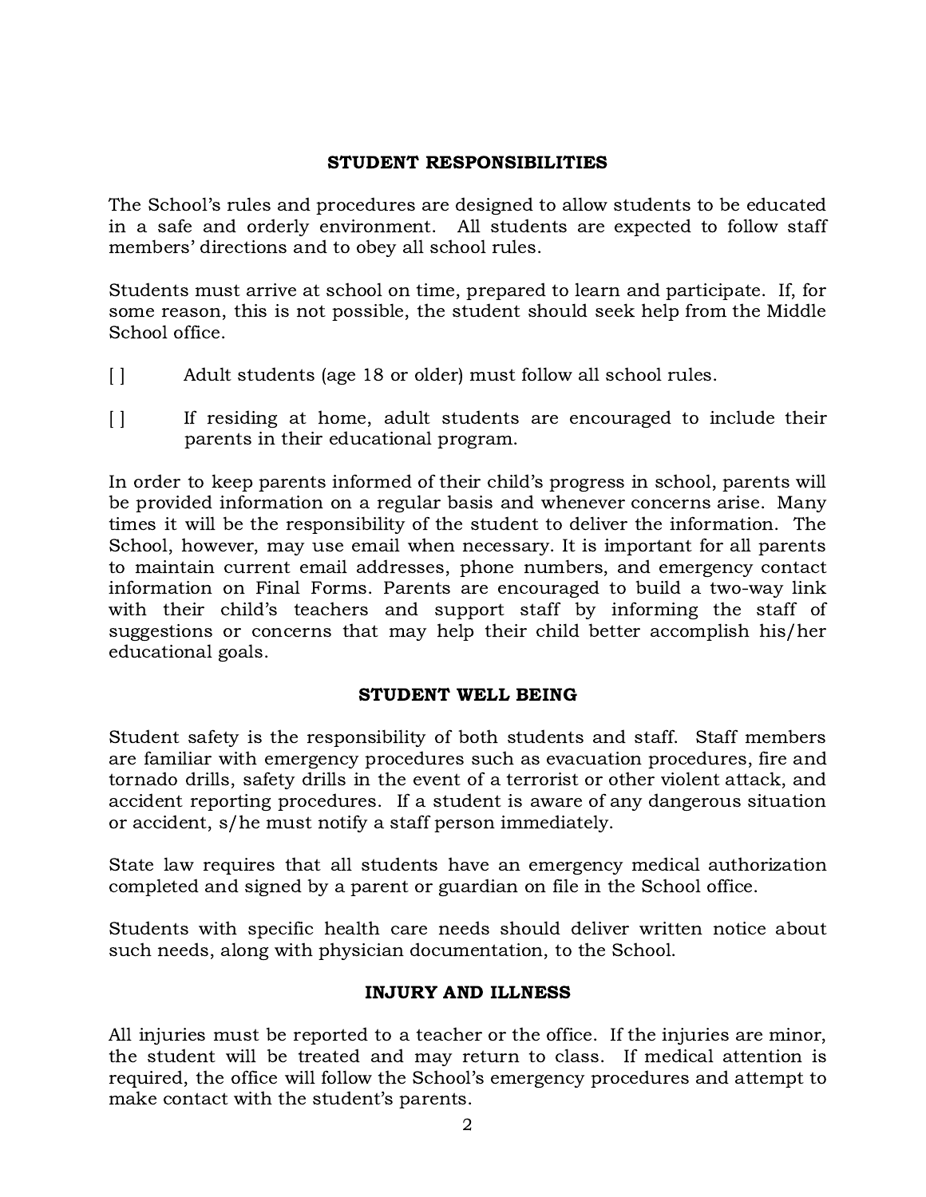## STUDENT RESPONSIBILITIES

The School's rules and procedures are designed to allow students to be educated in a safe and orderly environment. All students are expected to follow staff members' directions and to obey all school rules.

Students must arrive at school on time, prepared to learn and participate. If, for some reason, this is not possible, the student should seek help from the Middle School office.

[ ] Adult students (age 18 or older) must follow all school rules.

[ ] If residing at home, adult students are encouraged to include their parents in their educational program.

In order to keep parents informed of their child's progress in school, parents will be provided information on a regular basis and whenever concerns arise. Many times it will be the responsibility of the student to deliver the information. The School, however, may use email when necessary. It is important for all parents to maintain current email addresses, phone numbers, and emergency contact information on Final Forms. Parents are encouraged to build a two-way link with their child's teachers and support staff by informing the staff of suggestions or concerns that may help their child better accomplish his/her educational goals.

## STUDENT WELL BEING

Student safety is the responsibility of both students and staff. Staff members are familiar with emergency procedures such as evacuation procedures, fire and tornado drills, safety drills in the event of a terrorist or other violent attack, and accident reporting procedures. If a student is aware of any dangerous situation or accident, s/he must notify a staff person immediately.

State law requires that all students have an emergency medical authorization completed and signed by a parent or guardian on file in the School office.

Students with specific health care needs should deliver written notice about such needs, along with physician documentation, to the School.

## INJURY AND ILLNESS

All injuries must be reported to a teacher or the office. If the injuries are minor, the student will be treated and may return to class. If medical attention is required, the office will follow the School's emergency procedures and attempt to make contact with the student's parents.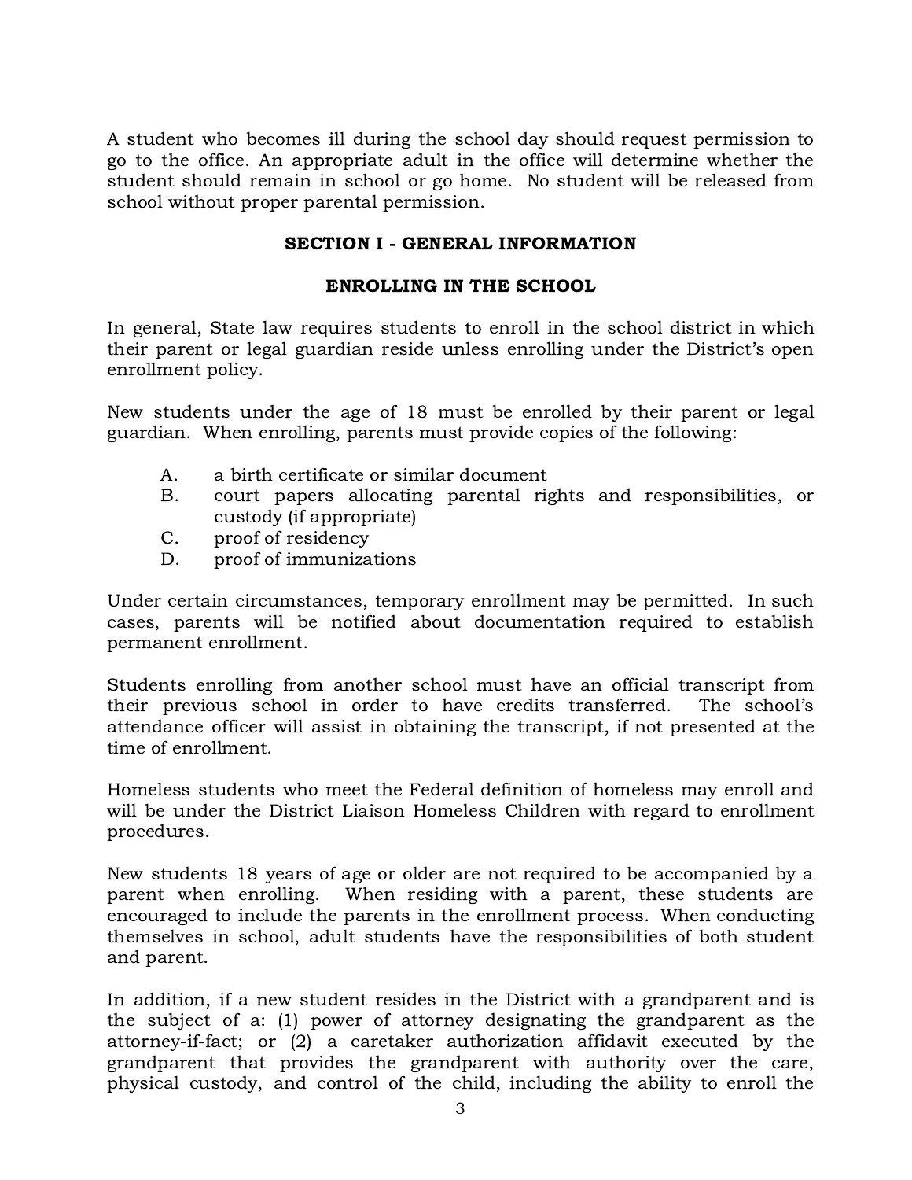A student who becomes ill during the school day should request permission to go to the office. An appropriate adult in the office will determine whether the student should remain in school or go home. No student will be released from school without proper parental permission.

## SECTION I - GENERAL INFORMATION

### ENROLLING IN THE SCHOOL

In general, State law requires students to enroll in the school district in which their parent or legal guardian reside unless enrolling under the District's open enrollment policy.

New students under the age of 18 must be enrolled by their parent or legal guardian. When enrolling, parents must provide copies of the following:

A. a birth certificate or similar document
B. court papers allocating parental rights and responsibilities, or custody (if appropriate)
C. proof of residency
D. proof of immunizations

Under certain circumstances, temporary enrollment may be permitted. In such cases, parents will be notified about documentation required to establish permanent enrollment.

Students enrolling from another school must have an official transcript from their previous school in order to have credits transferred. The school's attendance officer will assist in obtaining the transcript, if not presented at the time of enrollment.

Homeless students who meet the Federal definition of homeless may enroll and will be under the District Liaison Homeless Children with regard to enrollment procedures.

New students 18 years of age or older are not required to be accompanied by a parent when enrolling. When residing with a parent, these students are encouraged to include the parents in the enrollment process. When conducting themselves in school, adult students have the responsibilities of both student and parent.

In addition, if a new student resides in the District with a grandparent and is the subject of a: (1) power of attorney designating the grandparent as the attorney-if-fact; or (2) a caretaker authorization affidavit executed by the grandparent that provides the grandparent with authority over the care, physical custody, and control of the child, including the ability to enroll the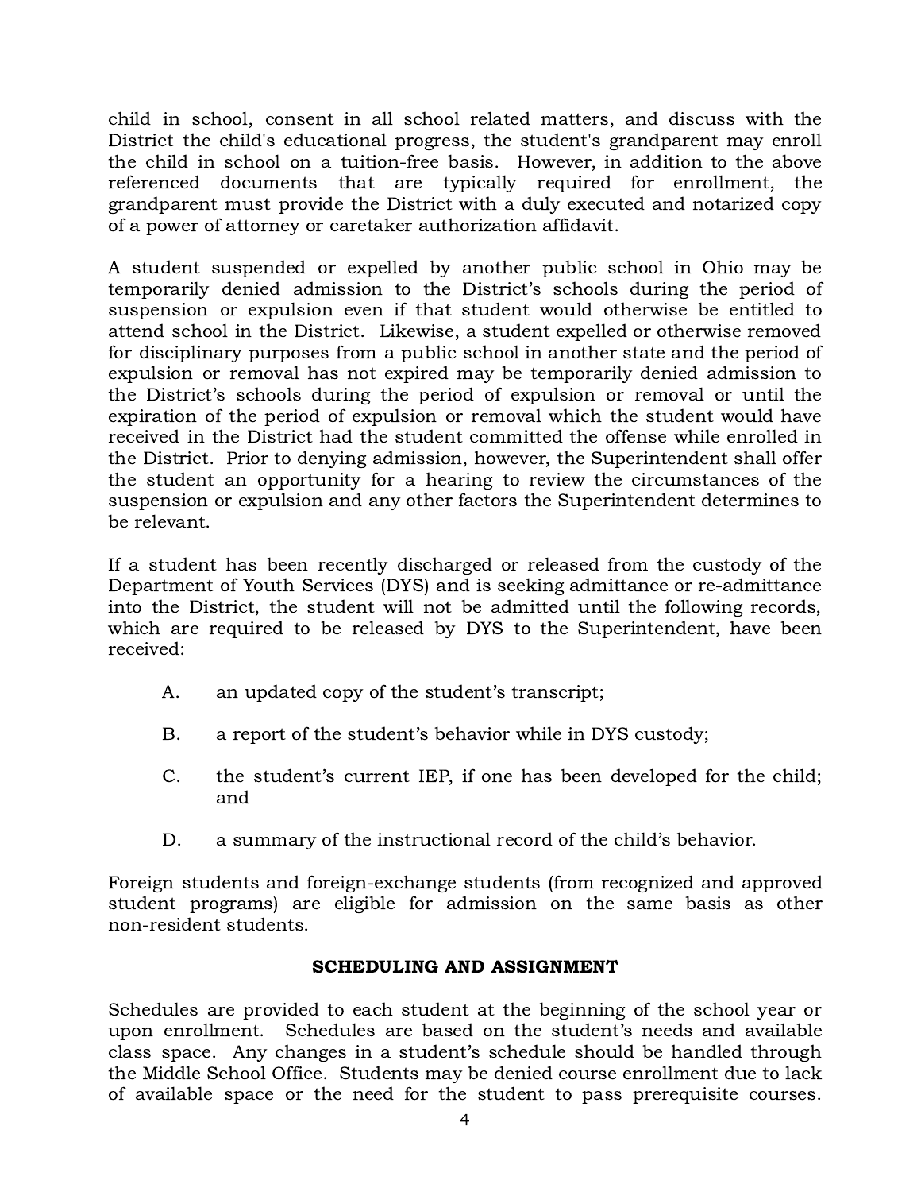child in school, consent in all school related matters, and discuss with the District the child's educational progress, the student's grandparent may enroll the child in school on a tuition-free basis. However, in addition to the above referenced documents that are typically required for enrollment, the grandparent must provide the District with a duly executed and notarized copy of a power of attorney or caretaker authorization affidavit.

A student suspended or expelled by another public school in Ohio may be temporarily denied admission to the District's schools during the period of suspension or expulsion even if that student would otherwise be entitled to attend school in the District. Likewise, a student expelled or otherwise removed for disciplinary purposes from a public school in another state and the period of expulsion or removal has not expired may be temporarily denied admission to the District's schools during the period of expulsion or removal or until the expiration of the period of expulsion or removal which the student would have received in the District had the student committed the offense while enrolled in the District. Prior to denying admission, however, the Superintendent shall offer the student an opportunity for a hearing to review the circumstances of the suspension or expulsion and any other factors the Superintendent determines to be relevant.

If a student has been recently discharged or released from the custody of the Department of Youth Services (DYS) and is seeking admittance or re-admittance into the District, the student will not be admitted until the following records, which are required to be released by DYS to the Superintendent, have been received:

A. an updated copy of the student's transcript;

B. a report of the student's behavior while in DYS custody;

C. the student's current IEP, if one has been developed for the child; and

D. a summary of the instructional record of the child's behavior.

Foreign students and foreign-exchange students (from recognized and approved student programs) are eligible for admission on the same basis as other non-resident students.

## SCHEDULING AND ASSIGNMENT

Schedules are provided to each student at the beginning of the school year or upon enrollment. Schedules are based on the student's needs and available class space. Any changes in a student's schedule should be handled through the Middle School Office. Students may be denied course enrollment due to lack of available space or the need for the student to pass prerequisite courses.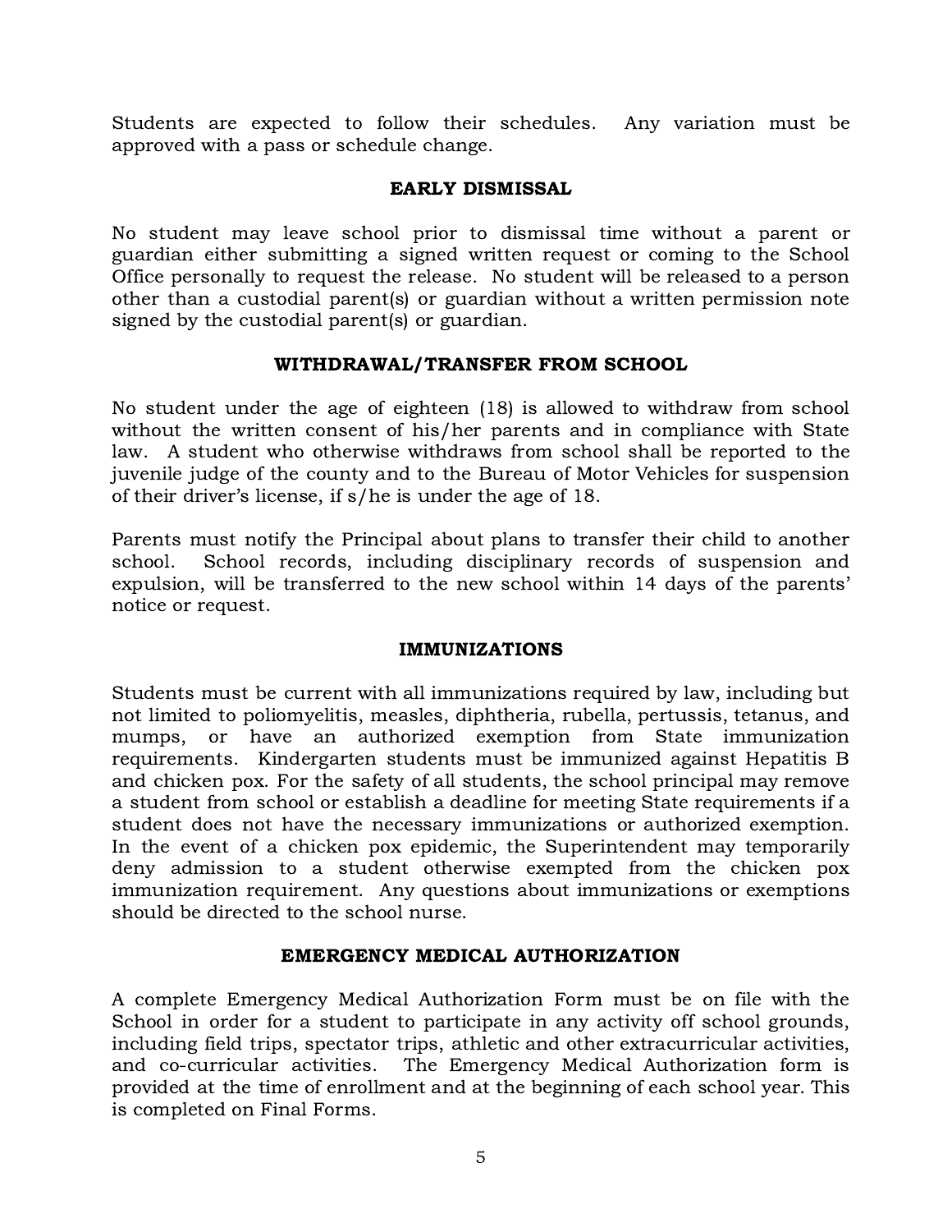Students are expected to follow their schedules. Any variation must be approved with a pass or schedule change.

## EARLY DISMISSAL

No student may leave school prior to dismissal time without a parent or guardian either submitting a signed written request or coming to the School Office personally to request the release. No student will be released to a person other than a custodial parent(s) or guardian without a written permission note signed by the custodial parent(s) or guardian.

## WITHDRAWAL/TRANSFER FROM SCHOOL

No student under the age of eighteen (18) is allowed to withdraw from school without the written consent of his/her parents and in compliance with State law. A student who otherwise withdraws from school shall be reported to the juvenile judge of the county and to the Bureau of Motor Vehicles for suspension of their driver's license, if s/he is under the age of 18.

Parents must notify the Principal about plans to transfer their child to another school. School records, including disciplinary records of suspension and expulsion, will be transferred to the new school within 14 days of the parents' notice or request.

## IMMUNIZATIONS

Students must be current with all immunizations required by law, including but not limited to poliomyelitis, measles, diphtheria, rubella, pertussis, tetanus, and mumps, or have an authorized exemption from State immunization requirements. Kindergarten students must be immunized against Hepatitis B and chicken pox. For the safety of all students, the school principal may remove a student from school or establish a deadline for meeting State requirements if a student does not have the necessary immunizations or authorized exemption. In the event of a chicken pox epidemic, the Superintendent may temporarily deny admission to a student otherwise exempted from the chicken pox immunization requirement. Any questions about immunizations or exemptions should be directed to the school nurse.

## EMERGENCY MEDICAL AUTHORIZATION

A complete Emergency Medical Authorization Form must be on file with the School in order for a student to participate in any activity off school grounds, including field trips, spectator trips, athletic and other extracurricular activities, and co-curricular activities. The Emergency Medical Authorization form is provided at the time of enrollment and at the beginning of each school year. This is completed on Final Forms.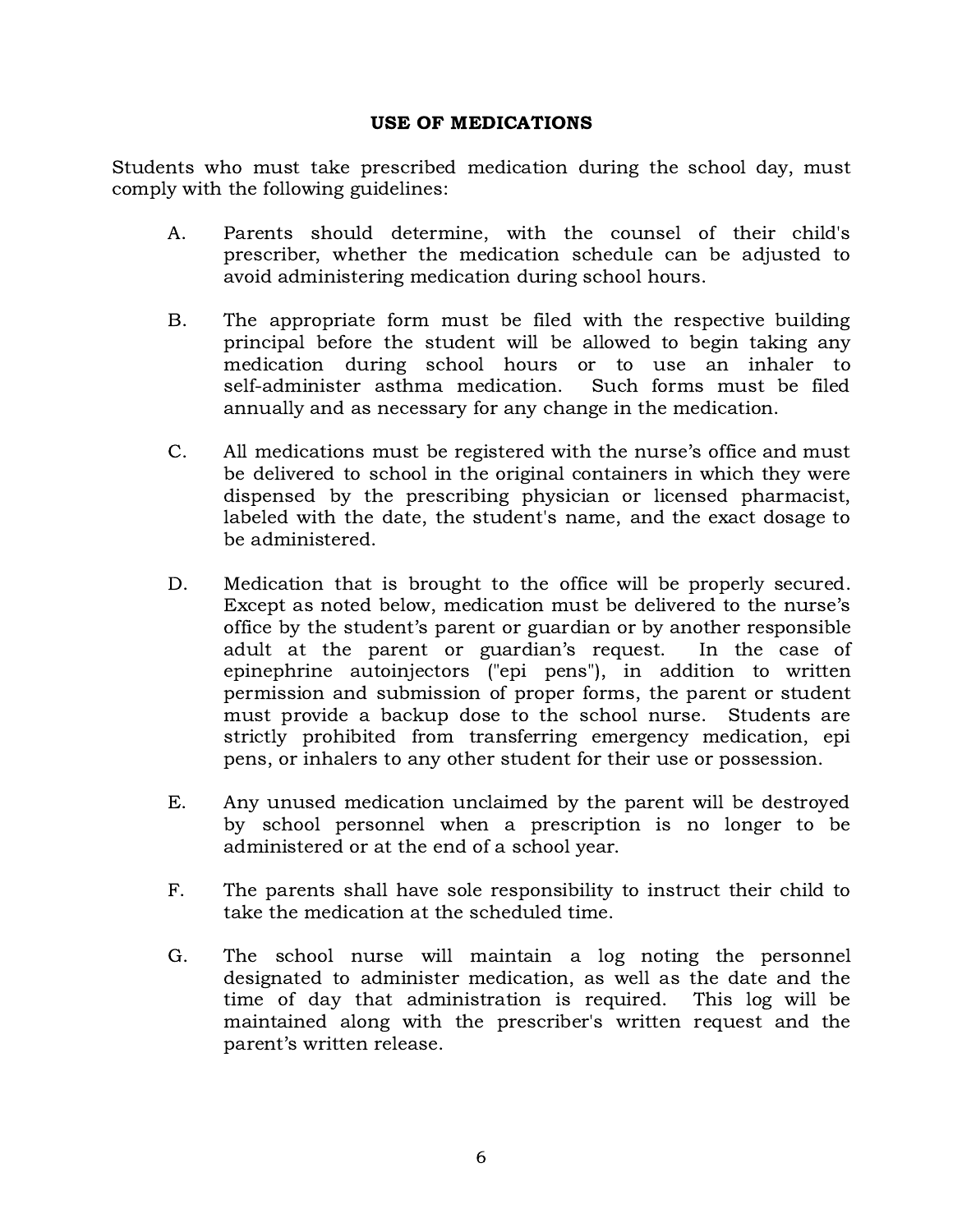## USE OF MEDICATIONS

Students who must take prescribed medication during the school day, must comply with the following guidelines:

A. Parents should determine, with the counsel of their child's prescriber, whether the medication schedule can be adjusted to avoid administering medication during school hours.

B. The appropriate form must be filed with the respective building principal before the student will be allowed to begin taking any medication during school hours or to use an inhaler to self-administer asthma medication. Such forms must be filed annually and as necessary for any change in the medication.

C. All medications must be registered with the nurse's office and must be delivered to school in the original containers in which they were dispensed by the prescribing physician or licensed pharmacist, labeled with the date, the student's name, and the exact dosage to be administered.

D. Medication that is brought to the office will be properly secured. Except as noted below, medication must be delivered to the nurse's office by the student's parent or guardian or by another responsible adult at the parent or guardian's request. In the case of epinephrine autoinjectors ("epi pens"), in addition to written permission and submission of proper forms, the parent or student must provide a backup dose to the school nurse. Students are strictly prohibited from transferring emergency medication, epi pens, or inhalers to any other student for their use or possession.

E. Any unused medication unclaimed by the parent will be destroyed by school personnel when a prescription is no longer to be administered or at the end of a school year.

F. The parents shall have sole responsibility to instruct their child to take the medication at the scheduled time.

G. The school nurse will maintain a log noting the personnel designated to administer medication, as well as the date and the time of day that administration is required. This log will be maintained along with the prescriber's written request and the parent's written release.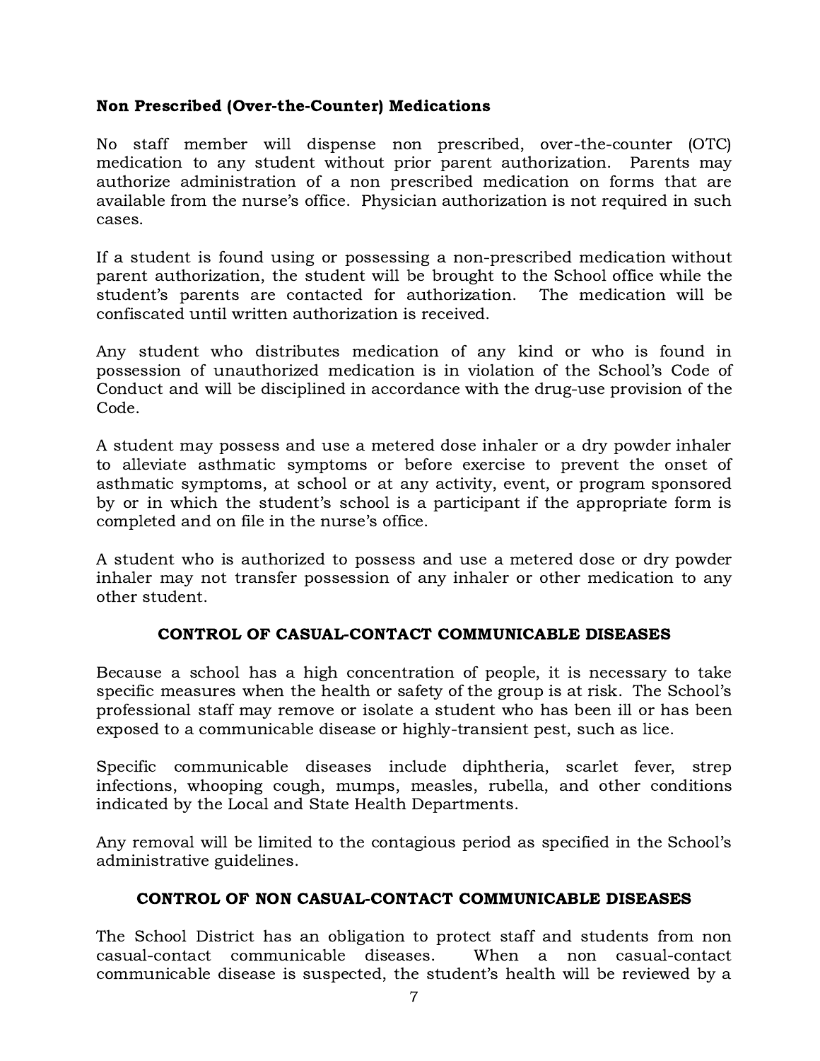### Non Prescribed (Over-the-Counter) Medications

No staff member will dispense non prescribed, over-the-counter (OTC) medication to any student without prior parent authorization. Parents may authorize administration of a non prescribed medication on forms that are available from the nurse's office. Physician authorization is not required in such cases.

If a student is found using or possessing a non-prescribed medication without parent authorization, the student will be brought to the School office while the student's parents are contacted for authorization. The medication will be confiscated until written authorization is received.

Any student who distributes medication of any kind or who is found in possession of unauthorized medication is in violation of the School's Code of Conduct and will be disciplined in accordance with the drug-use provision of the Code.

A student may possess and use a metered dose inhaler or a dry powder inhaler to alleviate asthmatic symptoms or before exercise to prevent the onset of asthmatic symptoms, at school or at any activity, event, or program sponsored by or in which the student's school is a participant if the appropriate form is completed and on file in the nurse's office.

A student who is authorized to possess and use a metered dose or dry powder inhaler may not transfer possession of any inhaler or other medication to any other student.

## CONTROL OF CASUAL-CONTACT COMMUNICABLE DISEASES

Because a school has a high concentration of people, it is necessary to take specific measures when the health or safety of the group is at risk. The School's professional staff may remove or isolate a student who has been ill or has been exposed to a communicable disease or highly-transient pest, such as lice.

Specific communicable diseases include diphtheria, scarlet fever, strep infections, whooping cough, mumps, measles, rubella, and other conditions indicated by the Local and State Health Departments.

Any removal will be limited to the contagious period as specified in the School's administrative guidelines.

## CONTROL OF NON CASUAL-CONTACT COMMUNICABLE DISEASES

The School District has an obligation to protect staff and students from non casual-contact communicable diseases. When a non casual-contact communicable disease is suspected, the student's health will be reviewed by a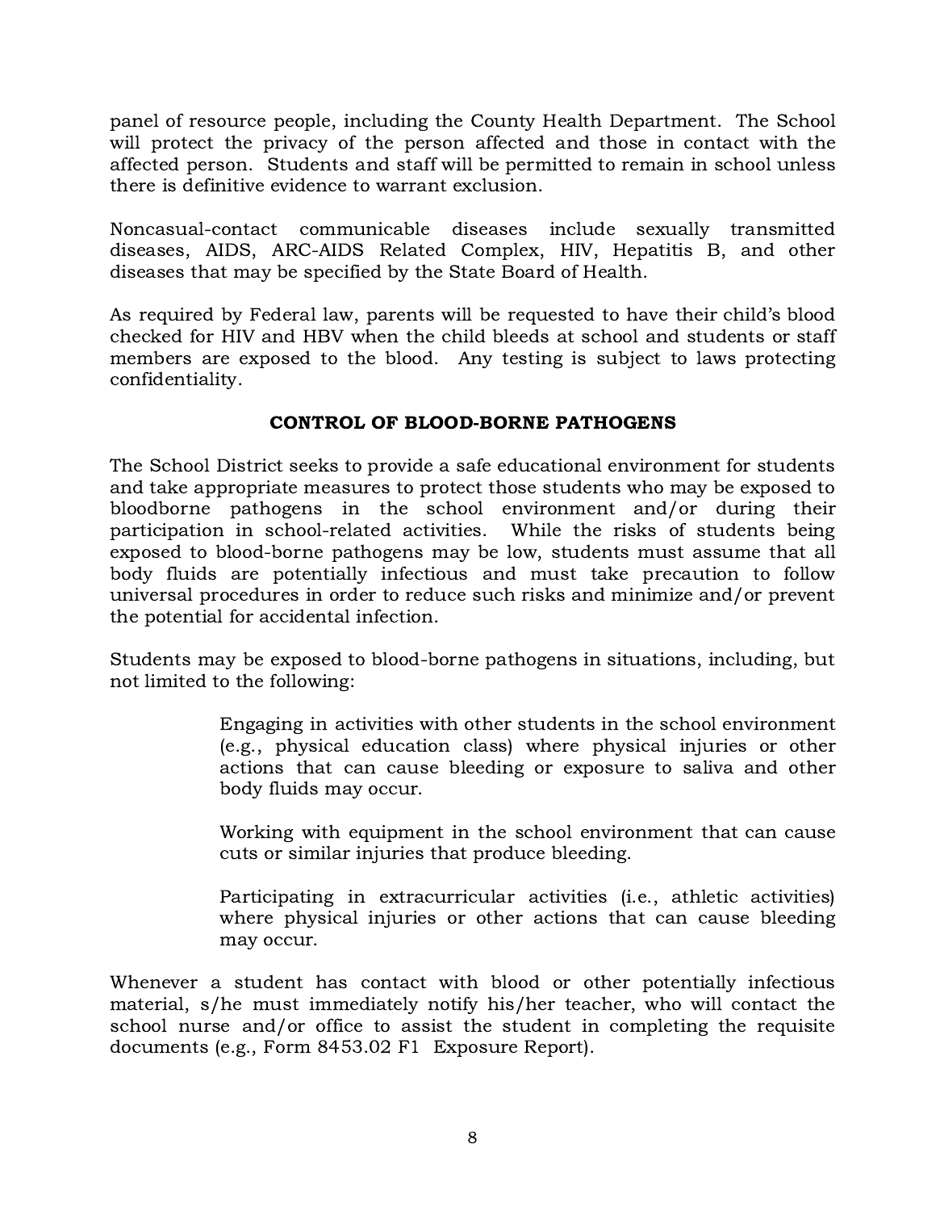panel of resource people, including the County Health Department. The School will protect the privacy of the person affected and those in contact with the affected person. Students and staff will be permitted to remain in school unless there is definitive evidence to warrant exclusion.

Noncasual-contact communicable diseases include sexually transmitted diseases, AIDS, ARC-AIDS Related Complex, HIV, Hepatitis B, and other diseases that may be specified by the State Board of Health.

As required by Federal law, parents will be requested to have their child's blood checked for HIV and HBV when the child bleeds at school and students or staff members are exposed to the blood. Any testing is subject to laws protecting confidentiality.

## CONTROL OF BLOOD-BORNE PATHOGENS

The School District seeks to provide a safe educational environment for students and take appropriate measures to protect those students who may be exposed to bloodborne pathogens in the school environment and/or during their participation in school-related activities. While the risks of students being exposed to blood-borne pathogens may be low, students must assume that all body fluids are potentially infectious and must take precaution to follow universal procedures in order to reduce such risks and minimize and/or prevent the potential for accidental infection.

Students may be exposed to blood-borne pathogens in situations, including, but not limited to the following:

> Engaging in activities with other students in the school environment (e.g., physical education class) where physical injuries or other actions that can cause bleeding or exposure to saliva and other body fluids may occur.
>
> Working with equipment in the school environment that can cause cuts or similar injuries that produce bleeding.
>
> Participating in extracurricular activities (i.e., athletic activities) where physical injuries or other actions that can cause bleeding may occur.

Whenever a student has contact with blood or other potentially infectious material, s/he must immediately notify his/her teacher, who will contact the school nurse and/or office to assist the student in completing the requisite documents (e.g., Form 8453.02 F1 Exposure Report).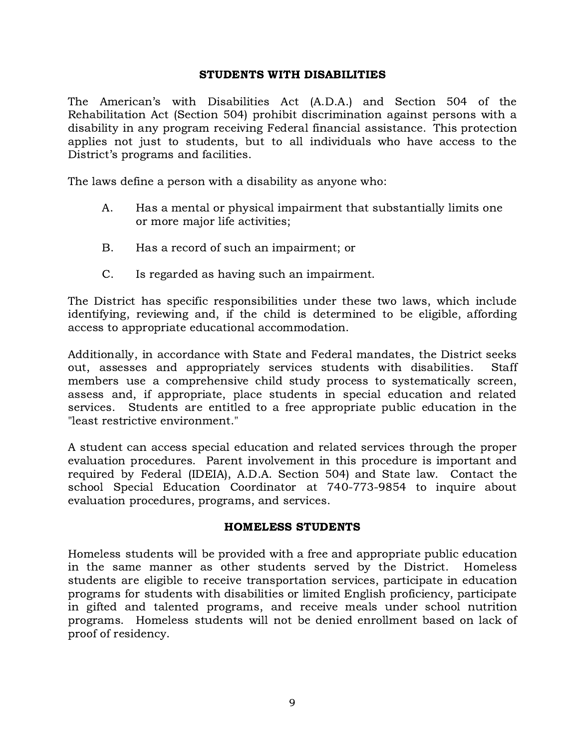## STUDENTS WITH DISABILITIES

The American's with Disabilities Act (A.D.A.) and Section 504 of the Rehabilitation Act (Section 504) prohibit discrimination against persons with a disability in any program receiving Federal financial assistance. This protection applies not just to students, but to all individuals who have access to the District's programs and facilities.

The laws define a person with a disability as anyone who:

A. Has a mental or physical impairment that substantially limits one or more major life activities;

B. Has a record of such an impairment; or

C. Is regarded as having such an impairment.

The District has specific responsibilities under these two laws, which include identifying, reviewing and, if the child is determined to be eligible, affording access to appropriate educational accommodation.

Additionally, in accordance with State and Federal mandates, the District seeks out, assesses and appropriately services students with disabilities. Staff members use a comprehensive child study process to systematically screen, assess and, if appropriate, place students in special education and related services. Students are entitled to a free appropriate public education in the "least restrictive environment."

A student can access special education and related services through the proper evaluation procedures. Parent involvement in this procedure is important and required by Federal (IDEIA), A.D.A. Section 504) and State law. Contact the school Special Education Coordinator at 740-773-9854 to inquire about evaluation procedures, programs, and services.

## HOMELESS STUDENTS

Homeless students will be provided with a free and appropriate public education in the same manner as other students served by the District. Homeless students are eligible to receive transportation services, participate in education programs for students with disabilities or limited English proficiency, participate in gifted and talented programs, and receive meals under school nutrition programs. Homeless students will not be denied enrollment based on lack of proof of residency.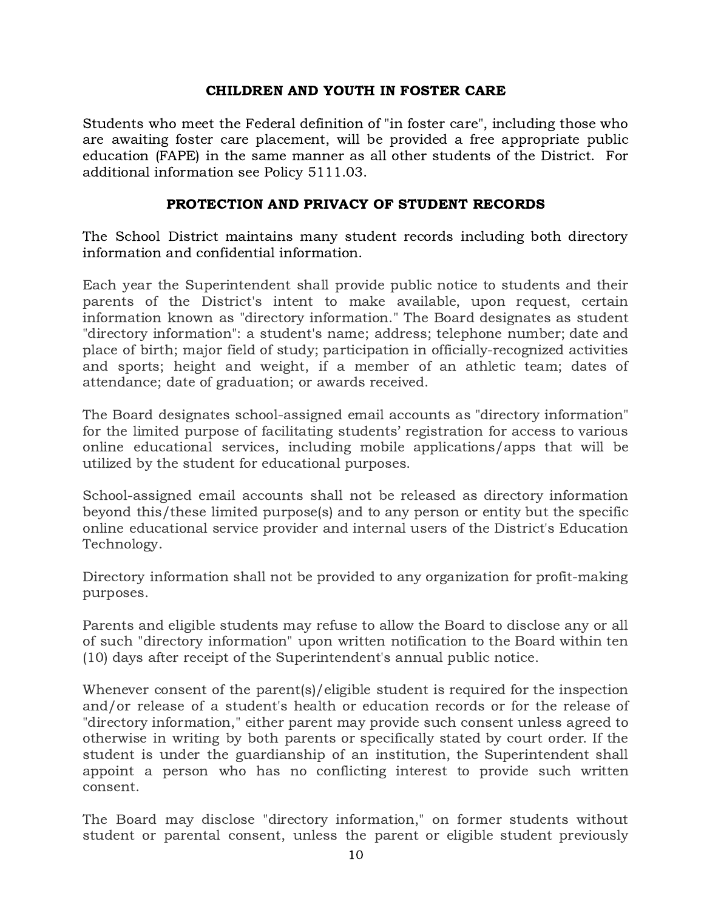## CHILDREN AND YOUTH IN FOSTER CARE

Students who meet the Federal definition of "in foster care", including those who are awaiting foster care placement, will be provided a free appropriate public education (FAPE) in the same manner as all other students of the District. For additional information see Policy 5111.03.

## PROTECTION AND PRIVACY OF STUDENT RECORDS

The School District maintains many student records including both directory information and confidential information.

Each year the Superintendent shall provide public notice to students and their parents of the District's intent to make available, upon request, certain information known as "directory information." The Board designates as student "directory information": a student's name; address; telephone number; date and place of birth; major field of study; participation in officially-recognized activities and sports; height and weight, if a member of an athletic team; dates of attendance; date of graduation; or awards received.

The Board designates school-assigned email accounts as "directory information" for the limited purpose of facilitating students' registration for access to various online educational services, including mobile applications/apps that will be utilized by the student for educational purposes.

School-assigned email accounts shall not be released as directory information beyond this/these limited purpose(s) and to any person or entity but the specific online educational service provider and internal users of the District's Education Technology.

Directory information shall not be provided to any organization for profit-making purposes.

Parents and eligible students may refuse to allow the Board to disclose any or all of such "directory information" upon written notification to the Board within ten (10) days after receipt of the Superintendent's annual public notice.

Whenever consent of the parent(s)/eligible student is required for the inspection and/or release of a student's health or education records or for the release of "directory information," either parent may provide such consent unless agreed to otherwise in writing by both parents or specifically stated by court order. If the student is under the guardianship of an institution, the Superintendent shall appoint a person who has no conflicting interest to provide such written consent.

The Board may disclose "directory information," on former students without student or parental consent, unless the parent or eligible student previously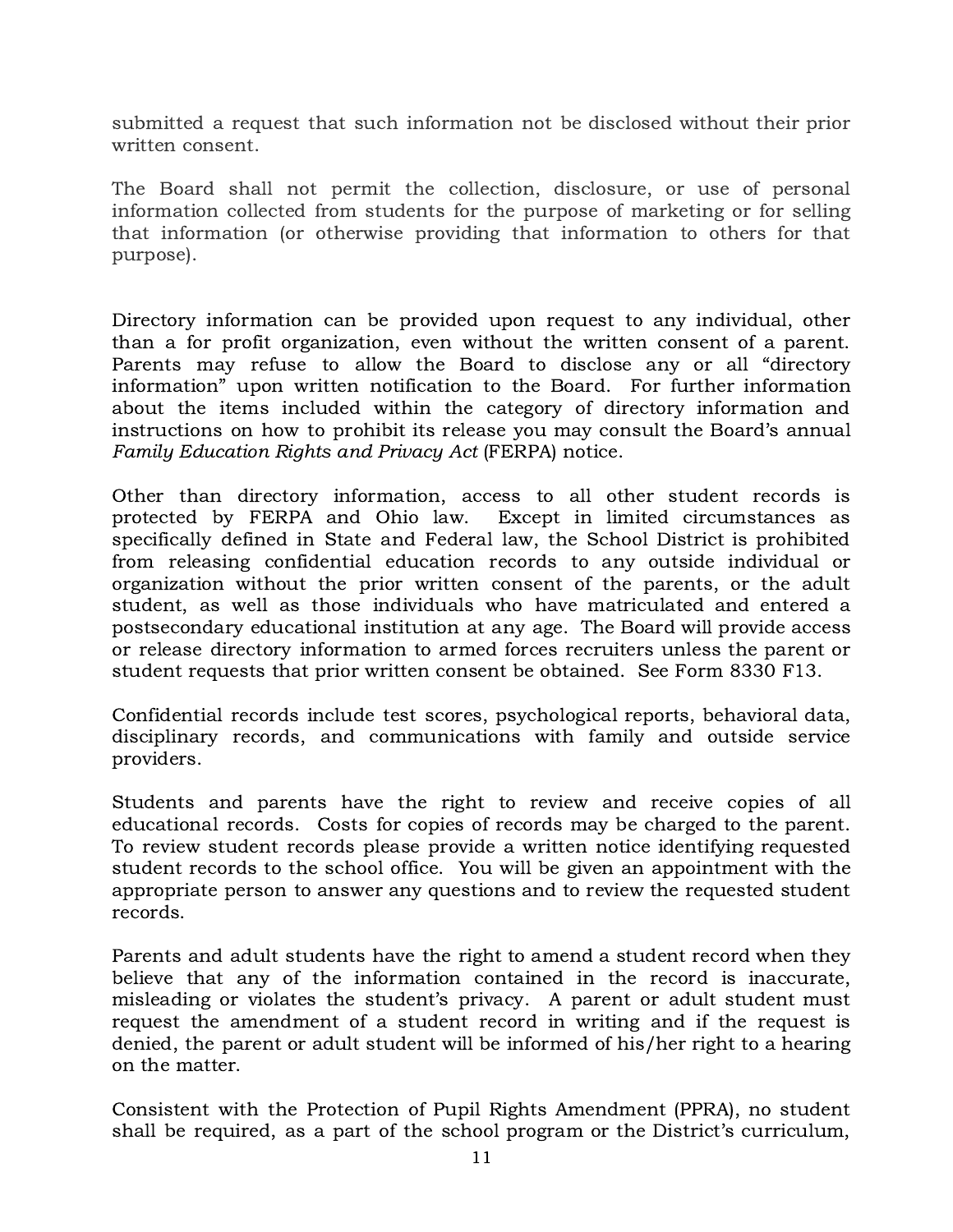submitted a request that such information not be disclosed without their prior written consent.

The Board shall not permit the collection, disclosure, or use of personal information collected from students for the purpose of marketing or for selling that information (or otherwise providing that information to others for that purpose).

Directory information can be provided upon request to any individual, other than a for profit organization, even without the written consent of a parent. Parents may refuse to allow the Board to disclose any or all "directory information" upon written notification to the Board. For further information about the items included within the category of directory information and instructions on how to prohibit its release you may consult the Board's annual *Family Education Rights and Privacy Act* (FERPA) notice.

Other than directory information, access to all other student records is protected by FERPA and Ohio law. Except in limited circumstances as specifically defined in State and Federal law, the School District is prohibited from releasing confidential education records to any outside individual or organization without the prior written consent of the parents, or the adult student, as well as those individuals who have matriculated and entered a postsecondary educational institution at any age. The Board will provide access or release directory information to armed forces recruiters unless the parent or student requests that prior written consent be obtained. See Form 8330 F13.

Confidential records include test scores, psychological reports, behavioral data, disciplinary records, and communications with family and outside service providers.

Students and parents have the right to review and receive copies of all educational records. Costs for copies of records may be charged to the parent. To review student records please provide a written notice identifying requested student records to the school office. You will be given an appointment with the appropriate person to answer any questions and to review the requested student records.

Parents and adult students have the right to amend a student record when they believe that any of the information contained in the record is inaccurate, misleading or violates the student's privacy. A parent or adult student must request the amendment of a student record in writing and if the request is denied, the parent or adult student will be informed of his/her right to a hearing on the matter.

Consistent with the Protection of Pupil Rights Amendment (PPRA), no student shall be required, as a part of the school program or the District's curriculum,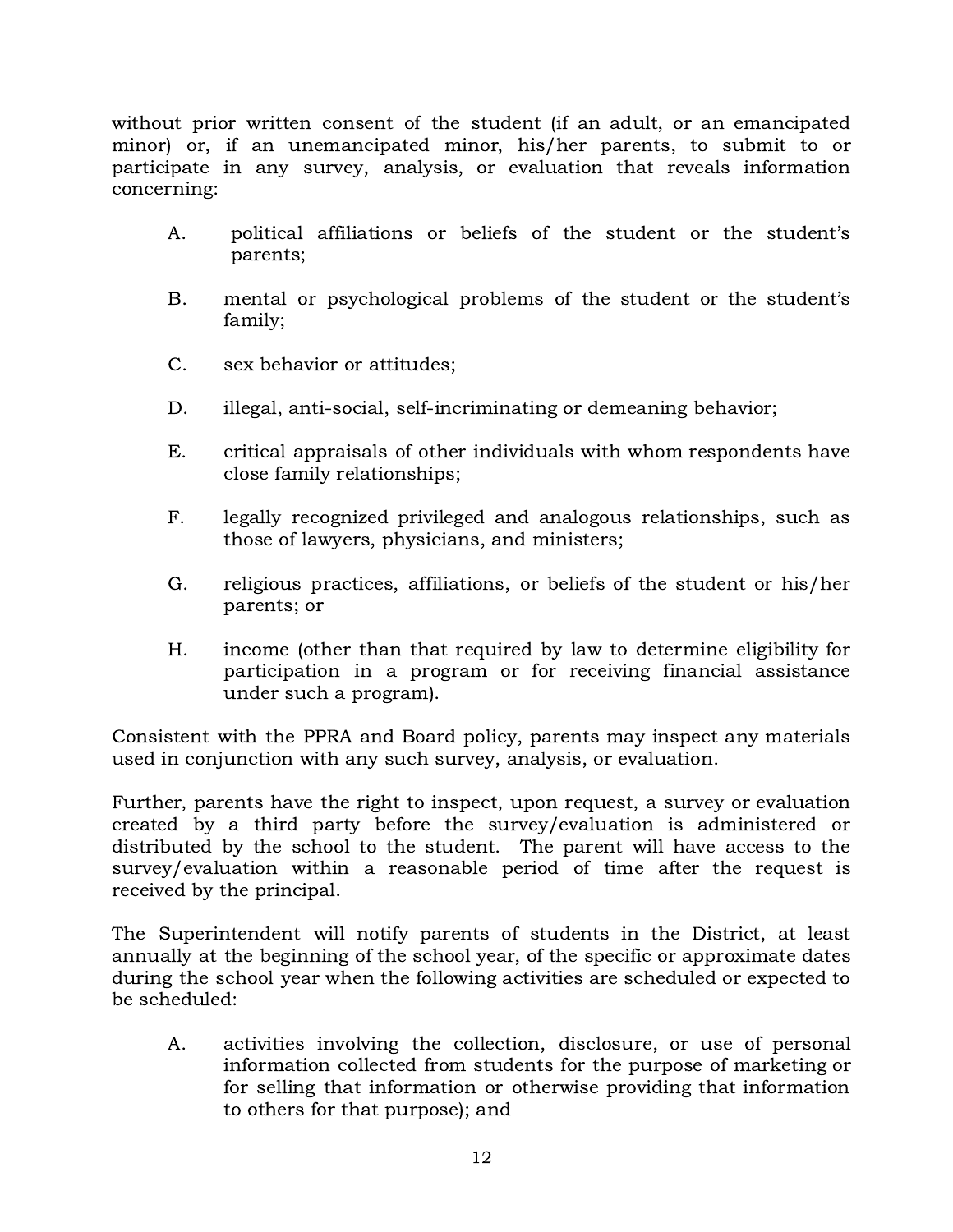without prior written consent of the student (if an adult, or an emancipated minor) or, if an unemancipated minor, his/her parents, to submit to or participate in any survey, analysis, or evaluation that reveals information concerning:

A. political affiliations or beliefs of the student or the student's parents;

B. mental or psychological problems of the student or the student's family;

C. sex behavior or attitudes;

D. illegal, anti-social, self-incriminating or demeaning behavior;

E. critical appraisals of other individuals with whom respondents have close family relationships;

F. legally recognized privileged and analogous relationships, such as those of lawyers, physicians, and ministers;

G. religious practices, affiliations, or beliefs of the student or his/her parents; or

H. income (other than that required by law to determine eligibility for participation in a program or for receiving financial assistance under such a program).

Consistent with the PPRA and Board policy, parents may inspect any materials used in conjunction with any such survey, analysis, or evaluation.

Further, parents have the right to inspect, upon request, a survey or evaluation created by a third party before the survey/evaluation is administered or distributed by the school to the student. The parent will have access to the survey/evaluation within a reasonable period of time after the request is received by the principal.

The Superintendent will notify parents of students in the District, at least annually at the beginning of the school year, of the specific or approximate dates during the school year when the following activities are scheduled or expected to be scheduled:

A. activities involving the collection, disclosure, or use of personal information collected from students for the purpose of marketing or for selling that information or otherwise providing that information to others for that purpose); and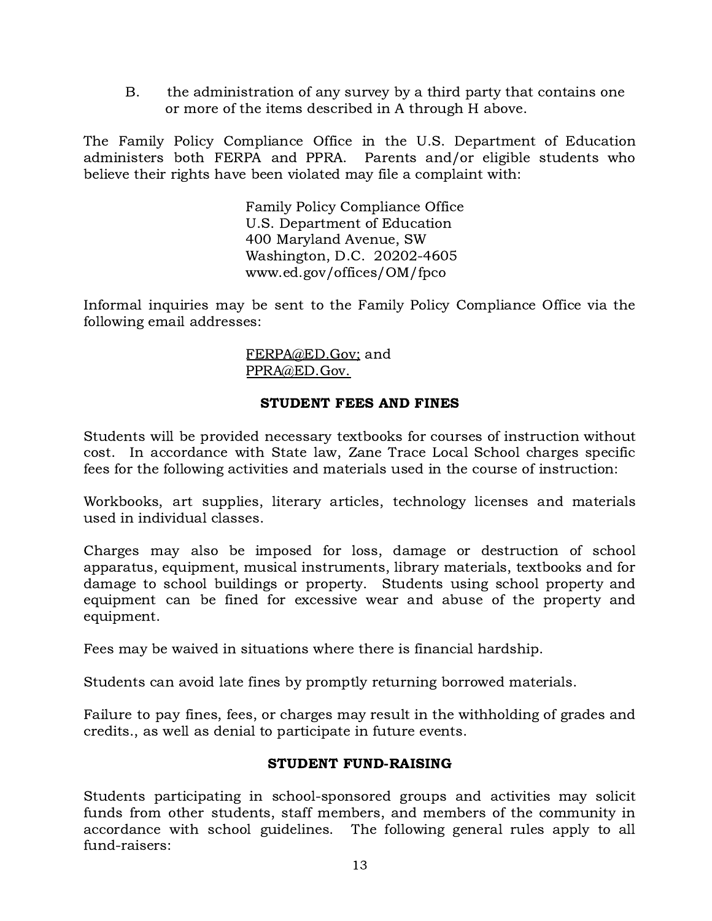B. the administration of any survey by a third party that contains one or more of the items described in A through H above.

The Family Policy Compliance Office in the U.S. Department of Education administers both FERPA and PPRA. Parents and/or eligible students who believe their rights have been violated may file a complaint with:

Family Policy Compliance Office
U.S. Department of Education
400 Maryland Avenue, SW
Washington, D.C. 20202-4605
www.ed.gov/offices/OM/fpco

Informal inquiries may be sent to the Family Policy Compliance Office via the following email addresses:

FERPA@ED.Gov; and
PPRA@ED.Gov.

## STUDENT FEES AND FINES

Students will be provided necessary textbooks for courses of instruction without cost. In accordance with State law, Zane Trace Local School charges specific fees for the following activities and materials used in the course of instruction:

Workbooks, art supplies, literary articles, technology licenses and materials used in individual classes.

Charges may also be imposed for loss, damage or destruction of school apparatus, equipment, musical instruments, library materials, textbooks and for damage to school buildings or property. Students using school property and equipment can be fined for excessive wear and abuse of the property and equipment.

Fees may be waived in situations where there is financial hardship.

Students can avoid late fines by promptly returning borrowed materials.

Failure to pay fines, fees, or charges may result in the withholding of grades and credits., as well as denial to participate in future events.

## STUDENT FUND-RAISING

Students participating in school-sponsored groups and activities may solicit funds from other students, staff members, and members of the community in accordance with school guidelines. The following general rules apply to all fund-raisers: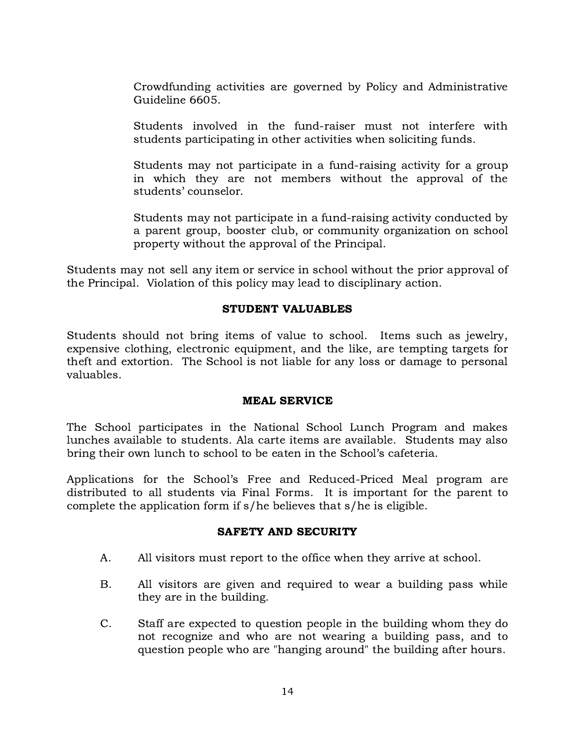Crowdfunding activities are governed by Policy and Administrative Guideline 6605.

Students involved in the fund-raiser must not interfere with students participating in other activities when soliciting funds.

Students may not participate in a fund-raising activity for a group in which they are not members without the approval of the students' counselor.

Students may not participate in a fund-raising activity conducted by a parent group, booster club, or community organization on school property without the approval of the Principal.

Students may not sell any item or service in school without the prior approval of the Principal. Violation of this policy may lead to disciplinary action.

## STUDENT VALUABLES

Students should not bring items of value to school. Items such as jewelry, expensive clothing, electronic equipment, and the like, are tempting targets for theft and extortion. The School is not liable for any loss or damage to personal valuables.

## MEAL SERVICE

The School participates in the National School Lunch Program and makes lunches available to students. Ala carte items are available. Students may also bring their own lunch to school to be eaten in the School's cafeteria.

Applications for the School's Free and Reduced-Priced Meal program are distributed to all students via Final Forms. It is important for the parent to complete the application form if s/he believes that s/he is eligible.

## SAFETY AND SECURITY

A. All visitors must report to the office when they arrive at school.

B. All visitors are given and required to wear a building pass while they are in the building.

C. Staff are expected to question people in the building whom they do not recognize and who are not wearing a building pass, and to question people who are "hanging around" the building after hours.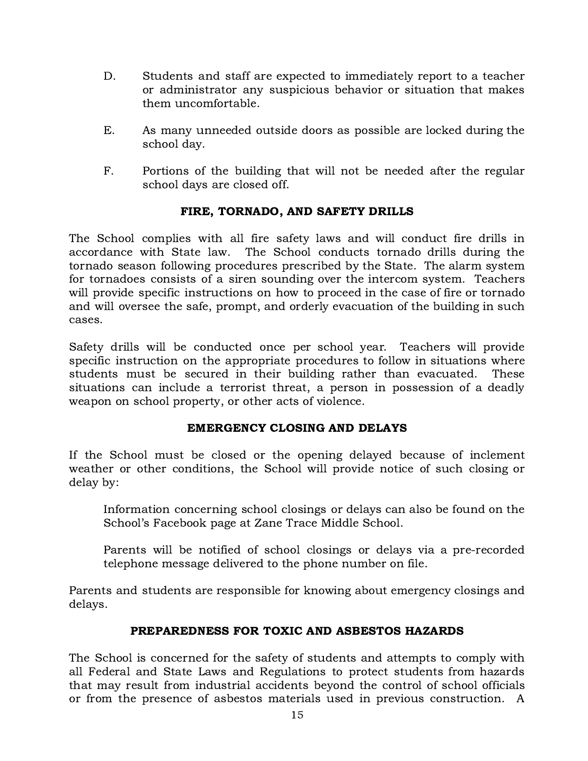D. Students and staff are expected to immediately report to a teacher or administrator any suspicious behavior or situation that makes them uncomfortable.

E. As many unneeded outside doors as possible are locked during the school day.

F. Portions of the building that will not be needed after the regular school days are closed off.

## FIRE, TORNADO, AND SAFETY DRILLS

The School complies with all fire safety laws and will conduct fire drills in accordance with State law. The School conducts tornado drills during the tornado season following procedures prescribed by the State. The alarm system for tornadoes consists of a siren sounding over the intercom system. Teachers will provide specific instructions on how to proceed in the case of fire or tornado and will oversee the safe, prompt, and orderly evacuation of the building in such cases.

Safety drills will be conducted once per school year. Teachers will provide specific instruction on the appropriate procedures to follow in situations where students must be secured in their building rather than evacuated. These situations can include a terrorist threat, a person in possession of a deadly weapon on school property, or other acts of violence.

## EMERGENCY CLOSING AND DELAYS

If the School must be closed or the opening delayed because of inclement weather or other conditions, the School will provide notice of such closing or delay by:

Information concerning school closings or delays can also be found on the School's Facebook page at Zane Trace Middle School.

Parents will be notified of school closings or delays via a pre-recorded telephone message delivered to the phone number on file.

Parents and students are responsible for knowing about emergency closings and delays.

## PREPAREDNESS FOR TOXIC AND ASBESTOS HAZARDS

The School is concerned for the safety of students and attempts to comply with all Federal and State Laws and Regulations to protect students from hazards that may result from industrial accidents beyond the control of school officials or from the presence of asbestos materials used in previous construction. A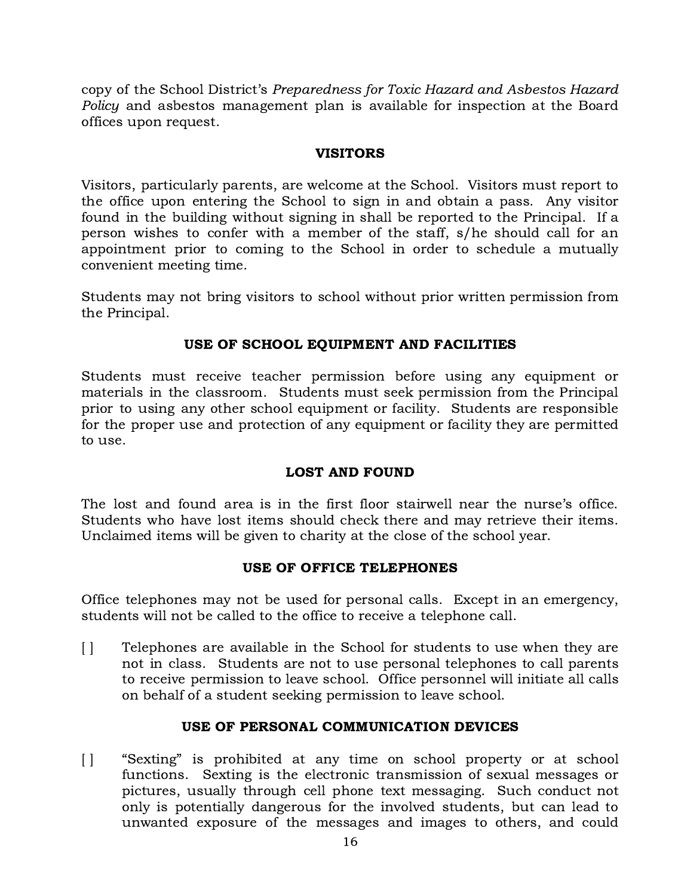copy of the School District's *Preparedness for Toxic Hazard and Asbestos Hazard Policy* and asbestos management plan is available for inspection at the Board offices upon request.

## VISITORS

Visitors, particularly parents, are welcome at the School. Visitors must report to the office upon entering the School to sign in and obtain a pass. Any visitor found in the building without signing in shall be reported to the Principal. If a person wishes to confer with a member of the staff, s/he should call for an appointment prior to coming to the School in order to schedule a mutually convenient meeting time.

Students may not bring visitors to school without prior written permission from the Principal.

## USE OF SCHOOL EQUIPMENT AND FACILITIES

Students must receive teacher permission before using any equipment or materials in the classroom. Students must seek permission from the Principal prior to using any other school equipment or facility. Students are responsible for the proper use and protection of any equipment or facility they are permitted to use.

## LOST AND FOUND

The lost and found area is in the first floor stairwell near the nurse's office. Students who have lost items should check there and may retrieve their items. Unclaimed items will be given to charity at the close of the school year.

## USE OF OFFICE TELEPHONES

Office telephones may not be used for personal calls. Except in an emergency, students will not be called to the office to receive a telephone call.

[ ] Telephones are available in the School for students to use when they are not in class. Students are not to use personal telephones to call parents to receive permission to leave school. Office personnel will initiate all calls on behalf of a student seeking permission to leave school.

## USE OF PERSONAL COMMUNICATION DEVICES

[ ] "Sexting" is prohibited at any time on school property or at school functions. Sexting is the electronic transmission of sexual messages or pictures, usually through cell phone text messaging. Such conduct not only is potentially dangerous for the involved students, but can lead to unwanted exposure of the messages and images to others, and could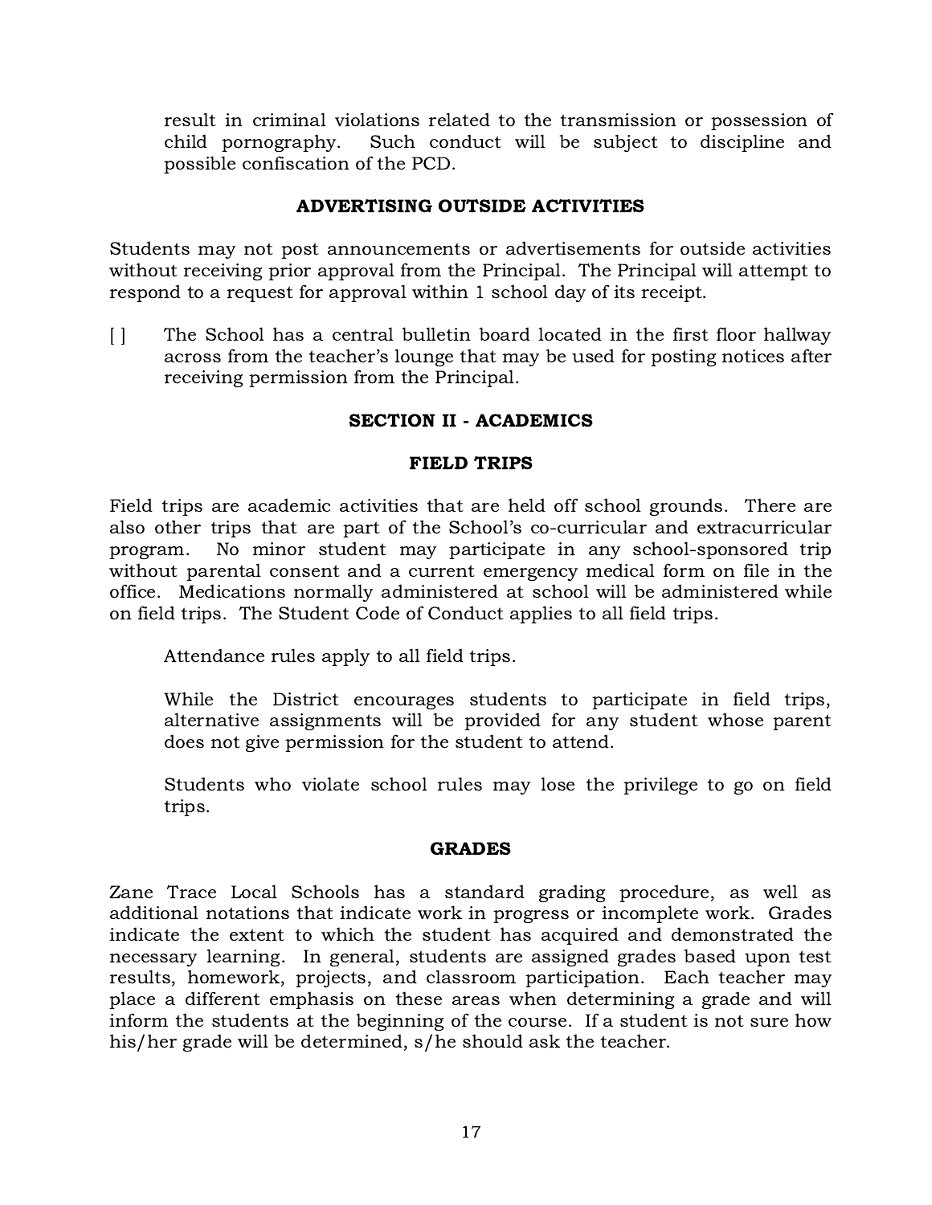result in criminal violations related to the transmission or possession of child pornography. Such conduct will be subject to discipline and possible confiscation of the PCD.

### ADVERTISING OUTSIDE ACTIVITIES

Students may not post announcements or advertisements for outside activities without receiving prior approval from the Principal. The Principal will attempt to respond to a request for approval within 1 school day of its receipt.

[ ] The School has a central bulletin board located in the first floor hallway across from the teacher's lounge that may be used for posting notices after receiving permission from the Principal.

## SECTION II - ACADEMICS

### FIELD TRIPS

Field trips are academic activities that are held off school grounds. There are also other trips that are part of the School's co-curricular and extracurricular program. No minor student may participate in any school-sponsored trip without parental consent and a current emergency medical form on file in the office. Medications normally administered at school will be administered while on field trips. The Student Code of Conduct applies to all field trips.

Attendance rules apply to all field trips.

While the District encourages students to participate in field trips, alternative assignments will be provided for any student whose parent does not give permission for the student to attend.

Students who violate school rules may lose the privilege to go on field trips.

### GRADES

Zane Trace Local Schools has a standard grading procedure, as well as additional notations that indicate work in progress or incomplete work. Grades indicate the extent to which the student has acquired and demonstrated the necessary learning. In general, students are assigned grades based upon test results, homework, projects, and classroom participation. Each teacher may place a different emphasis on these areas when determining a grade and will inform the students at the beginning of the course. If a student is not sure how his/her grade will be determined, s/he should ask the teacher.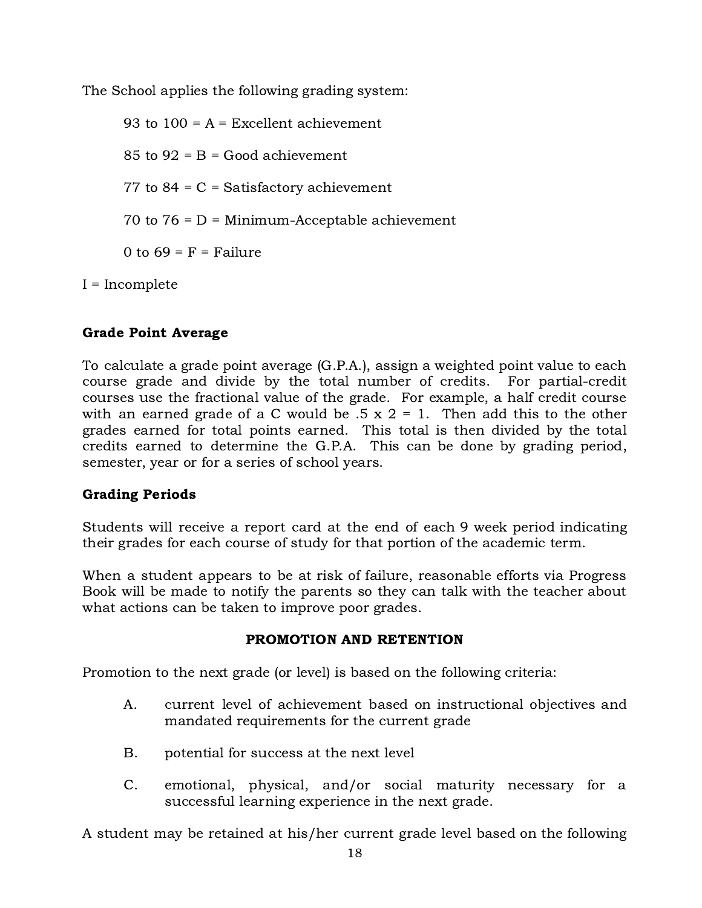The School applies the following grading system:

93 to 100 = A = Excellent achievement

85 to 92 = B = Good achievement

77 to 84 = C = Satisfactory achievement

70 to 76 = D = Minimum-Acceptable achievement

0 to 69 = F = Failure

I = Incomplete

**Grade Point Average**

To calculate a grade point average (G.P.A.), assign a weighted point value to each course grade and divide by the total number of credits. For partial-credit courses use the fractional value of the grade. For example, a half credit course with an earned grade of a C would be .5 x 2 = 1. Then add this to the other grades earned for total points earned. This total is then divided by the total credits earned to determine the G.P.A. This can be done by grading period, semester, year or for a series of school years.

**Grading Periods**

Students will receive a report card at the end of each 9 week period indicating their grades for each course of study for that portion of the academic term.

When a student appears to be at risk of failure, reasonable efforts via Progress Book will be made to notify the parents so they can talk with the teacher about what actions can be taken to improve poor grades.

## PROMOTION AND RETENTION

Promotion to the next grade (or level) is based on the following criteria:

A. current level of achievement based on instructional objectives and mandated requirements for the current grade

B. potential for success at the next level

C. emotional, physical, and/or social maturity necessary for a successful learning experience in the next grade.

A student may be retained at his/her current grade level based on the following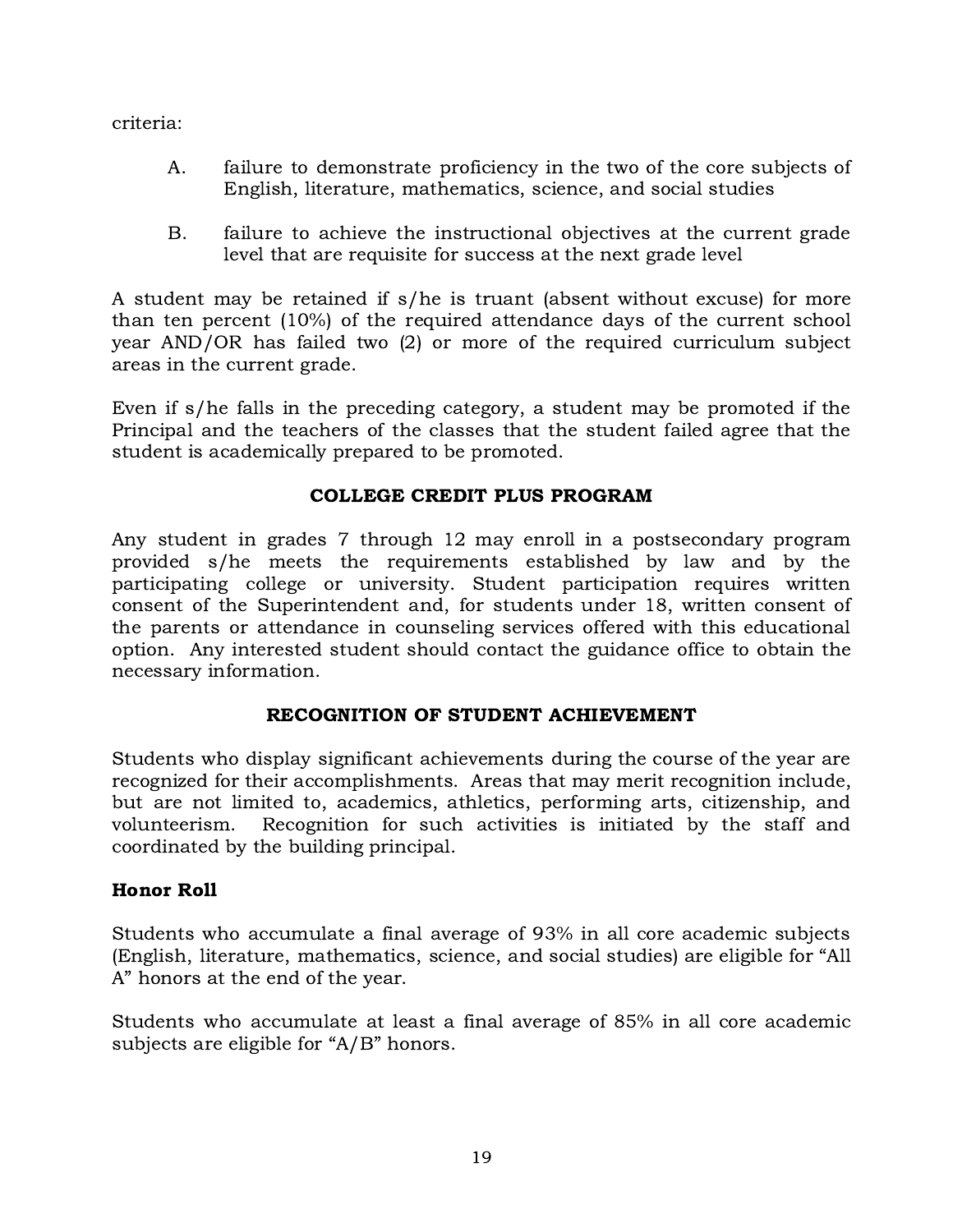criteria:

A. failure to demonstrate proficiency in the two of the core subjects of English, literature, mathematics, science, and social studies

B. failure to achieve the instructional objectives at the current grade level that are requisite for success at the next grade level

A student may be retained if s/he is truant (absent without excuse) for more than ten percent (10%) of the required attendance days of the current school year AND/OR has failed two (2) or more of the required curriculum subject areas in the current grade.

Even if s/he falls in the preceding category, a student may be promoted if the Principal and the teachers of the classes that the student failed agree that the student is academically prepared to be promoted.

## COLLEGE CREDIT PLUS PROGRAM

Any student in grades 7 through 12 may enroll in a postsecondary program provided s/he meets the requirements established by law and by the participating college or university. Student participation requires written consent of the Superintendent and, for students under 18, written consent of the parents or attendance in counseling services offered with this educational option. Any interested student should contact the guidance office to obtain the necessary information.

## RECOGNITION OF STUDENT ACHIEVEMENT

Students who display significant achievements during the course of the year are recognized for their accomplishments. Areas that may merit recognition include, but are not limited to, academics, athletics, performing arts, citizenship, and volunteerism. Recognition for such activities is initiated by the staff and coordinated by the building principal.

### Honor Roll

Students who accumulate a final average of 93% in all core academic subjects (English, literature, mathematics, science, and social studies) are eligible for "All A" honors at the end of the year.

Students who accumulate at least a final average of 85% in all core academic subjects are eligible for "A/B" honors.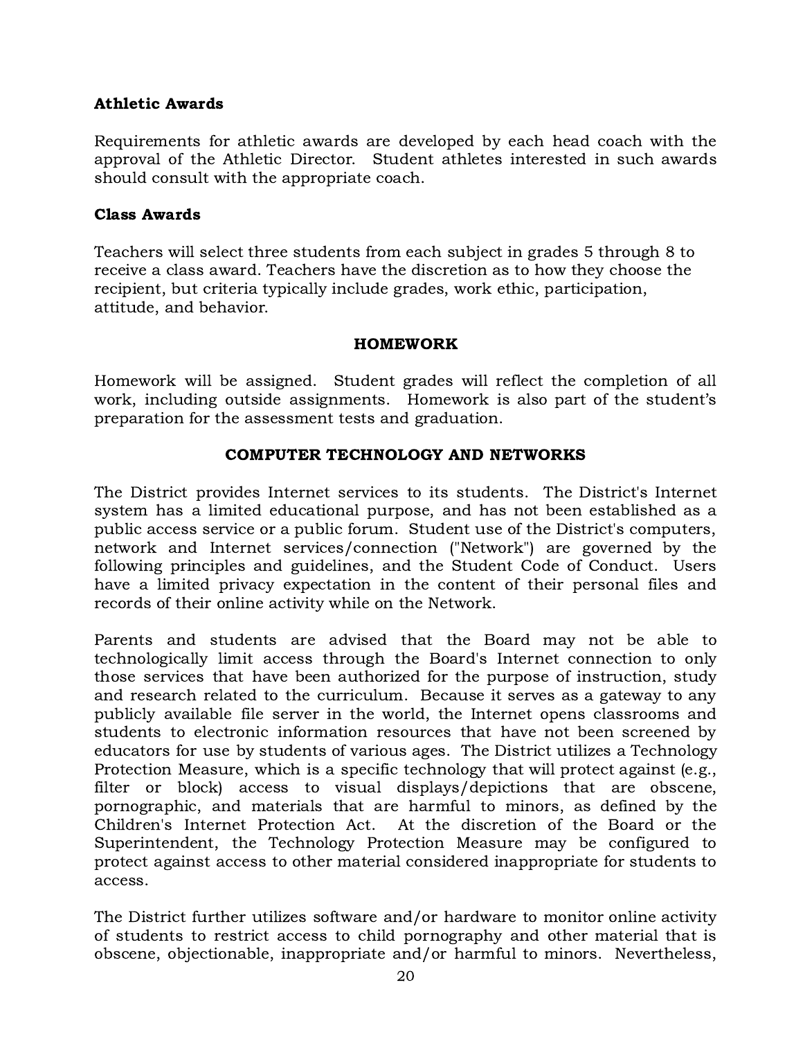### Athletic Awards

Requirements for athletic awards are developed by each head coach with the approval of the Athletic Director. Student athletes interested in such awards should consult with the appropriate coach.

### Class Awards

Teachers will select three students from each subject in grades 5 through 8 to receive a class award. Teachers have the discretion as to how they choose the recipient, but criteria typically include grades, work ethic, participation, attitude, and behavior.

## HOMEWORK

Homework will be assigned. Student grades will reflect the completion of all work, including outside assignments. Homework is also part of the student's preparation for the assessment tests and graduation.

## COMPUTER TECHNOLOGY AND NETWORKS

The District provides Internet services to its students. The District's Internet system has a limited educational purpose, and has not been established as a public access service or a public forum. Student use of the District's computers, network and Internet services/connection ("Network") are governed by the following principles and guidelines, and the Student Code of Conduct. Users have a limited privacy expectation in the content of their personal files and records of their online activity while on the Network.

Parents and students are advised that the Board may not be able to technologically limit access through the Board's Internet connection to only those services that have been authorized for the purpose of instruction, study and research related to the curriculum. Because it serves as a gateway to any publicly available file server in the world, the Internet opens classrooms and students to electronic information resources that have not been screened by educators for use by students of various ages. The District utilizes a Technology Protection Measure, which is a specific technology that will protect against (e.g., filter or block) access to visual displays/depictions that are obscene, pornographic, and materials that are harmful to minors, as defined by the Children's Internet Protection Act. At the discretion of the Board or the Superintendent, the Technology Protection Measure may be configured to protect against access to other material considered inappropriate for students to access.

The District further utilizes software and/or hardware to monitor online activity of students to restrict access to child pornography and other material that is obscene, objectionable, inappropriate and/or harmful to minors. Nevertheless,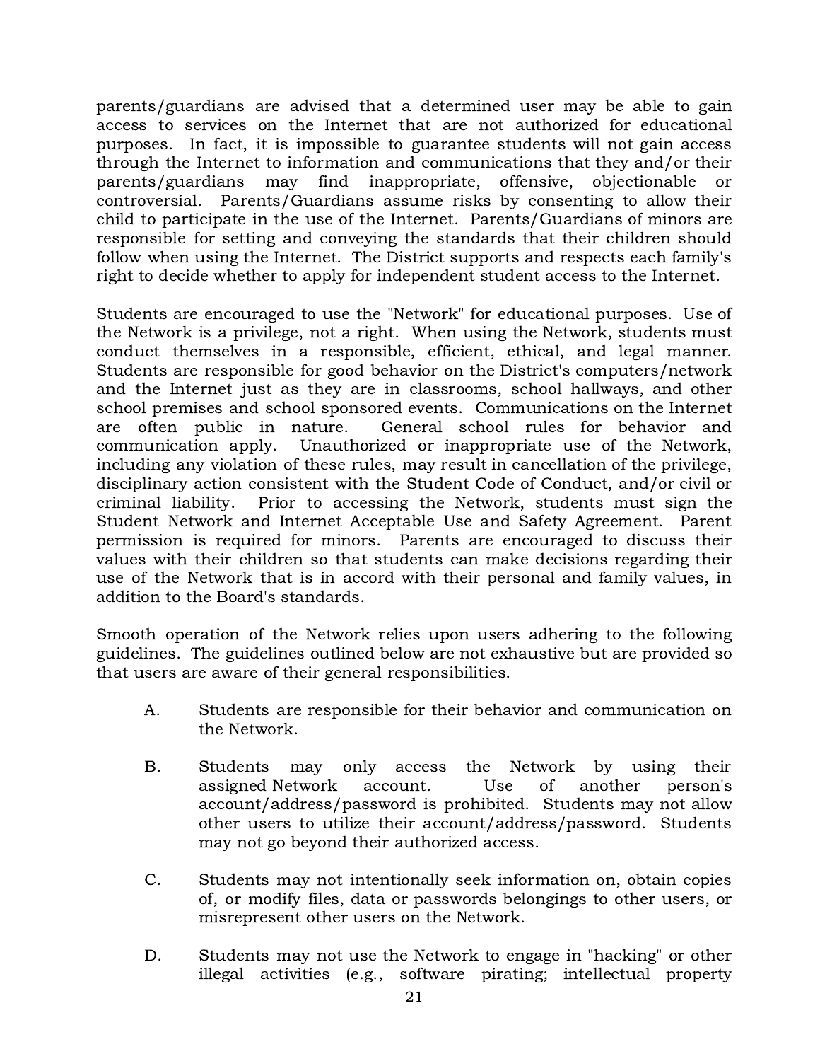parents/guardians are advised that a determined user may be able to gain access to services on the Internet that are not authorized for educational purposes. In fact, it is impossible to guarantee students will not gain access through the Internet to information and communications that they and/or their parents/guardians may find inappropriate, offensive, objectionable or controversial. Parents/Guardians assume risks by consenting to allow their child to participate in the use of the Internet. Parents/Guardians of minors are responsible for setting and conveying the standards that their children should follow when using the Internet. The District supports and respects each family's right to decide whether to apply for independent student access to the Internet.

Students are encouraged to use the "Network" for educational purposes. Use of the Network is a privilege, not a right. When using the Network, students must conduct themselves in a responsible, efficient, ethical, and legal manner. Students are responsible for good behavior on the District's computers/network and the Internet just as they are in classrooms, school hallways, and other school premises and school sponsored events. Communications on the Internet are often public in nature. General school rules for behavior and communication apply. Unauthorized or inappropriate use of the Network, including any violation of these rules, may result in cancellation of the privilege, disciplinary action consistent with the Student Code of Conduct, and/or civil or criminal liability. Prior to accessing the Network, students must sign the Student Network and Internet Acceptable Use and Safety Agreement. Parent permission is required for minors. Parents are encouraged to discuss their values with their children so that students can make decisions regarding their use of the Network that is in accord with their personal and family values, in addition to the Board's standards.

Smooth operation of the Network relies upon users adhering to the following guidelines. The guidelines outlined below are not exhaustive but are provided so that users are aware of their general responsibilities.

A. Students are responsible for their behavior and communication on the Network.

B. Students may only access the Network by using their assigned Network account. Use of another person's account/address/password is prohibited. Students may not allow other users to utilize their account/address/password. Students may not go beyond their authorized access.

C. Students may not intentionally seek information on, obtain copies of, or modify files, data or passwords belongings to other users, or misrepresent other users on the Network.

D. Students may not use the Network to engage in "hacking" or other illegal activities (e.g., software pirating; intellectual property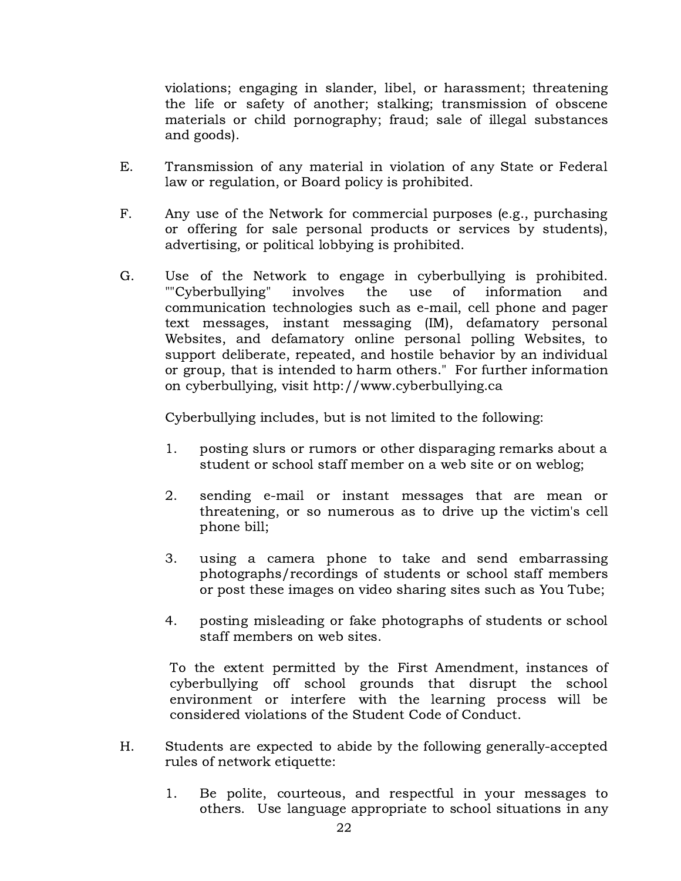violations; engaging in slander, libel, or harassment; threatening the life or safety of another; stalking; transmission of obscene materials or child pornography; fraud; sale of illegal substances and goods).

E. Transmission of any material in violation of any State or Federal law or regulation, or Board policy is prohibited.

F. Any use of the Network for commercial purposes (e.g., purchasing or offering for sale personal products or services by students), advertising, or political lobbying is prohibited.

G. Use of the Network to engage in cyberbullying is prohibited. ""Cyberbullying" involves the use of information and communication technologies such as e-mail, cell phone and pager text messages, instant messaging (IM), defamatory personal Websites, and defamatory online personal polling Websites, to support deliberate, repeated, and hostile behavior by an individual or group, that is intended to harm others." For further information on cyberbullying, visit http://www.cyberbullying.ca

   Cyberbullying includes, but is not limited to the following:

   1. posting slurs or rumors or other disparaging remarks about a student or school staff member on a web site or on weblog;

   2. sending e-mail or instant messages that are mean or threatening, or so numerous as to drive up the victim's cell phone bill;

   3. using a camera phone to take and send embarrassing photographs/recordings of students or school staff members or post these images on video sharing sites such as You Tube;

   4. posting misleading or fake photographs of students or school staff members on web sites.

   To the extent permitted by the First Amendment, instances of cyberbullying off school grounds that disrupt the school environment or interfere with the learning process will be considered violations of the Student Code of Conduct.

H. Students are expected to abide by the following generally-accepted rules of network etiquette:

   1. Be polite, courteous, and respectful in your messages to others. Use language appropriate to school situations in any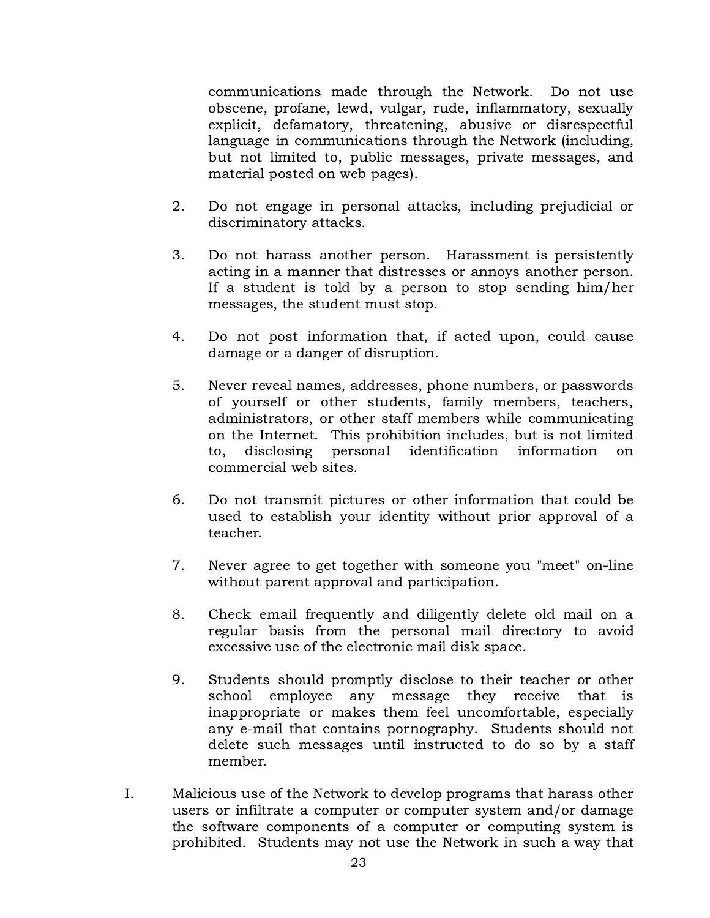communications made through the Network. Do not use obscene, profane, lewd, vulgar, rude, inflammatory, sexually explicit, defamatory, threatening, abusive or disrespectful language in communications through the Network (including, but not limited to, public messages, private messages, and material posted on web pages).

2. Do not engage in personal attacks, including prejudicial or discriminatory attacks.

3. Do not harass another person. Harassment is persistently acting in a manner that distresses or annoys another person. If a student is told by a person to stop sending him/her messages, the student must stop.

4. Do not post information that, if acted upon, could cause damage or a danger of disruption.

5. Never reveal names, addresses, phone numbers, or passwords of yourself or other students, family members, teachers, administrators, or other staff members while communicating on the Internet. This prohibition includes, but is not limited to, disclosing personal identification information on commercial web sites.

6. Do not transmit pictures or other information that could be used to establish your identity without prior approval of a teacher.

7. Never agree to get together with someone you "meet" on-line without parent approval and participation.

8. Check email frequently and diligently delete old mail on a regular basis from the personal mail directory to avoid excessive use of the electronic mail disk space.

9. Students should promptly disclose to their teacher or other school employee any message they receive that is inappropriate or makes them feel uncomfortable, especially any e-mail that contains pornography. Students should not delete such messages until instructed to do so by a staff member.

I. Malicious use of the Network to develop programs that harass other users or infiltrate a computer or computer system and/or damage the software components of a computer or computing system is prohibited. Students may not use the Network in such a way that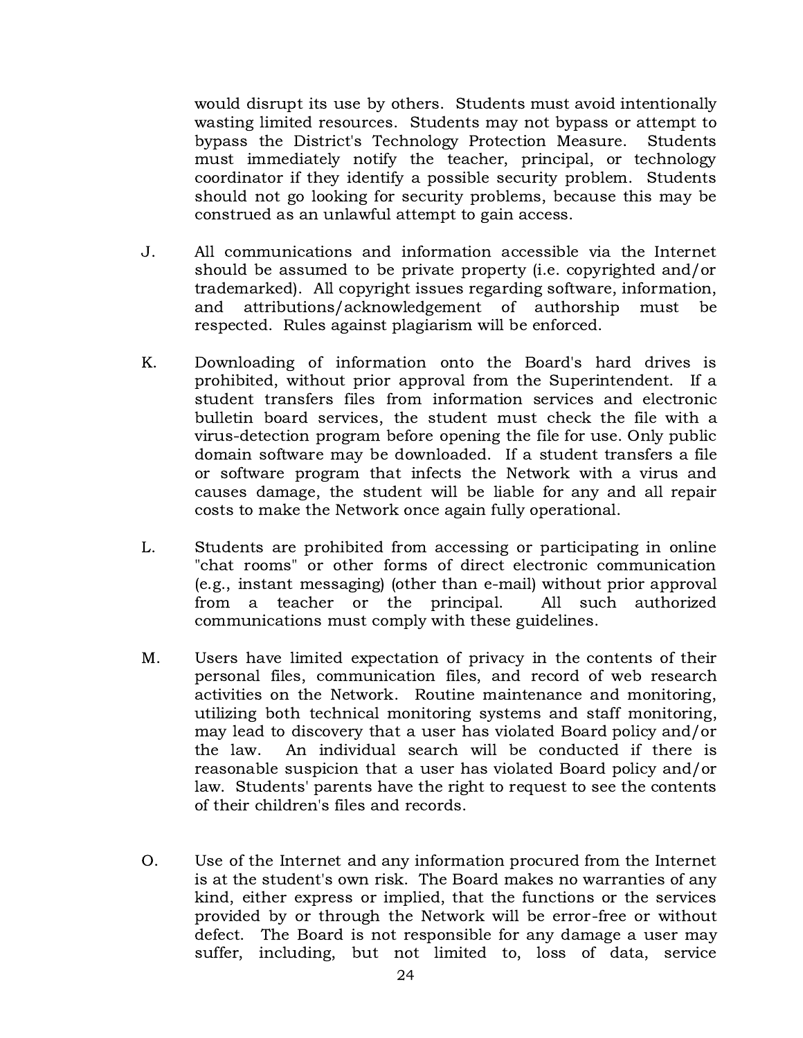would disrupt its use by others. Students must avoid intentionally wasting limited resources. Students may not bypass or attempt to bypass the District's Technology Protection Measure. Students must immediately notify the teacher, principal, or technology coordinator if they identify a possible security problem. Students should not go looking for security problems, because this may be construed as an unlawful attempt to gain access.

J. All communications and information accessible via the Internet should be assumed to be private property (i.e. copyrighted and/or trademarked). All copyright issues regarding software, information, and attributions/acknowledgement of authorship must be respected. Rules against plagiarism will be enforced.

K. Downloading of information onto the Board's hard drives is prohibited, without prior approval from the Superintendent. If a student transfers files from information services and electronic bulletin board services, the student must check the file with a virus-detection program before opening the file for use. Only public domain software may be downloaded. If a student transfers a file or software program that infects the Network with a virus and causes damage, the student will be liable for any and all repair costs to make the Network once again fully operational.

L. Students are prohibited from accessing or participating in online "chat rooms" or other forms of direct electronic communication (e.g., instant messaging) (other than e-mail) without prior approval from a teacher or the principal. All such authorized communications must comply with these guidelines.

M. Users have limited expectation of privacy in the contents of their personal files, communication files, and record of web research activities on the Network. Routine maintenance and monitoring, utilizing both technical monitoring systems and staff monitoring, may lead to discovery that a user has violated Board policy and/or the law. An individual search will be conducted if there is reasonable suspicion that a user has violated Board policy and/or law. Students' parents have the right to request to see the contents of their children's files and records.

O. Use of the Internet and any information procured from the Internet is at the student's own risk. The Board makes no warranties of any kind, either express or implied, that the functions or the services provided by or through the Network will be error-free or without defect. The Board is not responsible for any damage a user may suffer, including, but not limited to, loss of data, service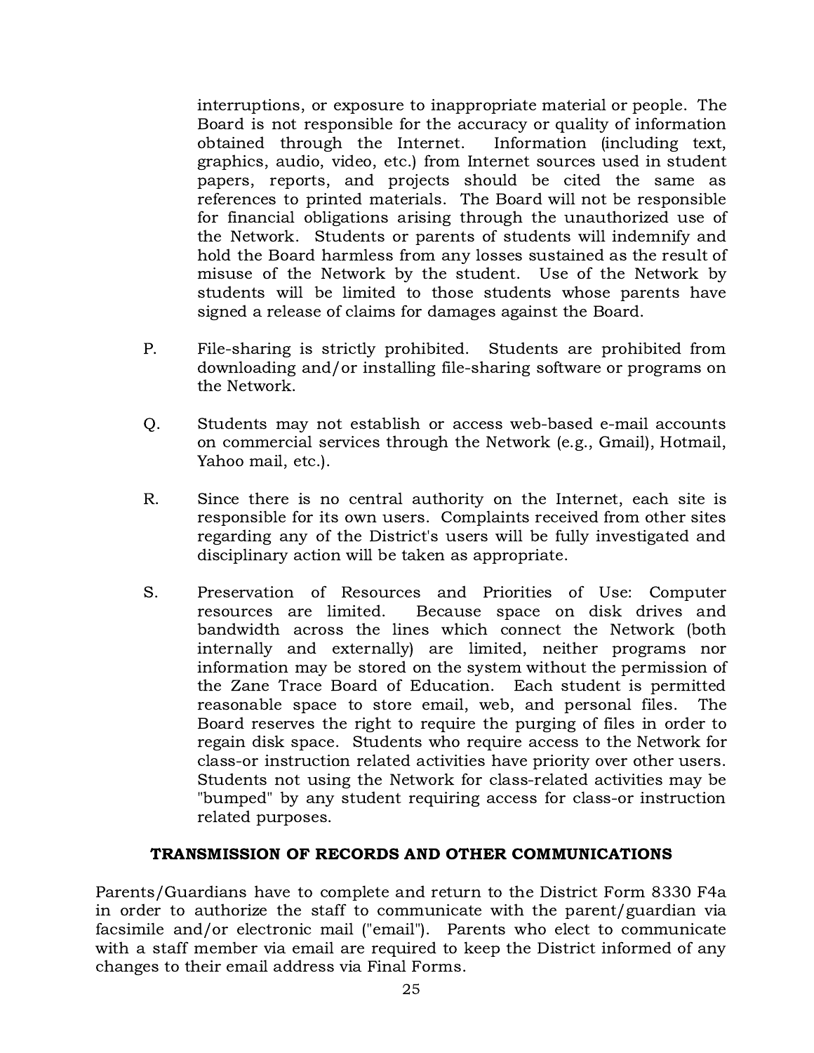interruptions, or exposure to inappropriate material or people. The Board is not responsible for the accuracy or quality of information obtained through the Internet. Information (including text, graphics, audio, video, etc.) from Internet sources used in student papers, reports, and projects should be cited the same as references to printed materials. The Board will not be responsible for financial obligations arising through the unauthorized use of the Network. Students or parents of students will indemnify and hold the Board harmless from any losses sustained as the result of misuse of the Network by the student. Use of the Network by students will be limited to those students whose parents have signed a release of claims for damages against the Board.

P. File-sharing is strictly prohibited. Students are prohibited from downloading and/or installing file-sharing software or programs on the Network.

Q. Students may not establish or access web-based e-mail accounts on commercial services through the Network (e.g., Gmail), Hotmail, Yahoo mail, etc.).

R. Since there is no central authority on the Internet, each site is responsible for its own users. Complaints received from other sites regarding any of the District's users will be fully investigated and disciplinary action will be taken as appropriate.

S. Preservation of Resources and Priorities of Use: Computer resources are limited. Because space on disk drives and bandwidth across the lines which connect the Network (both internally and externally) are limited, neither programs nor information may be stored on the system without the permission of the Zane Trace Board of Education. Each student is permitted reasonable space to store email, web, and personal files. The Board reserves the right to require the purging of files in order to regain disk space. Students who require access to the Network for class-or instruction related activities have priority over other users. Students not using the Network for class-related activities may be "bumped" by any student requiring access for class-or instruction related purposes.

## TRANSMISSION OF RECORDS AND OTHER COMMUNICATIONS

Parents/Guardians have to complete and return to the District Form 8330 F4a in order to authorize the staff to communicate with the parent/guardian via facsimile and/or electronic mail ("email"). Parents who elect to communicate with a staff member via email are required to keep the District informed of any changes to their email address via Final Forms.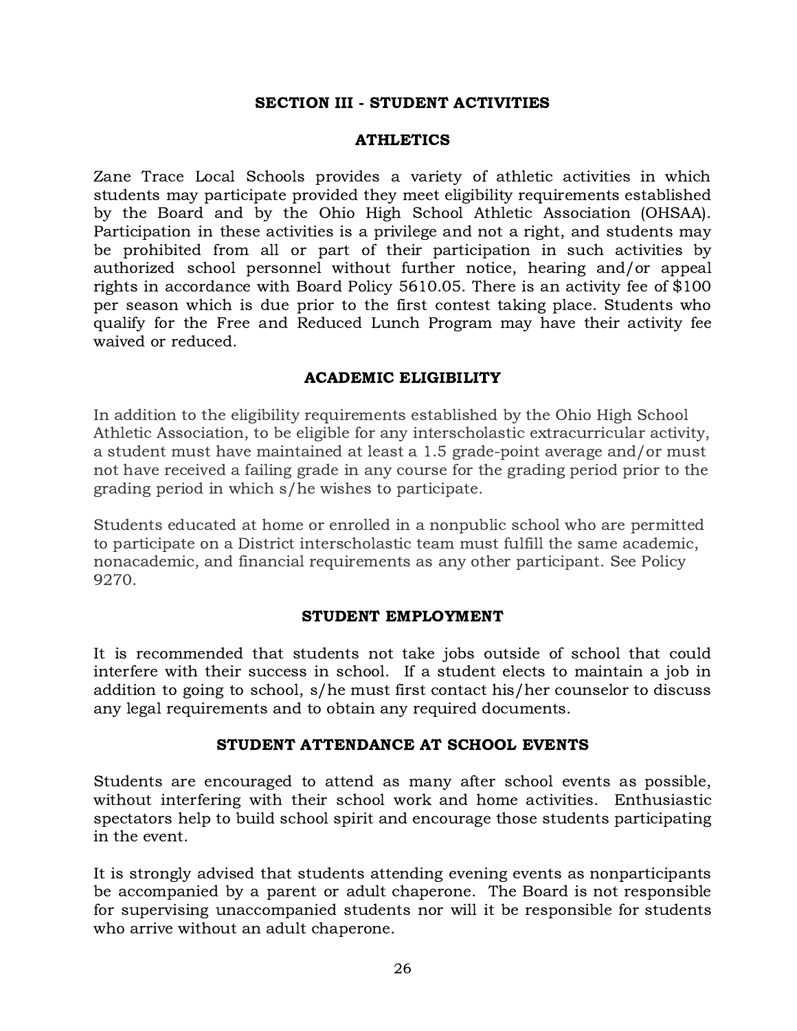## SECTION III - STUDENT ACTIVITIES

### ATHLETICS

Zane Trace Local Schools provides a variety of athletic activities in which students may participate provided they meet eligibility requirements established by the Board and by the Ohio High School Athletic Association (OHSAA). Participation in these activities is a privilege and not a right, and students may be prohibited from all or part of their participation in such activities by authorized school personnel without further notice, hearing and/or appeal rights in accordance with Board Policy 5610.05. There is an activity fee of $100 per season which is due prior to the first contest taking place. Students who qualify for the Free and Reduced Lunch Program may have their activity fee waived or reduced.

### ACADEMIC ELIGIBILITY

In addition to the eligibility requirements established by the Ohio High School Athletic Association, to be eligible for any interscholastic extracurricular activity, a student must have maintained at least a 1.5 grade-point average and/or must not have received a failing grade in any course for the grading period prior to the grading period in which s/he wishes to participate.

Students educated at home or enrolled in a nonpublic school who are permitted to participate on a District interscholastic team must fulfill the same academic, nonacademic, and financial requirements as any other participant. See Policy 9270.

### STUDENT EMPLOYMENT

It is recommended that students not take jobs outside of school that could interfere with their success in school. If a student elects to maintain a job in addition to going to school, s/he must first contact his/her counselor to discuss any legal requirements and to obtain any required documents.

### STUDENT ATTENDANCE AT SCHOOL EVENTS

Students are encouraged to attend as many after school events as possible, without interfering with their school work and home activities. Enthusiastic spectators help to build school spirit and encourage those students participating in the event.

It is strongly advised that students attending evening events as nonparticipants be accompanied by a parent or adult chaperone. The Board is not responsible for supervising unaccompanied students nor will it be responsible for students who arrive without an adult chaperone.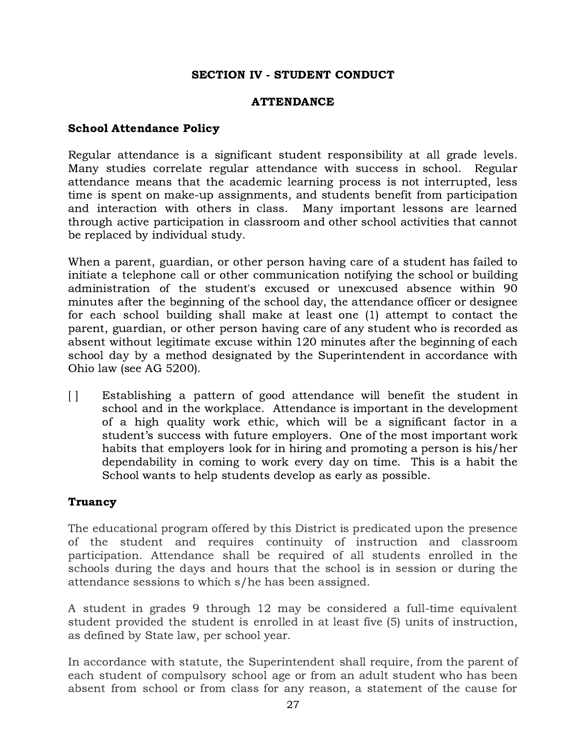## SECTION IV - STUDENT CONDUCT

## ATTENDANCE

### School Attendance Policy

Regular attendance is a significant student responsibility at all grade levels. Many studies correlate regular attendance with success in school. Regular attendance means that the academic learning process is not interrupted, less time is spent on make-up assignments, and students benefit from participation and interaction with others in class. Many important lessons are learned through active participation in classroom and other school activities that cannot be replaced by individual study.

When a parent, guardian, or other person having care of a student has failed to initiate a telephone call or other communication notifying the school or building administration of the student's excused or unexcused absence within 90 minutes after the beginning of the school day, the attendance officer or designee for each school building shall make at least one (1) attempt to contact the parent, guardian, or other person having care of any student who is recorded as absent without legitimate excuse within 120 minutes after the beginning of each school day by a method designated by the Superintendent in accordance with Ohio law (see AG 5200).

[ ] Establishing a pattern of good attendance will benefit the student in school and in the workplace. Attendance is important in the development of a high quality work ethic, which will be a significant factor in a student's success with future employers. One of the most important work habits that employers look for in hiring and promoting a person is his/her dependability in coming to work every day on time. This is a habit the School wants to help students develop as early as possible.

### Truancy

The educational program offered by this District is predicated upon the presence of the student and requires continuity of instruction and classroom participation. Attendance shall be required of all students enrolled in the schools during the days and hours that the school is in session or during the attendance sessions to which s/he has been assigned.

A student in grades 9 through 12 may be considered a full-time equivalent student provided the student is enrolled in at least five (5) units of instruction, as defined by State law, per school year.

In accordance with statute, the Superintendent shall require, from the parent of each student of compulsory school age or from an adult student who has been absent from school or from class for any reason, a statement of the cause for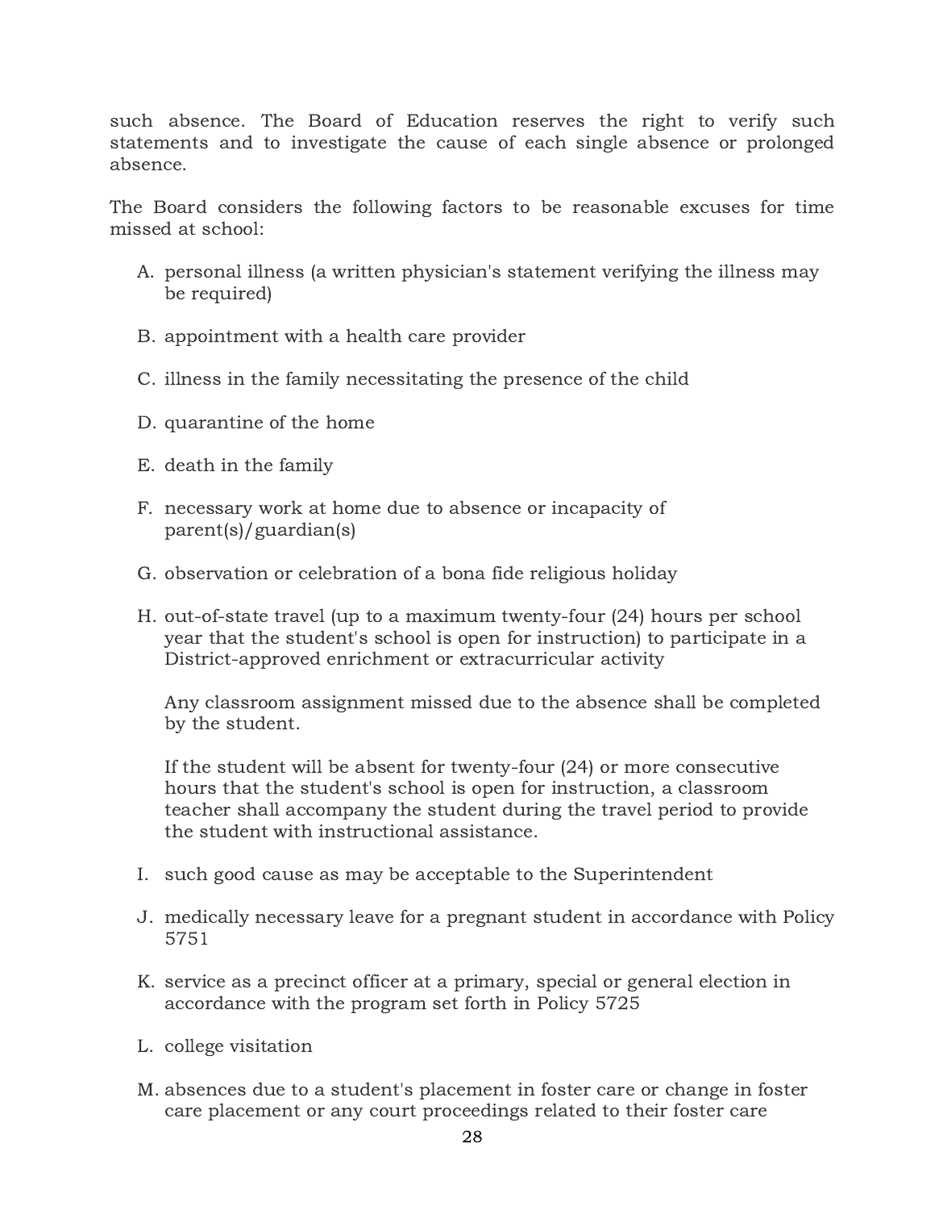such absence. The Board of Education reserves the right to verify such statements and to investigate the cause of each single absence or prolonged absence.

The Board considers the following factors to be reasonable excuses for time missed at school:

A. personal illness (a written physician's statement verifying the illness may be required)

B. appointment with a health care provider

C. illness in the family necessitating the presence of the child

D. quarantine of the home

E. death in the family

F. necessary work at home due to absence or incapacity of parent(s)/guardian(s)

G. observation or celebration of a bona fide religious holiday

H. out-of-state travel (up to a maximum twenty-four (24) hours per school year that the student's school is open for instruction) to participate in a District-approved enrichment or extracurricular activity

   Any classroom assignment missed due to the absence shall be completed by the student.

   If the student will be absent for twenty-four (24) or more consecutive hours that the student's school is open for instruction, a classroom teacher shall accompany the student during the travel period to provide the student with instructional assistance.

I. such good cause as may be acceptable to the Superintendent

J. medically necessary leave for a pregnant student in accordance with Policy 5751

K. service as a precinct officer at a primary, special or general election in accordance with the program set forth in Policy 5725

L. college visitation

M. absences due to a student's placement in foster care or change in foster care placement or any court proceedings related to their foster care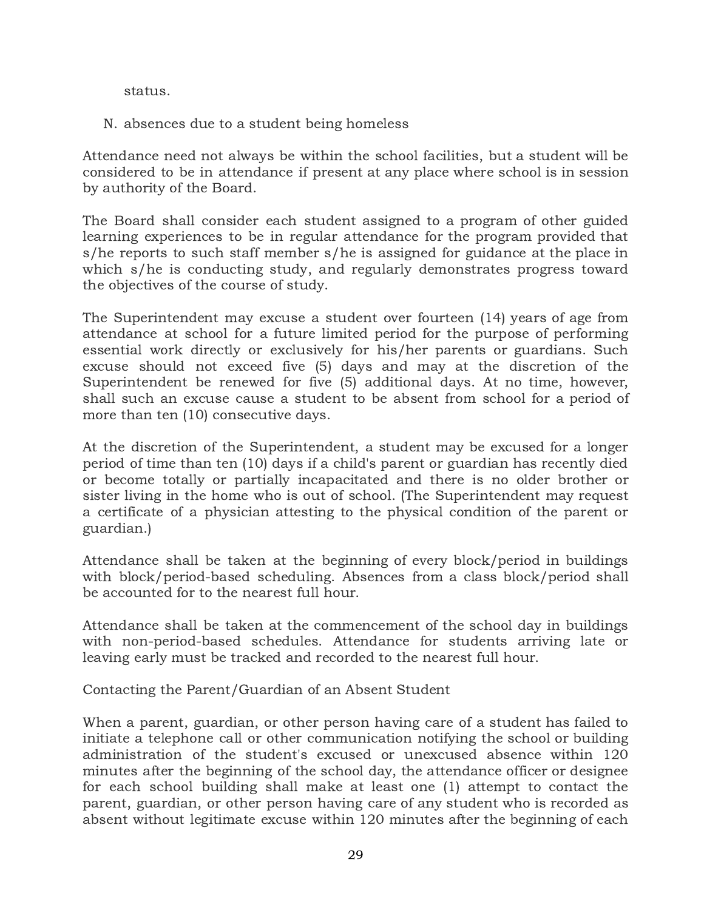status.

N. absences due to a student being homeless

Attendance need not always be within the school facilities, but a student will be considered to be in attendance if present at any place where school is in session by authority of the Board.

The Board shall consider each student assigned to a program of other guided learning experiences to be in regular attendance for the program provided that s/he reports to such staff member s/he is assigned for guidance at the place in which s/he is conducting study, and regularly demonstrates progress toward the objectives of the course of study.

The Superintendent may excuse a student over fourteen (14) years of age from attendance at school for a future limited period for the purpose of performing essential work directly or exclusively for his/her parents or guardians. Such excuse should not exceed five (5) days and may at the discretion of the Superintendent be renewed for five (5) additional days. At no time, however, shall such an excuse cause a student to be absent from school for a period of more than ten (10) consecutive days.

At the discretion of the Superintendent, a student may be excused for a longer period of time than ten (10) days if a child's parent or guardian has recently died or become totally or partially incapacitated and there is no older brother or sister living in the home who is out of school. (The Superintendent may request a certificate of a physician attesting to the physical condition of the parent or guardian.)

Attendance shall be taken at the beginning of every block/period in buildings with block/period-based scheduling. Absences from a class block/period shall be accounted for to the nearest full hour.

Attendance shall be taken at the commencement of the school day in buildings with non-period-based schedules. Attendance for students arriving late or leaving early must be tracked and recorded to the nearest full hour.

Contacting the Parent/Guardian of an Absent Student

When a parent, guardian, or other person having care of a student has failed to initiate a telephone call or other communication notifying the school or building administration of the student's excused or unexcused absence within 120 minutes after the beginning of the school day, the attendance officer or designee for each school building shall make at least one (1) attempt to contact the parent, guardian, or other person having care of any student who is recorded as absent without legitimate excuse within 120 minutes after the beginning of each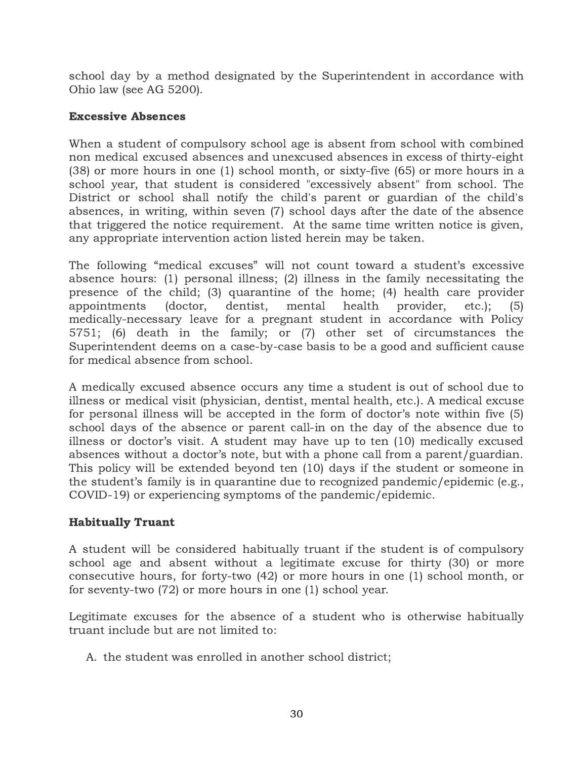school day by a method designated by the Superintendent in accordance with Ohio law (see AG 5200).

**Excessive Absences**

When a student of compulsory school age is absent from school with combined non medical excused absences and unexcused absences in excess of thirty-eight (38) or more hours in one (1) school month, or sixty-five (65) or more hours in a school year, that student is considered "excessively absent" from school. The District or school shall notify the child's parent or guardian of the child's absences, in writing, within seven (7) school days after the date of the absence that triggered the notice requirement. At the same time written notice is given, any appropriate intervention action listed herein may be taken.

The following "medical excuses" will not count toward a student's excessive absence hours: (1) personal illness; (2) illness in the family necessitating the presence of the child; (3) quarantine of the home; (4) health care provider appointments (doctor, dentist, mental health provider, etc.); (5) medically-necessary leave for a pregnant student in accordance with Policy 5751; (6) death in the family; or (7) other set of circumstances the Superintendent deems on a case-by-case basis to be a good and sufficient cause for medical absence from school.

A medically excused absence occurs any time a student is out of school due to illness or medical visit (physician, dentist, mental health, etc.). A medical excuse for personal illness will be accepted in the form of doctor's note within five (5) school days of the absence or parent call-in on the day of the absence due to illness or doctor's visit. A student may have up to ten (10) medically excused absences without a doctor's note, but with a phone call from a parent/guardian. This policy will be extended beyond ten (10) days if the student or someone in the student's family is in quarantine due to recognized pandemic/epidemic (e.g., COVID-19) or experiencing symptoms of the pandemic/epidemic.

**Habitually Truant**

A student will be considered habitually truant if the student is of compulsory school age and absent without a legitimate excuse for thirty (30) or more consecutive hours, for forty-two (42) or more hours in one (1) school month, or for seventy-two (72) or more hours in one (1) school year.

Legitimate excuses for the absence of a student who is otherwise habitually truant include but are not limited to:

A. the student was enrolled in another school district;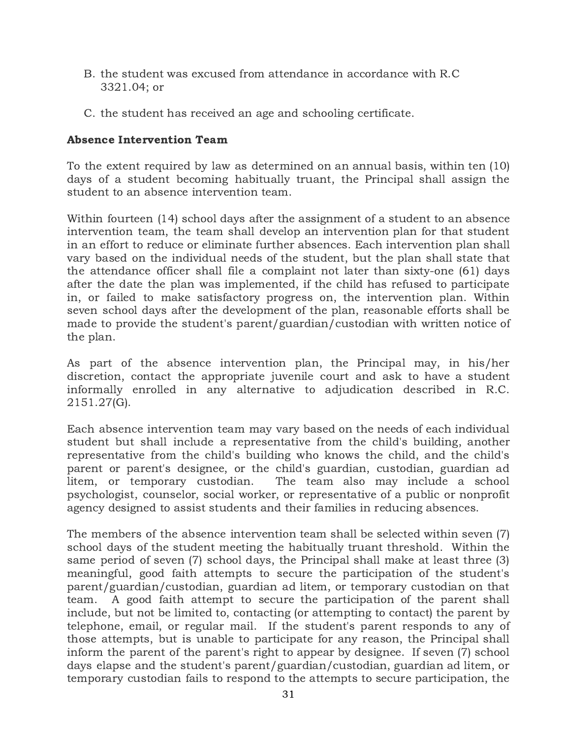B. the student was excused from attendance in accordance with R.C 3321.04; or

C. the student has received an age and schooling certificate.

**Absence Intervention Team**

To the extent required by law as determined on an annual basis, within ten (10) days of a student becoming habitually truant, the Principal shall assign the student to an absence intervention team.

Within fourteen (14) school days after the assignment of a student to an absence intervention team, the team shall develop an intervention plan for that student in an effort to reduce or eliminate further absences. Each intervention plan shall vary based on the individual needs of the student, but the plan shall state that the attendance officer shall file a complaint not later than sixty-one (61) days after the date the plan was implemented, if the child has refused to participate in, or failed to make satisfactory progress on, the intervention plan. Within seven school days after the development of the plan, reasonable efforts shall be made to provide the student's parent/guardian/custodian with written notice of the plan.

As part of the absence intervention plan, the Principal may, in his/her discretion, contact the appropriate juvenile court and ask to have a student informally enrolled in any alternative to adjudication described in R.C. 2151.27(G).

Each absence intervention team may vary based on the needs of each individual student but shall include a representative from the child's building, another representative from the child's building who knows the child, and the child's parent or parent's designee, or the child's guardian, custodian, guardian ad litem, or temporary custodian. The team also may include a school psychologist, counselor, social worker, or representative of a public or nonprofit agency designed to assist students and their families in reducing absences.

The members of the absence intervention team shall be selected within seven (7) school days of the student meeting the habitually truant threshold. Within the same period of seven (7) school days, the Principal shall make at least three (3) meaningful, good faith attempts to secure the participation of the student's parent/guardian/custodian, guardian ad litem, or temporary custodian on that team. A good faith attempt to secure the participation of the parent shall include, but not be limited to, contacting (or attempting to contact) the parent by telephone, email, or regular mail. If the student's parent responds to any of those attempts, but is unable to participate for any reason, the Principal shall inform the parent of the parent's right to appear by designee. If seven (7) school days elapse and the student's parent/guardian/custodian, guardian ad litem, or temporary custodian fails to respond to the attempts to secure participation, the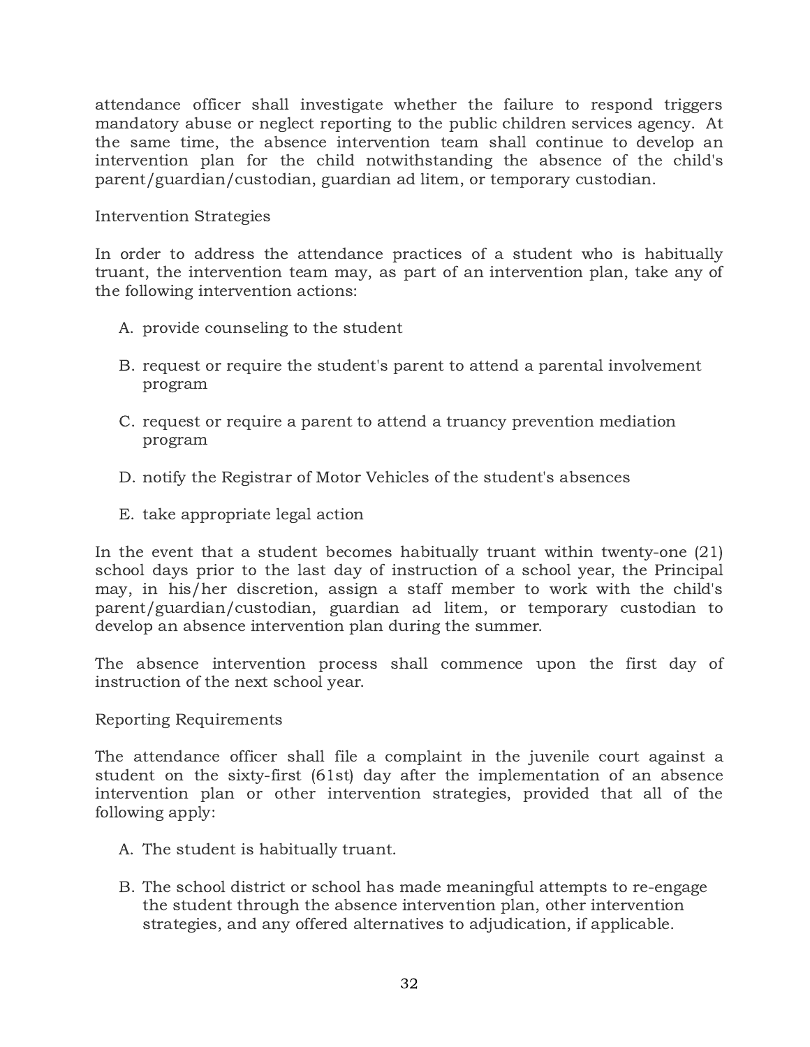attendance officer shall investigate whether the failure to respond triggers mandatory abuse or neglect reporting to the public children services agency. At the same time, the absence intervention team shall continue to develop an intervention plan for the child notwithstanding the absence of the child's parent/guardian/custodian, guardian ad litem, or temporary custodian.

Intervention Strategies

In order to address the attendance practices of a student who is habitually truant, the intervention team may, as part of an intervention plan, take any of the following intervention actions:

A. provide counseling to the student

B. request or require the student's parent to attend a parental involvement program

C. request or require a parent to attend a truancy prevention mediation program

D. notify the Registrar of Motor Vehicles of the student's absences

E. take appropriate legal action

In the event that a student becomes habitually truant within twenty-one (21) school days prior to the last day of instruction of a school year, the Principal may, in his/her discretion, assign a staff member to work with the child's parent/guardian/custodian, guardian ad litem, or temporary custodian to develop an absence intervention plan during the summer.

The absence intervention process shall commence upon the first day of instruction of the next school year.

Reporting Requirements

The attendance officer shall file a complaint in the juvenile court against a student on the sixty-first (61st) day after the implementation of an absence intervention plan or other intervention strategies, provided that all of the following apply:

A. The student is habitually truant.

B. The school district or school has made meaningful attempts to re-engage the student through the absence intervention plan, other intervention strategies, and any offered alternatives to adjudication, if applicable.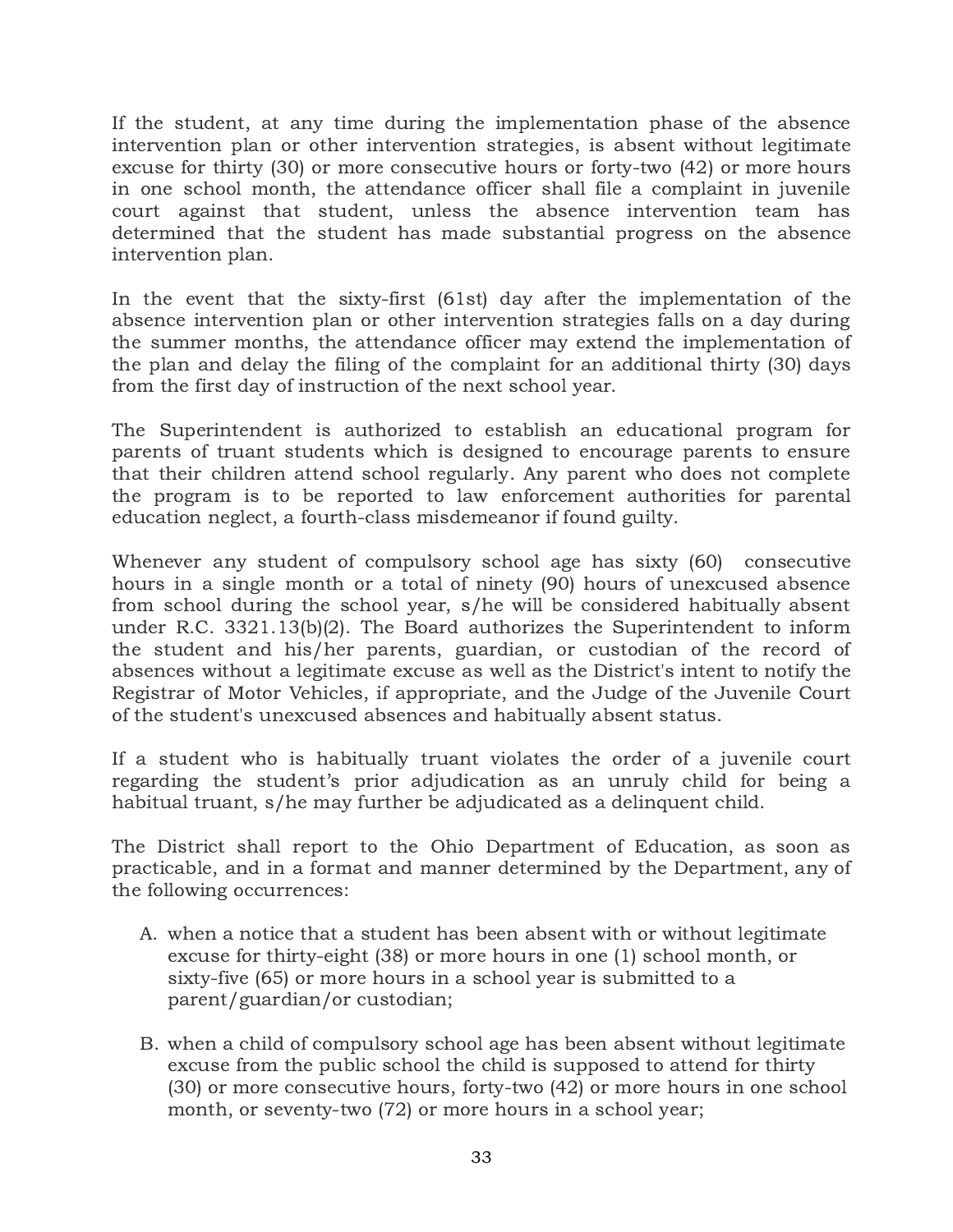If the student, at any time during the implementation phase of the absence intervention plan or other intervention strategies, is absent without legitimate excuse for thirty (30) or more consecutive hours or forty-two (42) or more hours in one school month, the attendance officer shall file a complaint in juvenile court against that student, unless the absence intervention team has determined that the student has made substantial progress on the absence intervention plan.

In the event that the sixty-first (61st) day after the implementation of the absence intervention plan or other intervention strategies falls on a day during the summer months, the attendance officer may extend the implementation of the plan and delay the filing of the complaint for an additional thirty (30) days from the first day of instruction of the next school year.

The Superintendent is authorized to establish an educational program for parents of truant students which is designed to encourage parents to ensure that their children attend school regularly. Any parent who does not complete the program is to be reported to law enforcement authorities for parental education neglect, a fourth-class misdemeanor if found guilty.

Whenever any student of compulsory school age has sixty (60) consecutive hours in a single month or a total of ninety (90) hours of unexcused absence from school during the school year, s/he will be considered habitually absent under R.C. 3321.13(b)(2). The Board authorizes the Superintendent to inform the student and his/her parents, guardian, or custodian of the record of absences without a legitimate excuse as well as the District's intent to notify the Registrar of Motor Vehicles, if appropriate, and the Judge of the Juvenile Court of the student's unexcused absences and habitually absent status.

If a student who is habitually truant violates the order of a juvenile court regarding the student's prior adjudication as an unruly child for being a habitual truant, s/he may further be adjudicated as a delinquent child.

The District shall report to the Ohio Department of Education, as soon as practicable, and in a format and manner determined by the Department, any of the following occurrences:

A. when a notice that a student has been absent with or without legitimate excuse for thirty-eight (38) or more hours in one (1) school month, or sixty-five (65) or more hours in a school year is submitted to a parent/guardian/or custodian;

B. when a child of compulsory school age has been absent without legitimate excuse from the public school the child is supposed to attend for thirty (30) or more consecutive hours, forty-two (42) or more hours in one school month, or seventy-two (72) or more hours in a school year;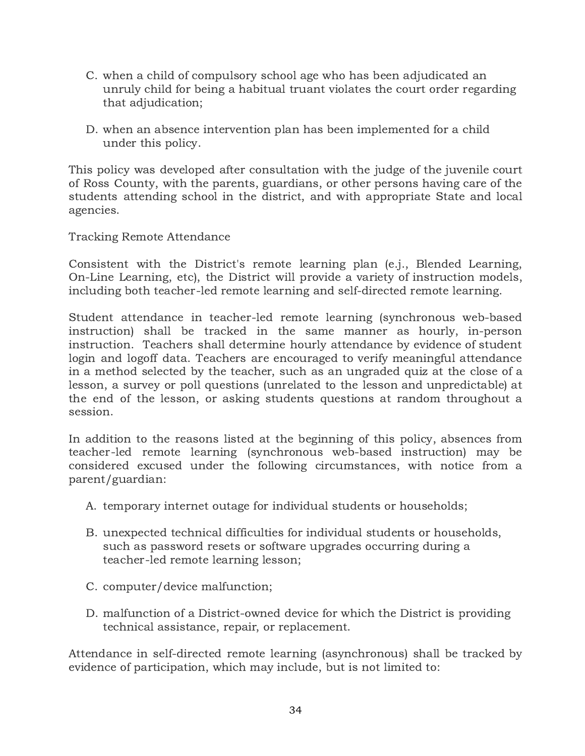C. when a child of compulsory school age who has been adjudicated an unruly child for being a habitual truant violates the court order regarding that adjudication;

D. when an absence intervention plan has been implemented for a child under this policy.

This policy was developed after consultation with the judge of the juvenile court of Ross County, with the parents, guardians, or other persons having care of the students attending school in the district, and with appropriate State and local agencies.

Tracking Remote Attendance

Consistent with the District's remote learning plan (e.j., Blended Learning, On-Line Learning, etc), the District will provide a variety of instruction models, including both teacher-led remote learning and self-directed remote learning.

Student attendance in teacher-led remote learning (synchronous web-based instruction) shall be tracked in the same manner as hourly, in-person instruction. Teachers shall determine hourly attendance by evidence of student login and logoff data. Teachers are encouraged to verify meaningful attendance in a method selected by the teacher, such as an ungraded quiz at the close of a lesson, a survey or poll questions (unrelated to the lesson and unpredictable) at the end of the lesson, or asking students questions at random throughout a session.

In addition to the reasons listed at the beginning of this policy, absences from teacher-led remote learning (synchronous web-based instruction) may be considered excused under the following circumstances, with notice from a parent/guardian:

A. temporary internet outage for individual students or households;

B. unexpected technical difficulties for individual students or households, such as password resets or software upgrades occurring during a teacher-led remote learning lesson;

C. computer/device malfunction;

D. malfunction of a District-owned device for which the District is providing technical assistance, repair, or replacement.

Attendance in self-directed remote learning (asynchronous) shall be tracked by evidence of participation, which may include, but is not limited to: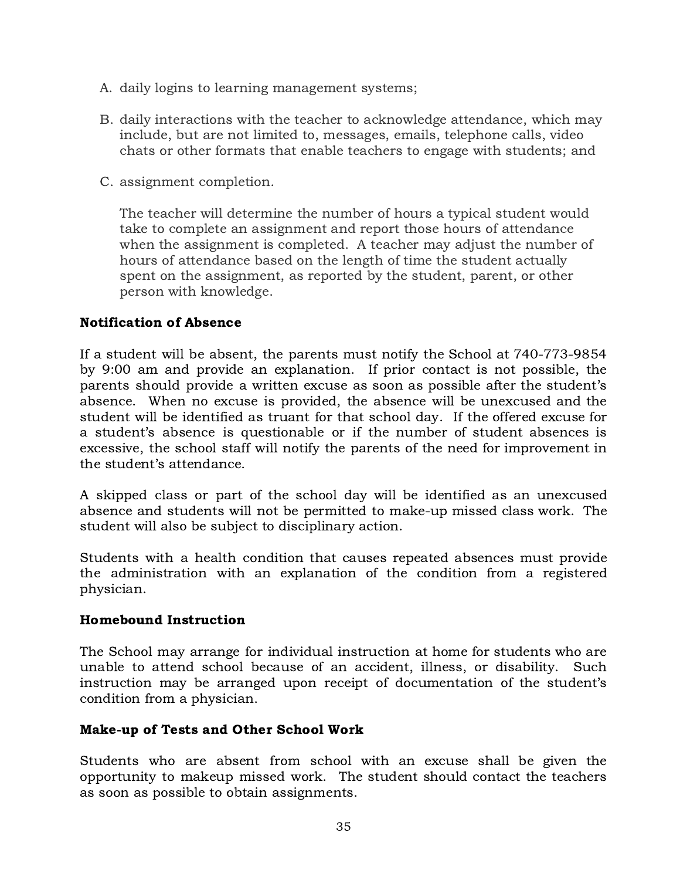A. daily logins to learning management systems;

B. daily interactions with the teacher to acknowledge attendance, which may include, but are not limited to, messages, emails, telephone calls, video chats or other formats that enable teachers to engage with students; and

C. assignment completion.

   The teacher will determine the number of hours a typical student would take to complete an assignment and report those hours of attendance when the assignment is completed. A teacher may adjust the number of hours of attendance based on the length of time the student actually spent on the assignment, as reported by the student, parent, or other person with knowledge.

**Notification of Absence**

If a student will be absent, the parents must notify the School at 740-773-9854 by 9:00 am and provide an explanation. If prior contact is not possible, the parents should provide a written excuse as soon as possible after the student's absence. When no excuse is provided, the absence will be unexcused and the student will be identified as truant for that school day. If the offered excuse for a student's absence is questionable or if the number of student absences is excessive, the school staff will notify the parents of the need for improvement in the student's attendance.

A skipped class or part of the school day will be identified as an unexcused absence and students will not be permitted to make-up missed class work. The student will also be subject to disciplinary action.

Students with a health condition that causes repeated absences must provide the administration with an explanation of the condition from a registered physician.

**Homebound Instruction**

The School may arrange for individual instruction at home for students who are unable to attend school because of an accident, illness, or disability. Such instruction may be arranged upon receipt of documentation of the student's condition from a physician.

**Make-up of Tests and Other School Work**

Students who are absent from school with an excuse shall be given the opportunity to makeup missed work. The student should contact the teachers as soon as possible to obtain assignments.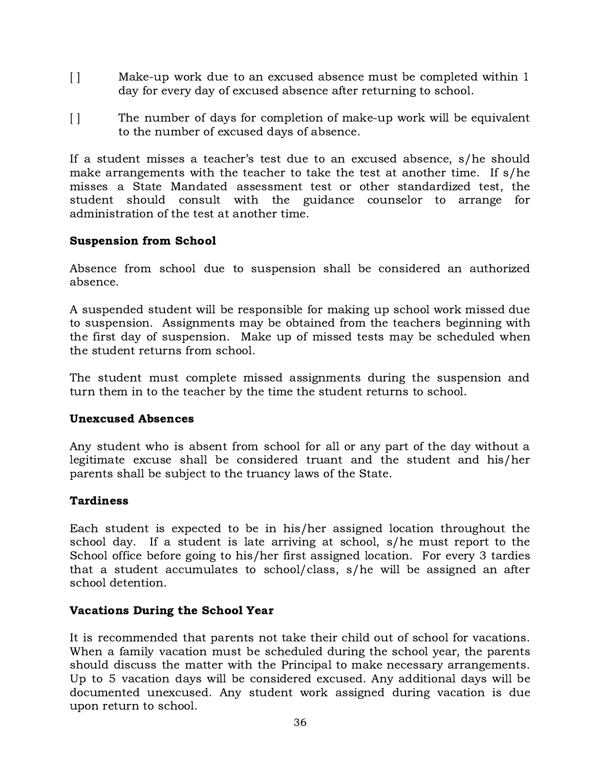[ ] Make-up work due to an excused absence must be completed within 1 day for every day of excused absence after returning to school.

[ ] The number of days for completion of make-up work will be equivalent to the number of excused days of absence.

If a student misses a teacher's test due to an excused absence, s/he should make arrangements with the teacher to take the test at another time. If s/he misses a State Mandated assessment test or other standardized test, the student should consult with the guidance counselor to arrange for administration of the test at another time.

**Suspension from School**

Absence from school due to suspension shall be considered an authorized absence.

A suspended student will be responsible for making up school work missed due to suspension. Assignments may be obtained from the teachers beginning with the first day of suspension. Make up of missed tests may be scheduled when the student returns from school.

The student must complete missed assignments during the suspension and turn them in to the teacher by the time the student returns to school.

**Unexcused Absences**

Any student who is absent from school for all or any part of the day without a legitimate excuse shall be considered truant and the student and his/her parents shall be subject to the truancy laws of the State.

**Tardiness**

Each student is expected to be in his/her assigned location throughout the school day. If a student is late arriving at school, s/he must report to the School office before going to his/her first assigned location. For every 3 tardies that a student accumulates to school/class, s/he will be assigned an after school detention.

**Vacations During the School Year**

It is recommended that parents not take their child out of school for vacations. When a family vacation must be scheduled during the school year, the parents should discuss the matter with the Principal to make necessary arrangements. Up to 5 vacation days will be considered excused. Any additional days will be documented unexcused. Any student work assigned during vacation is due upon return to school.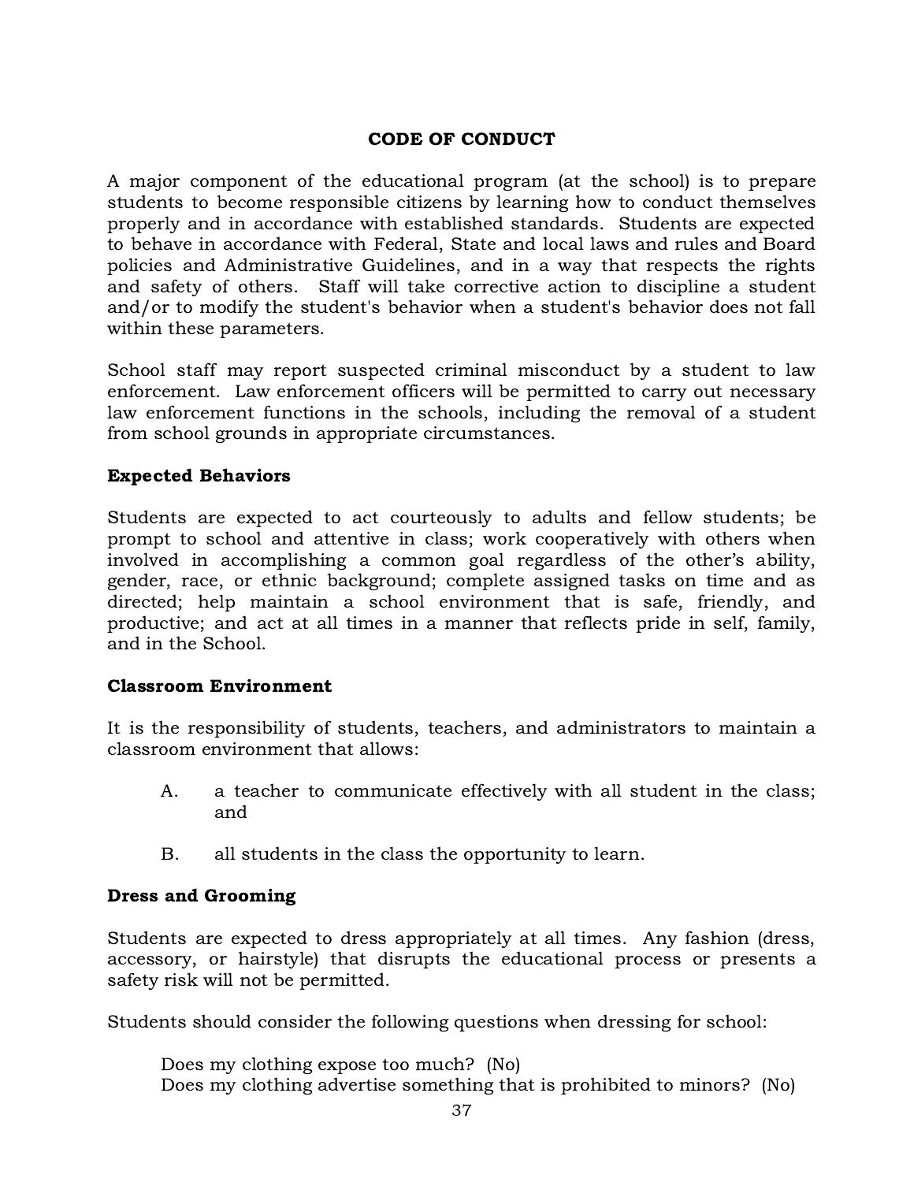## CODE OF CONDUCT

A major component of the educational program (at the school) is to prepare students to become responsible citizens by learning how to conduct themselves properly and in accordance with established standards. Students are expected to behave in accordance with Federal, State and local laws and rules and Board policies and Administrative Guidelines, and in a way that respects the rights and safety of others. Staff will take corrective action to discipline a student and/or to modify the student's behavior when a student's behavior does not fall within these parameters.

School staff may report suspected criminal misconduct by a student to law enforcement. Law enforcement officers will be permitted to carry out necessary law enforcement functions in the schools, including the removal of a student from school grounds in appropriate circumstances.

### Expected Behaviors

Students are expected to act courteously to adults and fellow students; be prompt to school and attentive in class; work cooperatively with others when involved in accomplishing a common goal regardless of the other's ability, gender, race, or ethnic background; complete assigned tasks on time and as directed; help maintain a school environment that is safe, friendly, and productive; and act at all times in a manner that reflects pride in self, family, and in the School.

### Classroom Environment

It is the responsibility of students, teachers, and administrators to maintain a classroom environment that allows:

A. a teacher to communicate effectively with all student in the class; and

B. all students in the class the opportunity to learn.

### Dress and Grooming

Students are expected to dress appropriately at all times. Any fashion (dress, accessory, or hairstyle) that disrupts the educational process or presents a safety risk will not be permitted.

Students should consider the following questions when dressing for school:

Does my clothing expose too much? (No)
Does my clothing advertise something that is prohibited to minors? (No)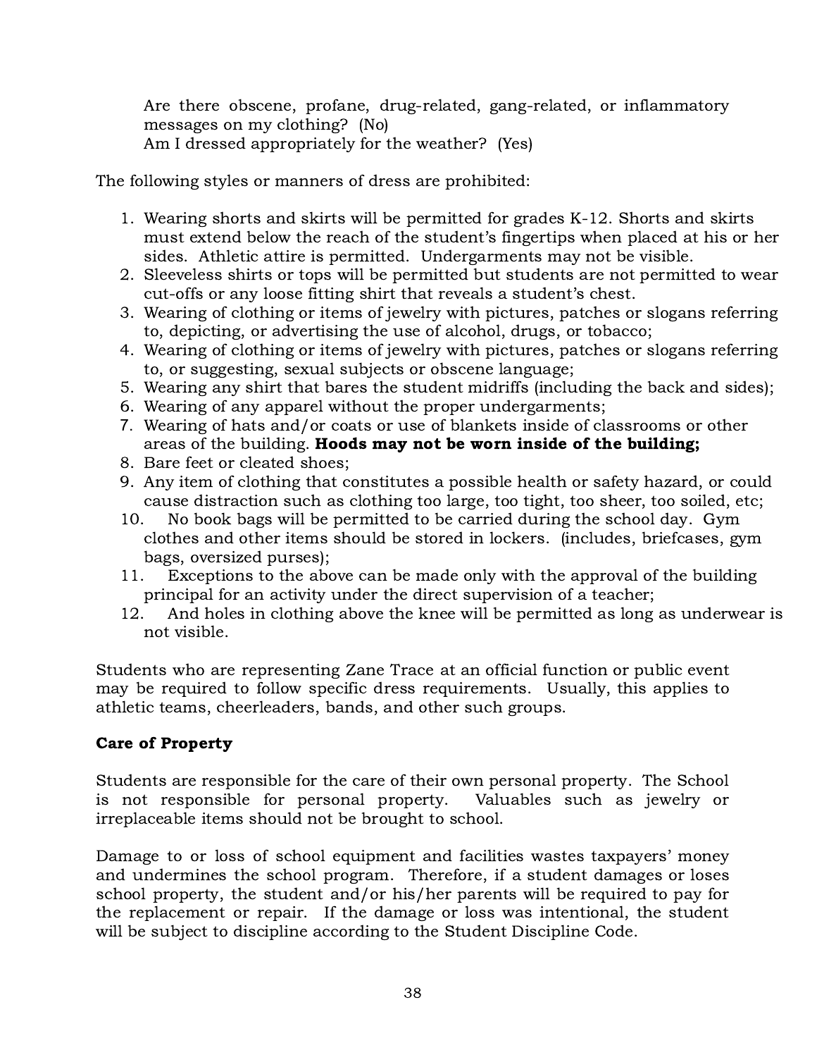Are there obscene, profane, drug-related, gang-related, or inflammatory messages on my clothing? (No)
Am I dressed appropriately for the weather? (Yes)

The following styles or manners of dress are prohibited:

1. Wearing shorts and skirts will be permitted for grades K-12. Shorts and skirts must extend below the reach of the student's fingertips when placed at his or her sides. Athletic attire is permitted. Undergarments may not be visible.
2. Sleeveless shirts or tops will be permitted but students are not permitted to wear cut-offs or any loose fitting shirt that reveals a student's chest.
3. Wearing of clothing or items of jewelry with pictures, patches or slogans referring to, depicting, or advertising the use of alcohol, drugs, or tobacco;
4. Wearing of clothing or items of jewelry with pictures, patches or slogans referring to, or suggesting, sexual subjects or obscene language;
5. Wearing any shirt that bares the student midriffs (including the back and sides);
6. Wearing of any apparel without the proper undergarments;
7. Wearing of hats and/or coats or use of blankets inside of classrooms or other areas of the building. **Hoods may not be worn inside of the building;**
8. Bare feet or cleated shoes;
9. Any item of clothing that constitutes a possible health or safety hazard, or could cause distraction such as clothing too large, too tight, too sheer, too soiled, etc;
10. No book bags will be permitted to be carried during the school day. Gym clothes and other items should be stored in lockers. (includes, briefcases, gym bags, oversized purses);
11. Exceptions to the above can be made only with the approval of the building principal for an activity under the direct supervision of a teacher;
12. And holes in clothing above the knee will be permitted as long as underwear is not visible.

Students who are representing Zane Trace at an official function or public event may be required to follow specific dress requirements. Usually, this applies to athletic teams, cheerleaders, bands, and other such groups.

### Care of Property

Students are responsible for the care of their own personal property. The School is not responsible for personal property. Valuables such as jewelry or irreplaceable items should not be brought to school.

Damage to or loss of school equipment and facilities wastes taxpayers' money and undermines the school program. Therefore, if a student damages or loses school property, the student and/or his/her parents will be required to pay for the replacement or repair. If the damage or loss was intentional, the student will be subject to discipline according to the Student Discipline Code.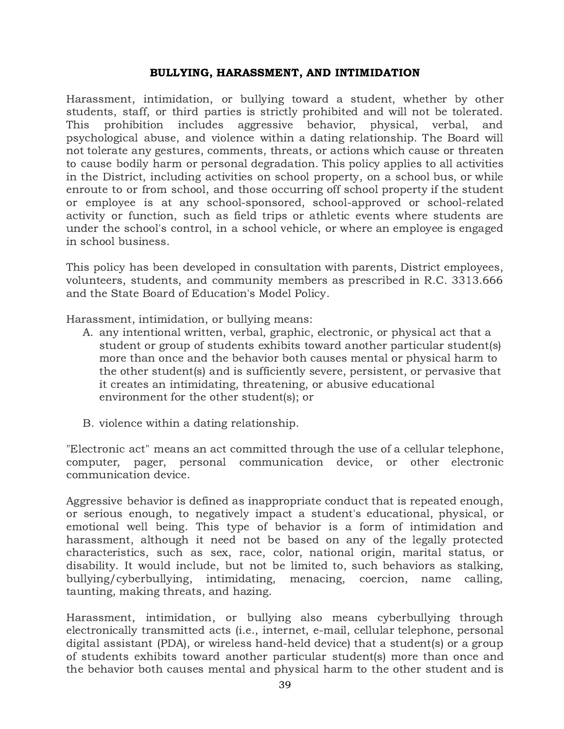## BULLYING, HARASSMENT, AND INTIMIDATION

Harassment, intimidation, or bullying toward a student, whether by other students, staff, or third parties is strictly prohibited and will not be tolerated. This prohibition includes aggressive behavior, physical, verbal, and psychological abuse, and violence within a dating relationship. The Board will not tolerate any gestures, comments, threats, or actions which cause or threaten to cause bodily harm or personal degradation. This policy applies to all activities in the District, including activities on school property, on a school bus, or while enroute to or from school, and those occurring off school property if the student or employee is at any school-sponsored, school-approved or school-related activity or function, such as field trips or athletic events where students are under the school's control, in a school vehicle, or where an employee is engaged in school business.

This policy has been developed in consultation with parents, District employees, volunteers, students, and community members as prescribed in R.C. 3313.666 and the State Board of Education's Model Policy.

Harassment, intimidation, or bullying means:

A. any intentional written, verbal, graphic, electronic, or physical act that a student or group of students exhibits toward another particular student(s) more than once and the behavior both causes mental or physical harm to the other student(s) and is sufficiently severe, persistent, or pervasive that it creates an intimidating, threatening, or abusive educational environment for the other student(s); or

B. violence within a dating relationship.

"Electronic act" means an act committed through the use of a cellular telephone, computer, pager, personal communication device, or other electronic communication device.

Aggressive behavior is defined as inappropriate conduct that is repeated enough, or serious enough, to negatively impact a student's educational, physical, or emotional well being. This type of behavior is a form of intimidation and harassment, although it need not be based on any of the legally protected characteristics, such as sex, race, color, national origin, marital status, or disability. It would include, but not be limited to, such behaviors as stalking, bullying/cyberbullying, intimidating, menacing, coercion, name calling, taunting, making threats, and hazing.

Harassment, intimidation, or bullying also means cyberbullying through electronically transmitted acts (i.e., internet, e-mail, cellular telephone, personal digital assistant (PDA), or wireless hand-held device) that a student(s) or a group of students exhibits toward another particular student(s) more than once and the behavior both causes mental and physical harm to the other student and is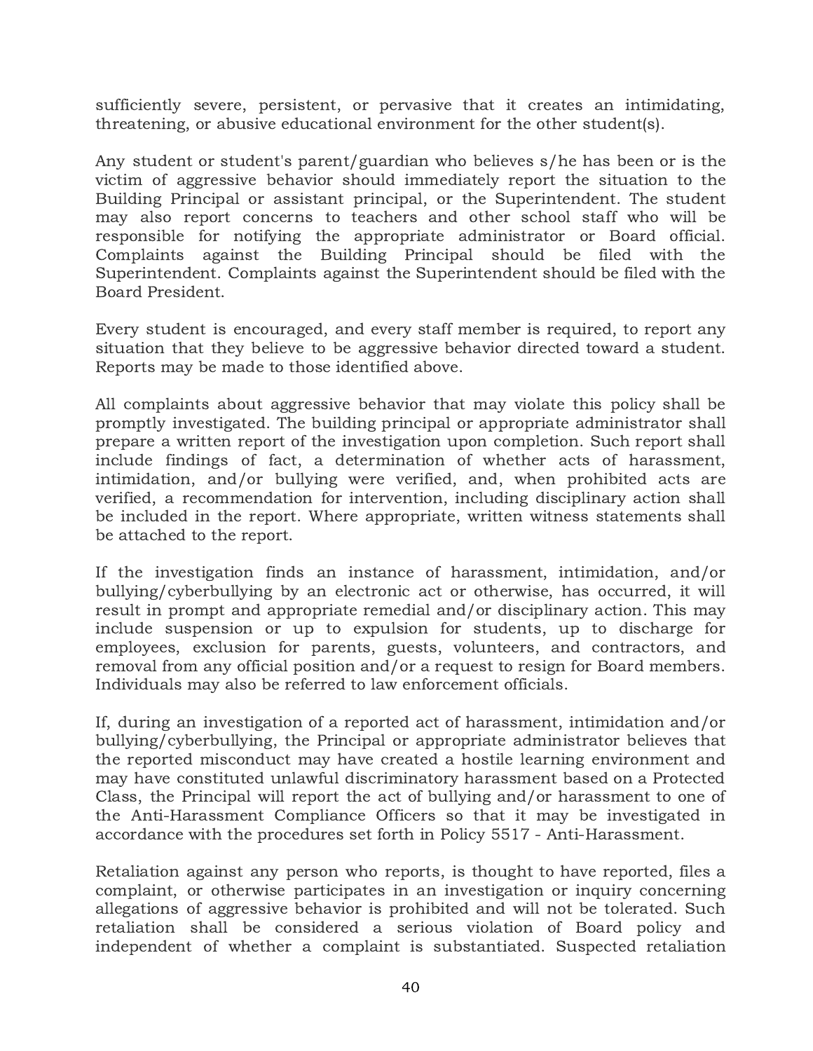sufficiently severe, persistent, or pervasive that it creates an intimidating, threatening, or abusive educational environment for the other student(s).

Any student or student's parent/guardian who believes s/he has been or is the victim of aggressive behavior should immediately report the situation to the Building Principal or assistant principal, or the Superintendent. The student may also report concerns to teachers and other school staff who will be responsible for notifying the appropriate administrator or Board official. Complaints against the Building Principal should be filed with the Superintendent. Complaints against the Superintendent should be filed with the Board President.

Every student is encouraged, and every staff member is required, to report any situation that they believe to be aggressive behavior directed toward a student. Reports may be made to those identified above.

All complaints about aggressive behavior that may violate this policy shall be promptly investigated. The building principal or appropriate administrator shall prepare a written report of the investigation upon completion. Such report shall include findings of fact, a determination of whether acts of harassment, intimidation, and/or bullying were verified, and, when prohibited acts are verified, a recommendation for intervention, including disciplinary action shall be included in the report. Where appropriate, written witness statements shall be attached to the report.

If the investigation finds an instance of harassment, intimidation, and/or bullying/cyberbullying by an electronic act or otherwise, has occurred, it will result in prompt and appropriate remedial and/or disciplinary action. This may include suspension or up to expulsion for students, up to discharge for employees, exclusion for parents, guests, volunteers, and contractors, and removal from any official position and/or a request to resign for Board members. Individuals may also be referred to law enforcement officials.

If, during an investigation of a reported act of harassment, intimidation and/or bullying/cyberbullying, the Principal or appropriate administrator believes that the reported misconduct may have created a hostile learning environment and may have constituted unlawful discriminatory harassment based on a Protected Class, the Principal will report the act of bullying and/or harassment to one of the Anti-Harassment Compliance Officers so that it may be investigated in accordance with the procedures set forth in Policy 5517 - Anti-Harassment.

Retaliation against any person who reports, is thought to have reported, files a complaint, or otherwise participates in an investigation or inquiry concerning allegations of aggressive behavior is prohibited and will not be tolerated. Such retaliation shall be considered a serious violation of Board policy and independent of whether a complaint is substantiated. Suspected retaliation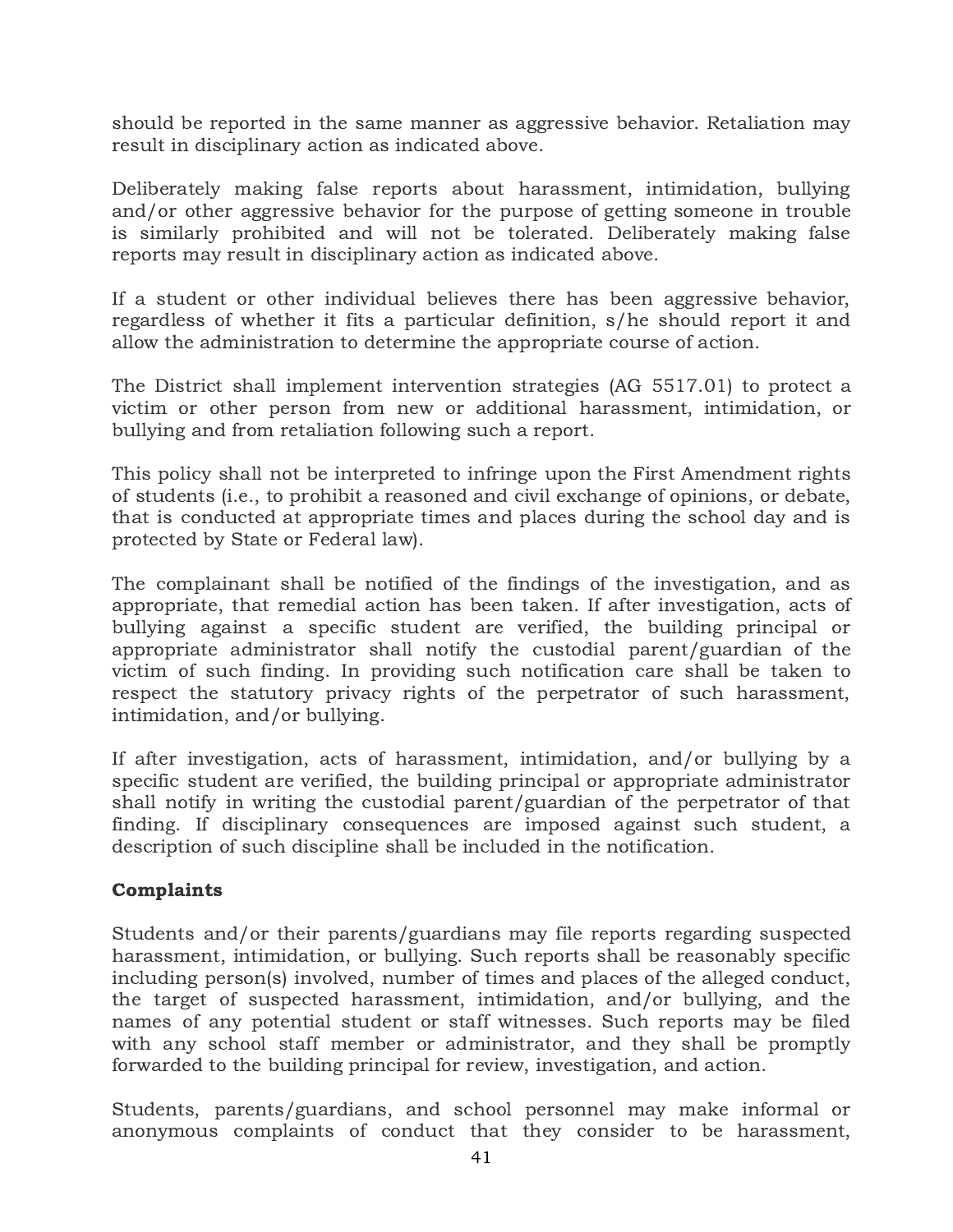should be reported in the same manner as aggressive behavior. Retaliation may result in disciplinary action as indicated above.

Deliberately making false reports about harassment, intimidation, bullying and/or other aggressive behavior for the purpose of getting someone in trouble is similarly prohibited and will not be tolerated. Deliberately making false reports may result in disciplinary action as indicated above.

If a student or other individual believes there has been aggressive behavior, regardless of whether it fits a particular definition, s/he should report it and allow the administration to determine the appropriate course of action.

The District shall implement intervention strategies (AG 5517.01) to protect a victim or other person from new or additional harassment, intimidation, or bullying and from retaliation following such a report.

This policy shall not be interpreted to infringe upon the First Amendment rights of students (i.e., to prohibit a reasoned and civil exchange of opinions, or debate, that is conducted at appropriate times and places during the school day and is protected by State or Federal law).

The complainant shall be notified of the findings of the investigation, and as appropriate, that remedial action has been taken. If after investigation, acts of bullying against a specific student are verified, the building principal or appropriate administrator shall notify the custodial parent/guardian of the victim of such finding. In providing such notification care shall be taken to respect the statutory privacy rights of the perpetrator of such harassment, intimidation, and/or bullying.

If after investigation, acts of harassment, intimidation, and/or bullying by a specific student are verified, the building principal or appropriate administrator shall notify in writing the custodial parent/guardian of the perpetrator of that finding. If disciplinary consequences are imposed against such student, a description of such discipline shall be included in the notification.

**Complaints**

Students and/or their parents/guardians may file reports regarding suspected harassment, intimidation, or bullying. Such reports shall be reasonably specific including person(s) involved, number of times and places of the alleged conduct, the target of suspected harassment, intimidation, and/or bullying, and the names of any potential student or staff witnesses. Such reports may be filed with any school staff member or administrator, and they shall be promptly forwarded to the building principal for review, investigation, and action.

Students, parents/guardians, and school personnel may make informal or anonymous complaints of conduct that they consider to be harassment,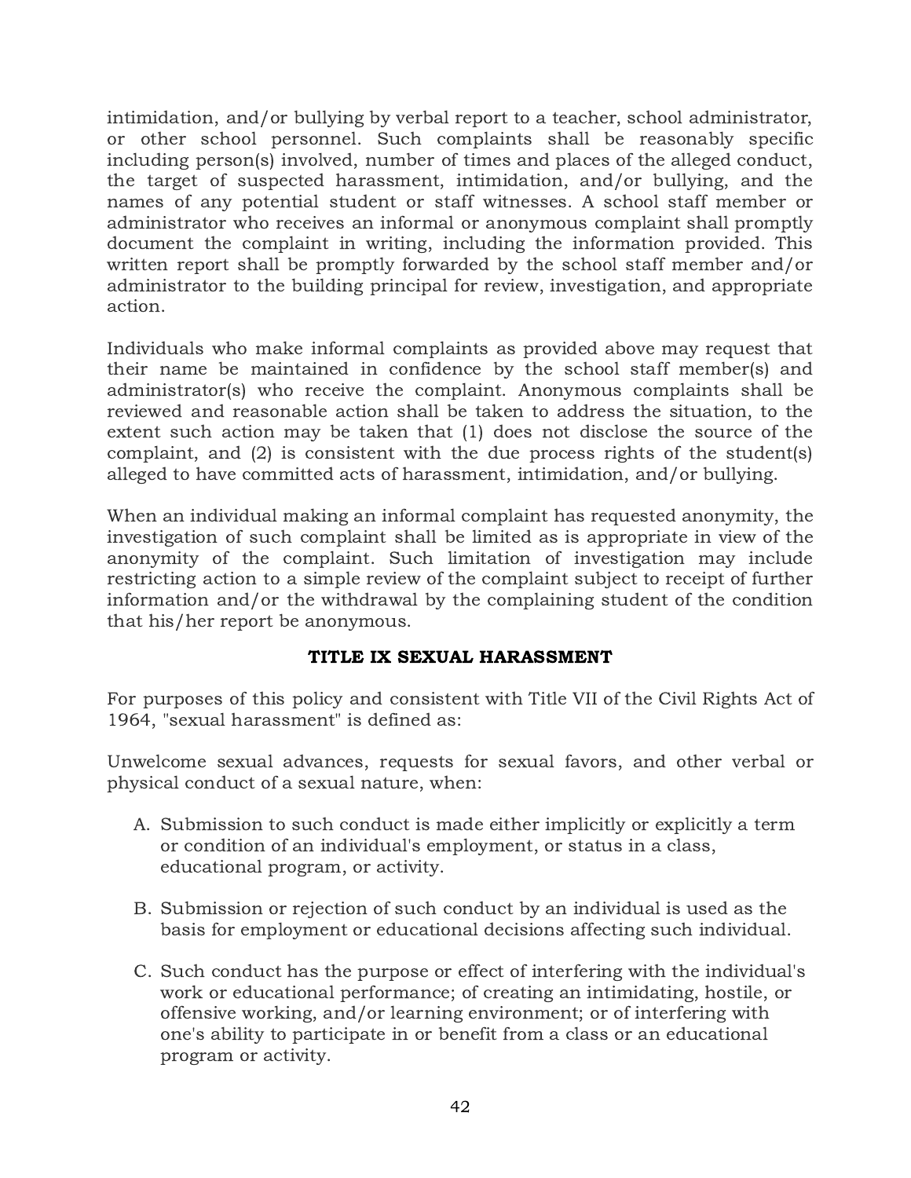intimidation, and/or bullying by verbal report to a teacher, school administrator, or other school personnel. Such complaints shall be reasonably specific including person(s) involved, number of times and places of the alleged conduct, the target of suspected harassment, intimidation, and/or bullying, and the names of any potential student or staff witnesses. A school staff member or administrator who receives an informal or anonymous complaint shall promptly document the complaint in writing, including the information provided. This written report shall be promptly forwarded by the school staff member and/or administrator to the building principal for review, investigation, and appropriate action.

Individuals who make informal complaints as provided above may request that their name be maintained in confidence by the school staff member(s) and administrator(s) who receive the complaint. Anonymous complaints shall be reviewed and reasonable action shall be taken to address the situation, to the extent such action may be taken that (1) does not disclose the source of the complaint, and (2) is consistent with the due process rights of the student(s) alleged to have committed acts of harassment, intimidation, and/or bullying.

When an individual making an informal complaint has requested anonymity, the investigation of such complaint shall be limited as is appropriate in view of the anonymity of the complaint. Such limitation of investigation may include restricting action to a simple review of the complaint subject to receipt of further information and/or the withdrawal by the complaining student of the condition that his/her report be anonymous.

## TITLE IX SEXUAL HARASSMENT

For purposes of this policy and consistent with Title VII of the Civil Rights Act of 1964, "sexual harassment" is defined as:

Unwelcome sexual advances, requests for sexual favors, and other verbal or physical conduct of a sexual nature, when:

A. Submission to such conduct is made either implicitly or explicitly a term or condition of an individual's employment, or status in a class, educational program, or activity.

B. Submission or rejection of such conduct by an individual is used as the basis for employment or educational decisions affecting such individual.

C. Such conduct has the purpose or effect of interfering with the individual's work or educational performance; of creating an intimidating, hostile, or offensive working, and/or learning environment; or of interfering with one's ability to participate in or benefit from a class or an educational program or activity.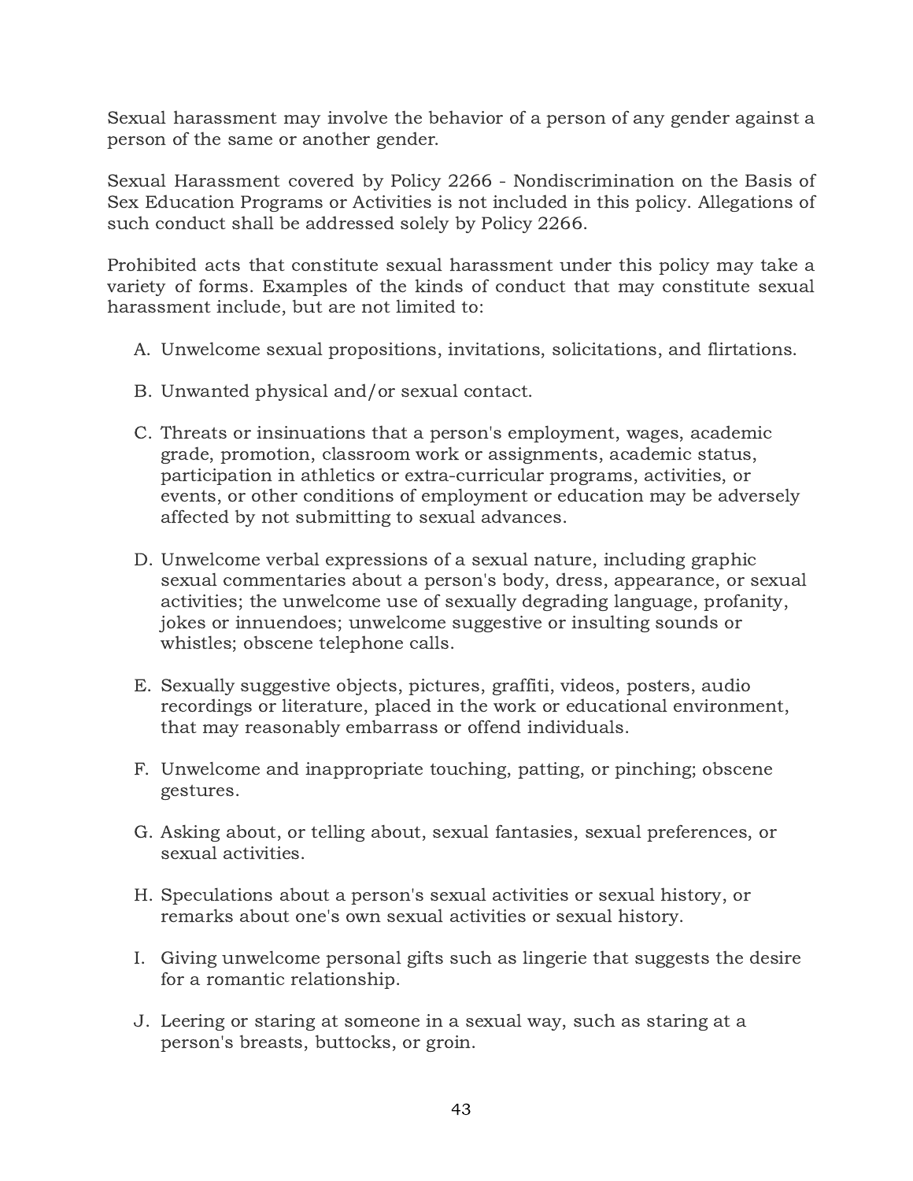Sexual harassment may involve the behavior of a person of any gender against a person of the same or another gender.

Sexual Harassment covered by Policy 2266 - Nondiscrimination on the Basis of Sex Education Programs or Activities is not included in this policy. Allegations of such conduct shall be addressed solely by Policy 2266.

Prohibited acts that constitute sexual harassment under this policy may take a variety of forms. Examples of the kinds of conduct that may constitute sexual harassment include, but are not limited to:

A. Unwelcome sexual propositions, invitations, solicitations, and flirtations.

B. Unwanted physical and/or sexual contact.

C. Threats or insinuations that a person's employment, wages, academic grade, promotion, classroom work or assignments, academic status, participation in athletics or extra-curricular programs, activities, or events, or other conditions of employment or education may be adversely affected by not submitting to sexual advances.

D. Unwelcome verbal expressions of a sexual nature, including graphic sexual commentaries about a person's body, dress, appearance, or sexual activities; the unwelcome use of sexually degrading language, profanity, jokes or innuendoes; unwelcome suggestive or insulting sounds or whistles; obscene telephone calls.

E. Sexually suggestive objects, pictures, graffiti, videos, posters, audio recordings or literature, placed in the work or educational environment, that may reasonably embarrass or offend individuals.

F. Unwelcome and inappropriate touching, patting, or pinching; obscene gestures.

G. Asking about, or telling about, sexual fantasies, sexual preferences, or sexual activities.

H. Speculations about a person's sexual activities or sexual history, or remarks about one's own sexual activities or sexual history.

I. Giving unwelcome personal gifts such as lingerie that suggests the desire for a romantic relationship.

J. Leering or staring at someone in a sexual way, such as staring at a person's breasts, buttocks, or groin.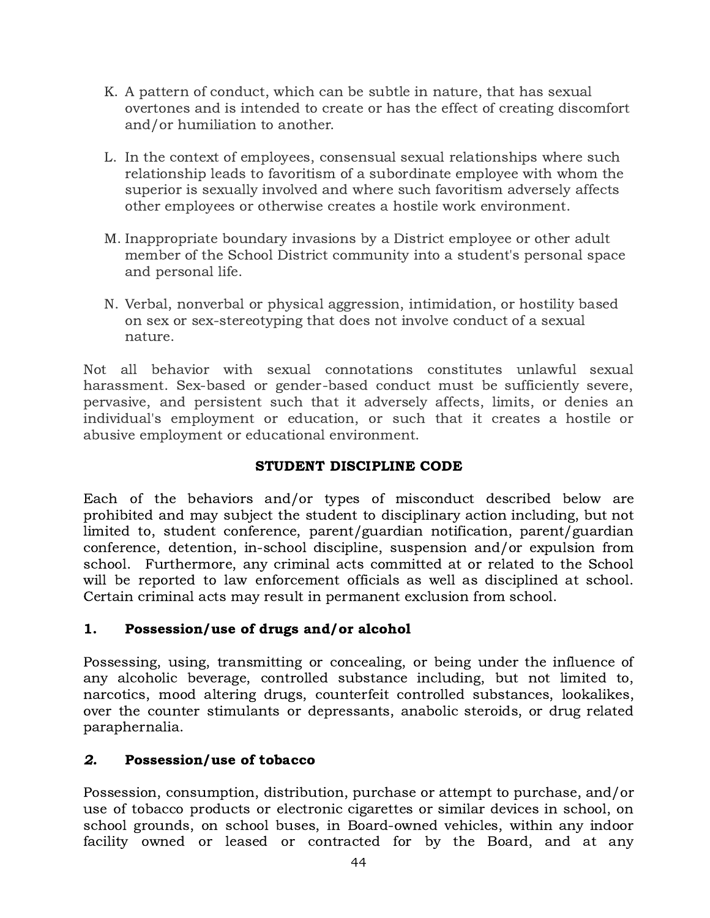K. A pattern of conduct, which can be subtle in nature, that has sexual overtones and is intended to create or has the effect of creating discomfort and/or humiliation to another.

L. In the context of employees, consensual sexual relationships where such relationship leads to favoritism of a subordinate employee with whom the superior is sexually involved and where such favoritism adversely affects other employees or otherwise creates a hostile work environment.

M. Inappropriate boundary invasions by a District employee or other adult member of the School District community into a student's personal space and personal life.

N. Verbal, nonverbal or physical aggression, intimidation, or hostility based on sex or sex-stereotyping that does not involve conduct of a sexual nature.

Not all behavior with sexual connotations constitutes unlawful sexual harassment. Sex-based or gender-based conduct must be sufficiently severe, pervasive, and persistent such that it adversely affects, limits, or denies an individual's employment or education, or such that it creates a hostile or abusive employment or educational environment.

## STUDENT DISCIPLINE CODE

Each of the behaviors and/or types of misconduct described below are prohibited and may subject the student to disciplinary action including, but not limited to, student conference, parent/guardian notification, parent/guardian conference, detention, in-school discipline, suspension and/or expulsion from school. Furthermore, any criminal acts committed at or related to the School will be reported to law enforcement officials as well as disciplined at school. Certain criminal acts may result in permanent exclusion from school.

### 1. Possession/use of drugs and/or alcohol

Possessing, using, transmitting or concealing, or being under the influence of any alcoholic beverage, controlled substance including, but not limited to, narcotics, mood altering drugs, counterfeit controlled substances, lookalikes, over the counter stimulants or depressants, anabolic steroids, or drug related paraphernalia.

### *2.* Possession/use of tobacco

Possession, consumption, distribution, purchase or attempt to purchase, and/or use of tobacco products or electronic cigarettes or similar devices in school, on school grounds, on school buses, in Board-owned vehicles, within any indoor facility owned or leased or contracted for by the Board, and at any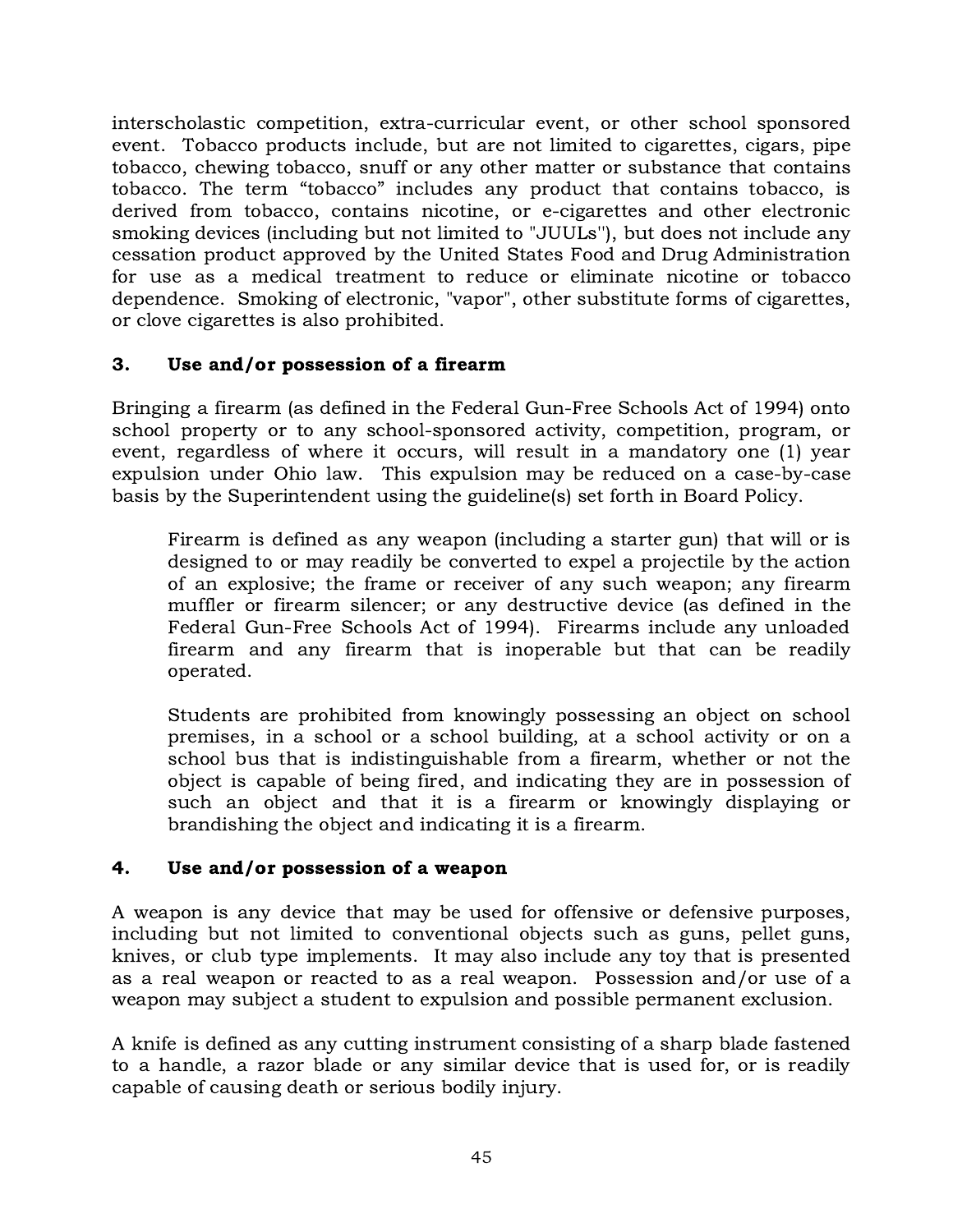interscholastic competition, extra-curricular event, or other school sponsored event. Tobacco products include, but are not limited to cigarettes, cigars, pipe tobacco, chewing tobacco, snuff or any other matter or substance that contains tobacco. The term "tobacco" includes any product that contains tobacco, is derived from tobacco, contains nicotine, or e-cigarettes and other electronic smoking devices (including but not limited to "JUULs"), but does not include any cessation product approved by the United States Food and Drug Administration for use as a medical treatment to reduce or eliminate nicotine or tobacco dependence. Smoking of electronic, "vapor", other substitute forms of cigarettes, or clove cigarettes is also prohibited.

### 3. Use and/or possession of a firearm

Bringing a firearm (as defined in the Federal Gun-Free Schools Act of 1994) onto school property or to any school-sponsored activity, competition, program, or event, regardless of where it occurs, will result in a mandatory one (1) year expulsion under Ohio law. This expulsion may be reduced on a case-by-case basis by the Superintendent using the guideline(s) set forth in Board Policy.

> Firearm is defined as any weapon (including a starter gun) that will or is designed to or may readily be converted to expel a projectile by the action of an explosive; the frame or receiver of any such weapon; any firearm muffler or firearm silencer; or any destructive device (as defined in the Federal Gun-Free Schools Act of 1994). Firearms include any unloaded firearm and any firearm that is inoperable but that can be readily operated.
>
> Students are prohibited from knowingly possessing an object on school premises, in a school or a school building, at a school activity or on a school bus that is indistinguishable from a firearm, whether or not the object is capable of being fired, and indicating they are in possession of such an object and that it is a firearm or knowingly displaying or brandishing the object and indicating it is a firearm.

### 4. Use and/or possession of a weapon

A weapon is any device that may be used for offensive or defensive purposes, including but not limited to conventional objects such as guns, pellet guns, knives, or club type implements. It may also include any toy that is presented as a real weapon or reacted to as a real weapon. Possession and/or use of a weapon may subject a student to expulsion and possible permanent exclusion.

A knife is defined as any cutting instrument consisting of a sharp blade fastened to a handle, a razor blade or any similar device that is used for, or is readily capable of causing death or serious bodily injury.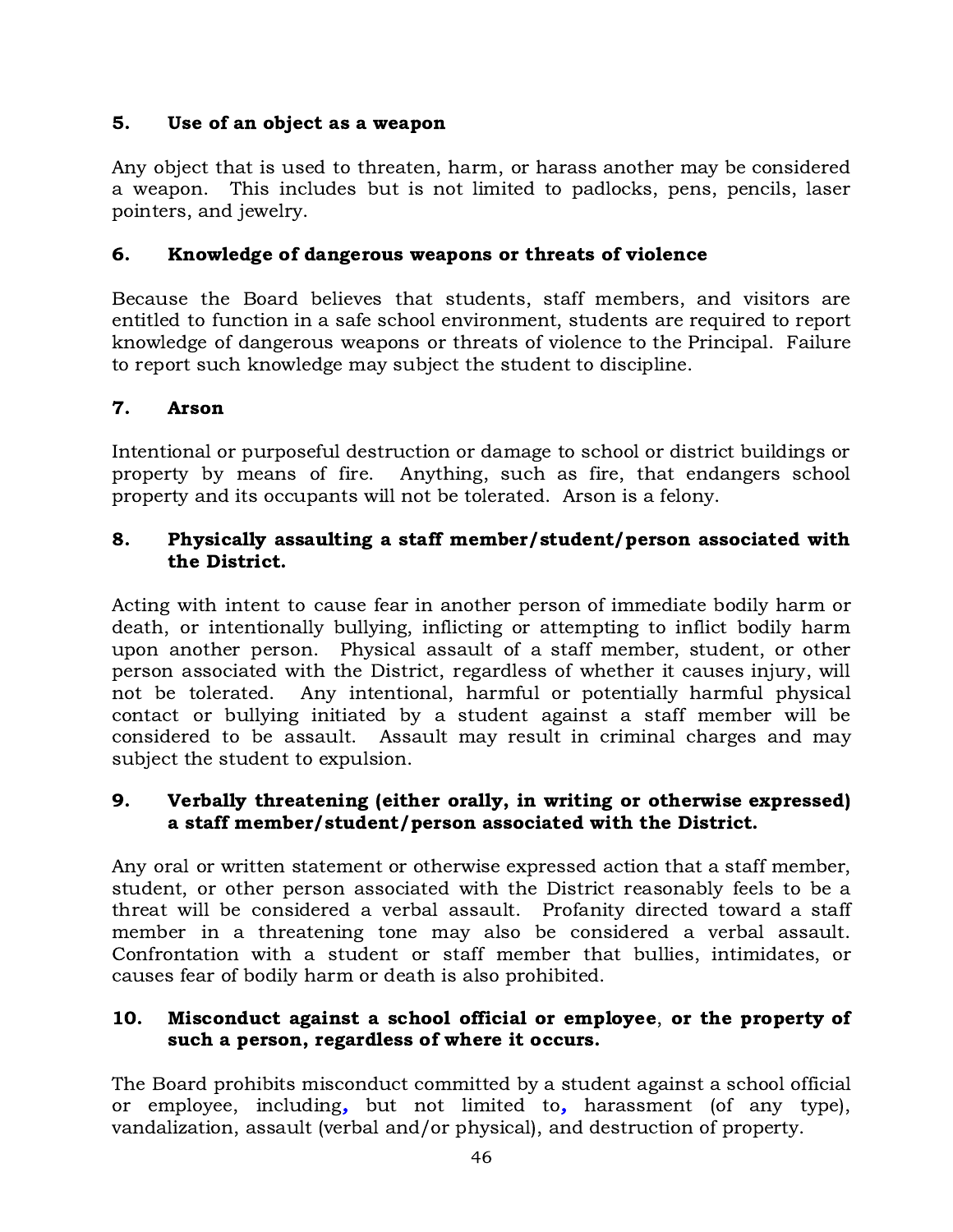### 5. Use of an object as a weapon

Any object that is used to threaten, harm, or harass another may be considered a weapon. This includes but is not limited to padlocks, pens, pencils, laser pointers, and jewelry.

### 6. Knowledge of dangerous weapons or threats of violence

Because the Board believes that students, staff members, and visitors are entitled to function in a safe school environment, students are required to report knowledge of dangerous weapons or threats of violence to the Principal. Failure to report such knowledge may subject the student to discipline.

### 7. Arson

Intentional or purposeful destruction or damage to school or district buildings or property by means of fire. Anything, such as fire, that endangers school property and its occupants will not be tolerated. Arson is a felony.

### 8. Physically assaulting a staff member/student/person associated with the District.

Acting with intent to cause fear in another person of immediate bodily harm or death, or intentionally bullying, inflicting or attempting to inflict bodily harm upon another person. Physical assault of a staff member, student, or other person associated with the District, regardless of whether it causes injury, will not be tolerated. Any intentional, harmful or potentially harmful physical contact or bullying initiated by a student against a staff member will be considered to be assault. Assault may result in criminal charges and may subject the student to expulsion.

### 9. Verbally threatening (either orally, in writing or otherwise expressed) a staff member/student/person associated with the District.

Any oral or written statement or otherwise expressed action that a staff member, student, or other person associated with the District reasonably feels to be a threat will be considered a verbal assault. Profanity directed toward a staff member in a threatening tone may also be considered a verbal assault. Confrontation with a student or staff member that bullies, intimidates, or causes fear of bodily harm or death is also prohibited.

### 10. Misconduct against a school official or employee, or the property of such a person, regardless of where it occurs.

The Board prohibits misconduct committed by a student against a school official or employee, including, but not limited to, harassment (of any type), vandalization, assault (verbal and/or physical), and destruction of property.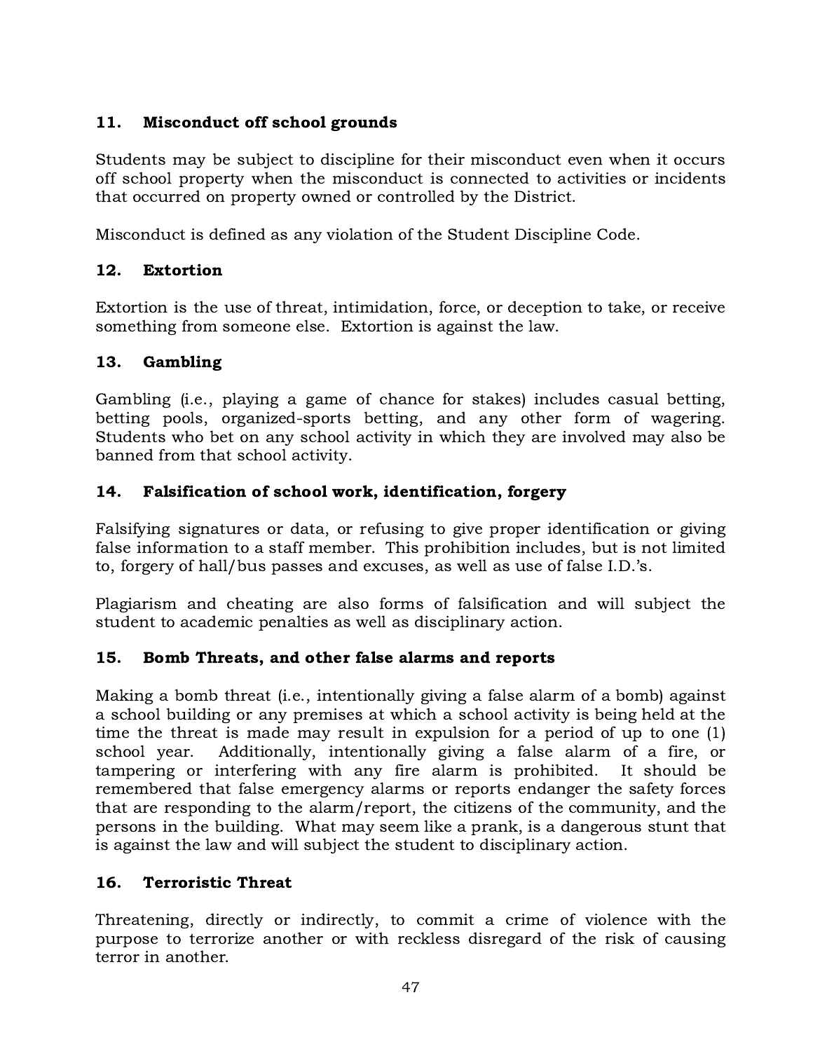### 11. Misconduct off school grounds

Students may be subject to discipline for their misconduct even when it occurs off school property when the misconduct is connected to activities or incidents that occurred on property owned or controlled by the District.

Misconduct is defined as any violation of the Student Discipline Code.

### 12. Extortion

Extortion is the use of threat, intimidation, force, or deception to take, or receive something from someone else. Extortion is against the law.

### 13. Gambling

Gambling (i.e., playing a game of chance for stakes) includes casual betting, betting pools, organized-sports betting, and any other form of wagering. Students who bet on any school activity in which they are involved may also be banned from that school activity.

### 14. Falsification of school work, identification, forgery

Falsifying signatures or data, or refusing to give proper identification or giving false information to a staff member. This prohibition includes, but is not limited to, forgery of hall/bus passes and excuses, as well as use of false I.D.'s.

Plagiarism and cheating are also forms of falsification and will subject the student to academic penalties as well as disciplinary action.

### 15. Bomb Threats, and other false alarms and reports

Making a bomb threat (i.e., intentionally giving a false alarm of a bomb) against a school building or any premises at which a school activity is being held at the time the threat is made may result in expulsion for a period of up to one (1) school year. Additionally, intentionally giving a false alarm of a fire, or tampering or interfering with any fire alarm is prohibited. It should be remembered that false emergency alarms or reports endanger the safety forces that are responding to the alarm/report, the citizens of the community, and the persons in the building. What may seem like a prank, is a dangerous stunt that is against the law and will subject the student to disciplinary action.

### 16. Terroristic Threat

Threatening, directly or indirectly, to commit a crime of violence with the purpose to terrorize another or with reckless disregard of the risk of causing terror in another.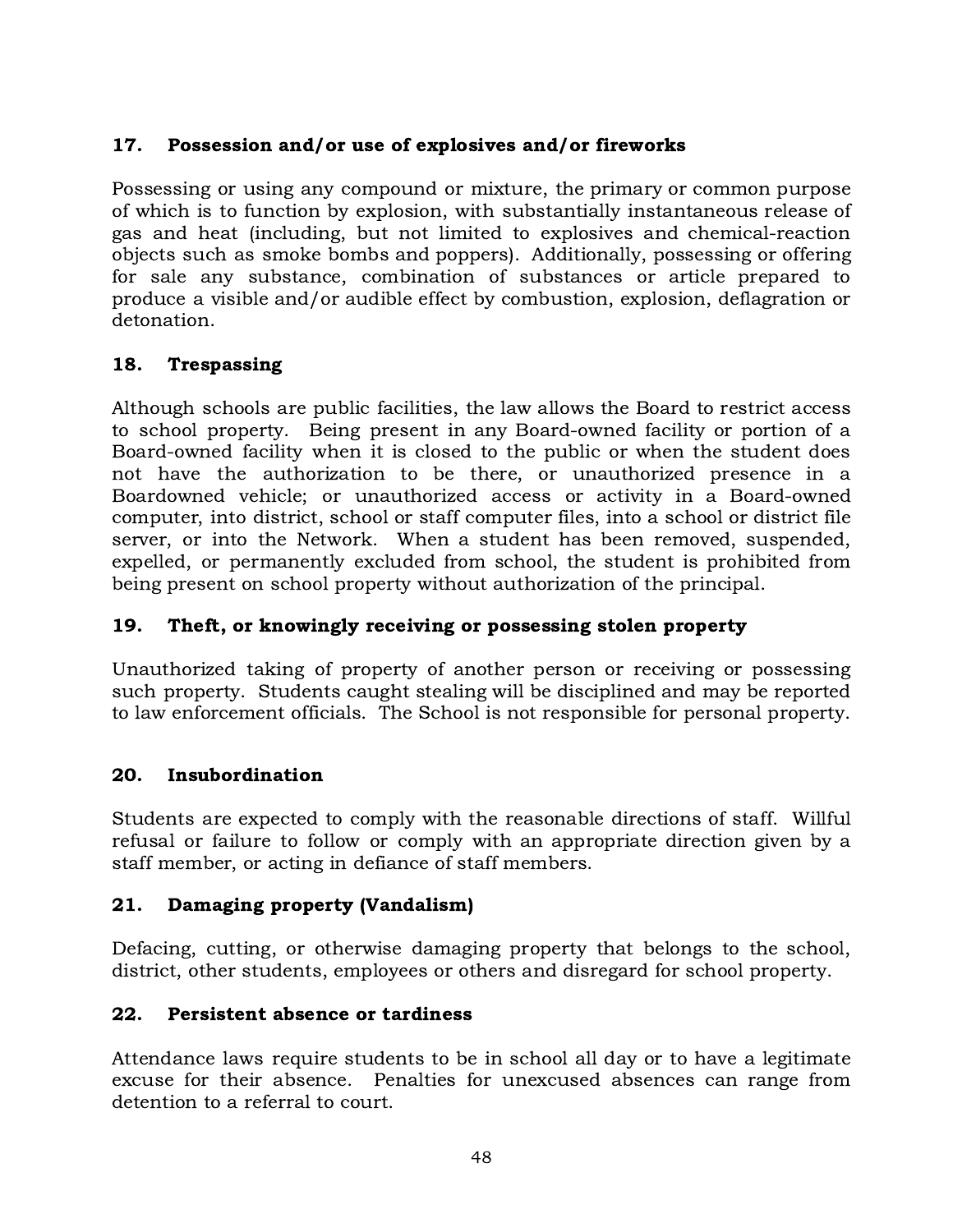### 17. Possession and/or use of explosives and/or fireworks

Possessing or using any compound or mixture, the primary or common purpose of which is to function by explosion, with substantially instantaneous release of gas and heat (including, but not limited to explosives and chemical-reaction objects such as smoke bombs and poppers). Additionally, possessing or offering for sale any substance, combination of substances or article prepared to produce a visible and/or audible effect by combustion, explosion, deflagration or detonation.

### 18. Trespassing

Although schools are public facilities, the law allows the Board to restrict access to school property. Being present in any Board-owned facility or portion of a Board-owned facility when it is closed to the public or when the student does not have the authorization to be there, or unauthorized presence in a Boardowned vehicle; or unauthorized access or activity in a Board-owned computer, into district, school or staff computer files, into a school or district file server, or into the Network. When a student has been removed, suspended, expelled, or permanently excluded from school, the student is prohibited from being present on school property without authorization of the principal.

### 19. Theft, or knowingly receiving or possessing stolen property

Unauthorized taking of property of another person or receiving or possessing such property. Students caught stealing will be disciplined and may be reported to law enforcement officials. The School is not responsible for personal property.

### 20. Insubordination

Students are expected to comply with the reasonable directions of staff. Willful refusal or failure to follow or comply with an appropriate direction given by a staff member, or acting in defiance of staff members.

### 21. Damaging property (Vandalism)

Defacing, cutting, or otherwise damaging property that belongs to the school, district, other students, employees or others and disregard for school property.

### 22. Persistent absence or tardiness

Attendance laws require students to be in school all day or to have a legitimate excuse for their absence. Penalties for unexcused absences can range from detention to a referral to court.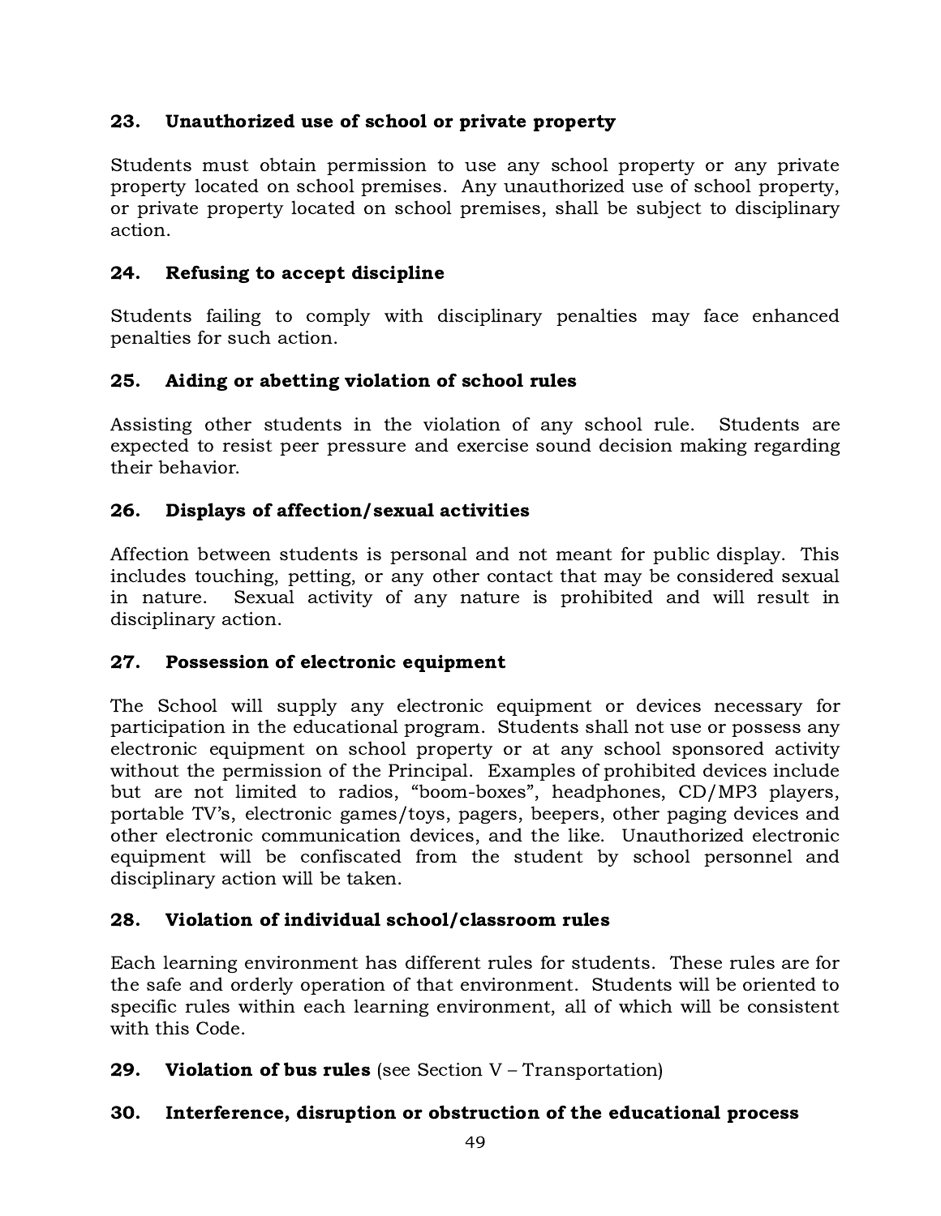### 23. Unauthorized use of school or private property

Students must obtain permission to use any school property or any private property located on school premises. Any unauthorized use of school property, or private property located on school premises, shall be subject to disciplinary action.

### 24. Refusing to accept discipline

Students failing to comply with disciplinary penalties may face enhanced penalties for such action.

### 25. Aiding or abetting violation of school rules

Assisting other students in the violation of any school rule. Students are expected to resist peer pressure and exercise sound decision making regarding their behavior.

### 26. Displays of affection/sexual activities

Affection between students is personal and not meant for public display. This includes touching, petting, or any other contact that may be considered sexual in nature. Sexual activity of any nature is prohibited and will result in disciplinary action.

### 27. Possession of electronic equipment

The School will supply any electronic equipment or devices necessary for participation in the educational program. Students shall not use or possess any electronic equipment on school property or at any school sponsored activity without the permission of the Principal. Examples of prohibited devices include but are not limited to radios, "boom-boxes", headphones, CD/MP3 players, portable TV's, electronic games/toys, pagers, beepers, other paging devices and other electronic communication devices, and the like. Unauthorized electronic equipment will be confiscated from the student by school personnel and disciplinary action will be taken.

### 28. Violation of individual school/classroom rules

Each learning environment has different rules for students. These rules are for the safe and orderly operation of that environment. Students will be oriented to specific rules within each learning environment, all of which will be consistent with this Code.

### 29. Violation of bus rules (see Section V – Transportation)

### 30. Interference, disruption or obstruction of the educational process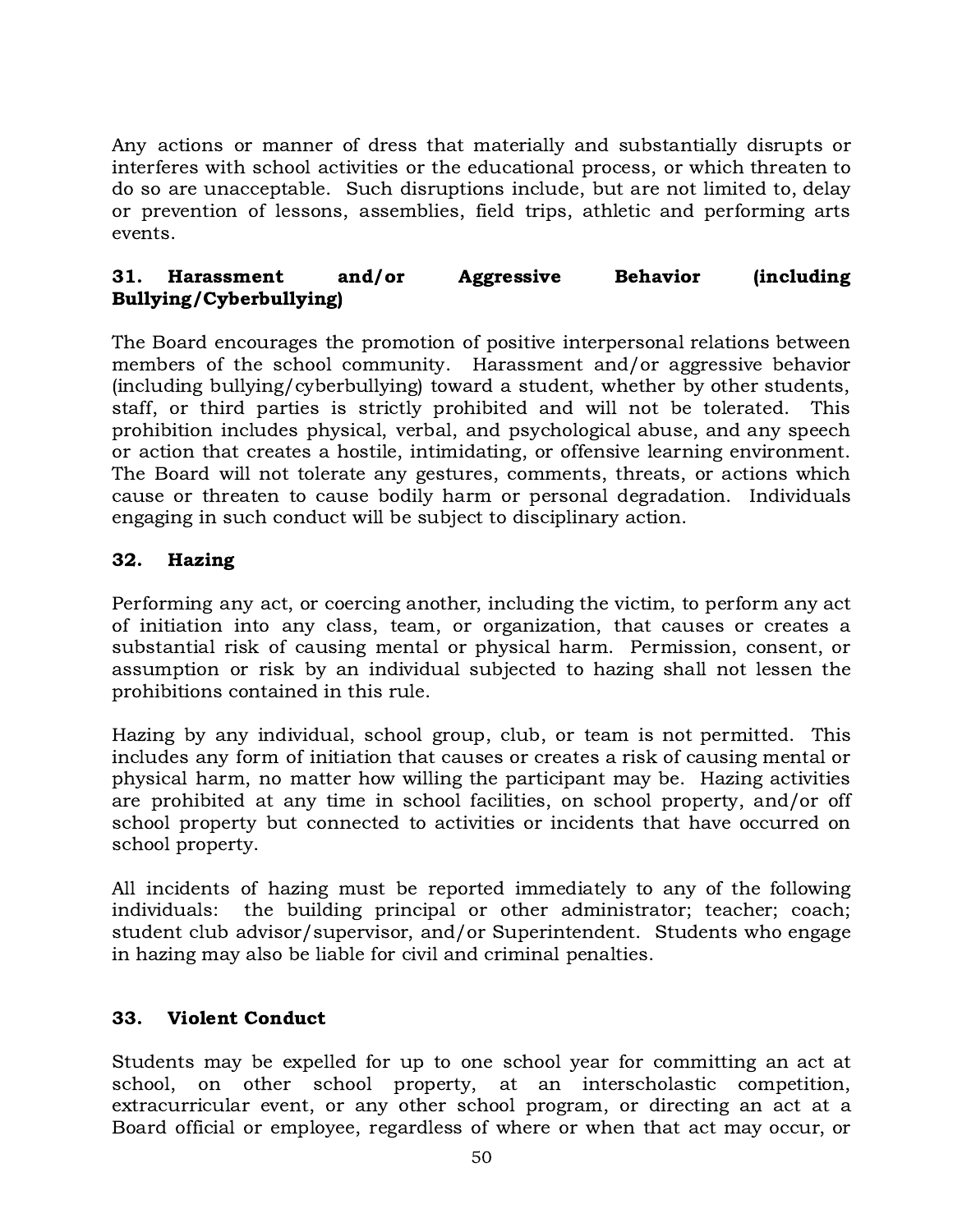Any actions or manner of dress that materially and substantially disrupts or interferes with school activities or the educational process, or which threaten to do so are unacceptable. Such disruptions include, but are not limited to, delay or prevention of lessons, assemblies, field trips, athletic and performing arts events.

### 31. Harassment and/or Aggressive Behavior (including Bullying/Cyberbullying)

The Board encourages the promotion of positive interpersonal relations between members of the school community. Harassment and/or aggressive behavior (including bullying/cyberbullying) toward a student, whether by other students, staff, or third parties is strictly prohibited and will not be tolerated. This prohibition includes physical, verbal, and psychological abuse, and any speech or action that creates a hostile, intimidating, or offensive learning environment. The Board will not tolerate any gestures, comments, threats, or actions which cause or threaten to cause bodily harm or personal degradation. Individuals engaging in such conduct will be subject to disciplinary action.

### 32. Hazing

Performing any act, or coercing another, including the victim, to perform any act of initiation into any class, team, or organization, that causes or creates a substantial risk of causing mental or physical harm. Permission, consent, or assumption or risk by an individual subjected to hazing shall not lessen the prohibitions contained in this rule.

Hazing by any individual, school group, club, or team is not permitted. This includes any form of initiation that causes or creates a risk of causing mental or physical harm, no matter how willing the participant may be. Hazing activities are prohibited at any time in school facilities, on school property, and/or off school property but connected to activities or incidents that have occurred on school property.

All incidents of hazing must be reported immediately to any of the following individuals: the building principal or other administrator; teacher; coach; student club advisor/supervisor, and/or Superintendent. Students who engage in hazing may also be liable for civil and criminal penalties.

### 33. Violent Conduct

Students may be expelled for up to one school year for committing an act at school, on other school property, at an interscholastic competition, extracurricular event, or any other school program, or directing an act at a Board official or employee, regardless of where or when that act may occur, or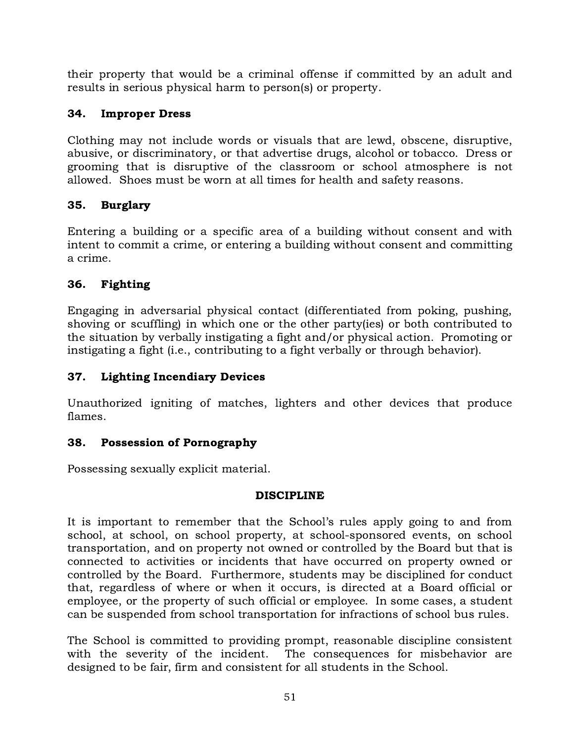their property that would be a criminal offense if committed by an adult and results in serious physical harm to person(s) or property.

### 34. Improper Dress

Clothing may not include words or visuals that are lewd, obscene, disruptive, abusive, or discriminatory, or that advertise drugs, alcohol or tobacco. Dress or grooming that is disruptive of the classroom or school atmosphere is not allowed. Shoes must be worn at all times for health and safety reasons.

### 35. Burglary

Entering a building or a specific area of a building without consent and with intent to commit a crime, or entering a building without consent and committing a crime.

### 36. Fighting

Engaging in adversarial physical contact (differentiated from poking, pushing, shoving or scuffling) in which one or the other party(ies) or both contributed to the situation by verbally instigating a fight and/or physical action. Promoting or instigating a fight (i.e., contributing to a fight verbally or through behavior).

### 37. Lighting Incendiary Devices

Unauthorized igniting of matches, lighters and other devices that produce flames.

### 38. Possession of Pornography

Possessing sexually explicit material.

## DISCIPLINE

It is important to remember that the School's rules apply going to and from school, at school, on school property, at school-sponsored events, on school transportation, and on property not owned or controlled by the Board but that is connected to activities or incidents that have occurred on property owned or controlled by the Board. Furthermore, students may be disciplined for conduct that, regardless of where or when it occurs, is directed at a Board official or employee, or the property of such official or employee. In some cases, a student can be suspended from school transportation for infractions of school bus rules.

The School is committed to providing prompt, reasonable discipline consistent with the severity of the incident. The consequences for misbehavior are designed to be fair, firm and consistent for all students in the School.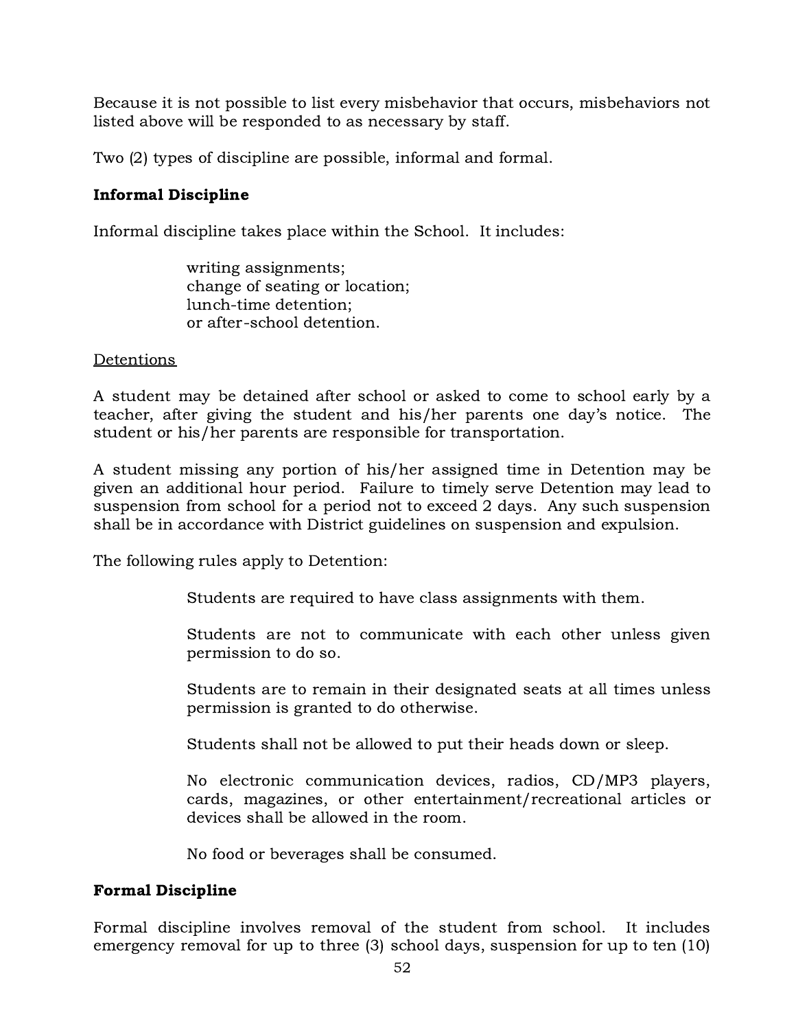Because it is not possible to list every misbehavior that occurs, misbehaviors not listed above will be responded to as necessary by staff.

Two (2) types of discipline are possible, informal and formal.

### Informal Discipline

Informal discipline takes place within the School. It includes:

> writing assignments;
> change of seating or location;
> lunch-time detention;
> or after-school detention.

<u>Detentions</u>

A student may be detained after school or asked to come to school early by a teacher, after giving the student and his/her parents one day's notice. The student or his/her parents are responsible for transportation.

A student missing any portion of his/her assigned time in Detention may be given an additional hour period. Failure to timely serve Detention may lead to suspension from school for a period not to exceed 2 days. Any such suspension shall be in accordance with District guidelines on suspension and expulsion.

The following rules apply to Detention:

> Students are required to have class assignments with them.
>
> Students are not to communicate with each other unless given permission to do so.
>
> Students are to remain in their designated seats at all times unless permission is granted to do otherwise.
>
> Students shall not be allowed to put their heads down or sleep.
>
> No electronic communication devices, radios, CD/MP3 players, cards, magazines, or other entertainment/recreational articles or devices shall be allowed in the room.
>
> No food or beverages shall be consumed.

### Formal Discipline

Formal discipline involves removal of the student from school. It includes emergency removal for up to three (3) school days, suspension for up to ten (10)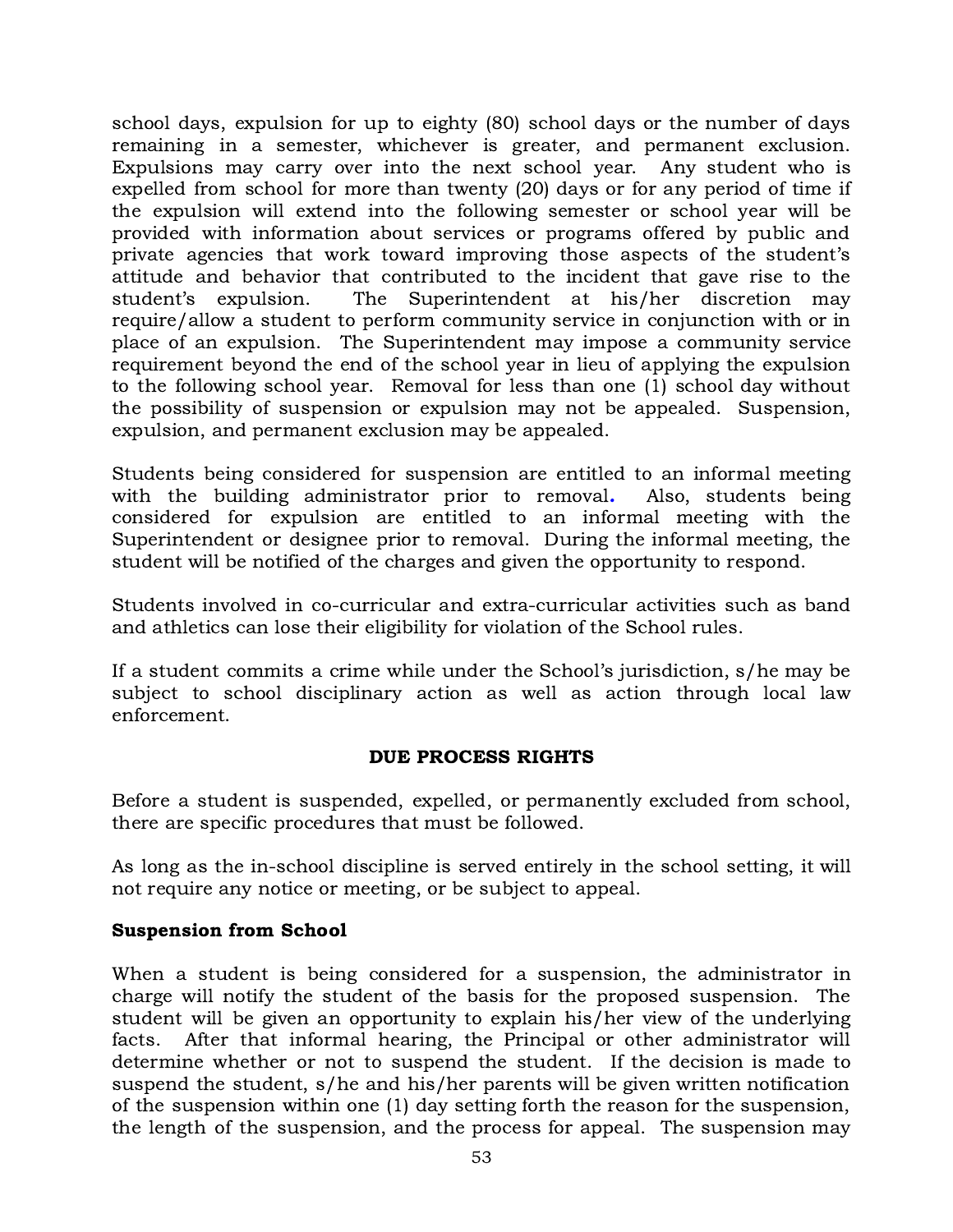school days, expulsion for up to eighty (80) school days or the number of days remaining in a semester, whichever is greater, and permanent exclusion. Expulsions may carry over into the next school year. Any student who is expelled from school for more than twenty (20) days or for any period of time if the expulsion will extend into the following semester or school year will be provided with information about services or programs offered by public and private agencies that work toward improving those aspects of the student's attitude and behavior that contributed to the incident that gave rise to the student's expulsion. The Superintendent at his/her discretion may require/allow a student to perform community service in conjunction with or in place of an expulsion. The Superintendent may impose a community service requirement beyond the end of the school year in lieu of applying the expulsion to the following school year. Removal for less than one (1) school day without the possibility of suspension or expulsion may not be appealed. Suspension, expulsion, and permanent exclusion may be appealed.

Students being considered for suspension are entitled to an informal meeting with the building administrator prior to removal. Also, students being considered for expulsion are entitled to an informal meeting with the Superintendent or designee prior to removal. During the informal meeting, the student will be notified of the charges and given the opportunity to respond.

Students involved in co-curricular and extra-curricular activities such as band and athletics can lose their eligibility for violation of the School rules.

If a student commits a crime while under the School's jurisdiction, s/he may be subject to school disciplinary action as well as action through local law enforcement.

## DUE PROCESS RIGHTS

Before a student is suspended, expelled, or permanently excluded from school, there are specific procedures that must be followed.

As long as the in-school discipline is served entirely in the school setting, it will not require any notice or meeting, or be subject to appeal.

### Suspension from School

When a student is being considered for a suspension, the administrator in charge will notify the student of the basis for the proposed suspension. The student will be given an opportunity to explain his/her view of the underlying facts. After that informal hearing, the Principal or other administrator will determine whether or not to suspend the student. If the decision is made to suspend the student, s/he and his/her parents will be given written notification of the suspension within one (1) day setting forth the reason for the suspension, the length of the suspension, and the process for appeal. The suspension may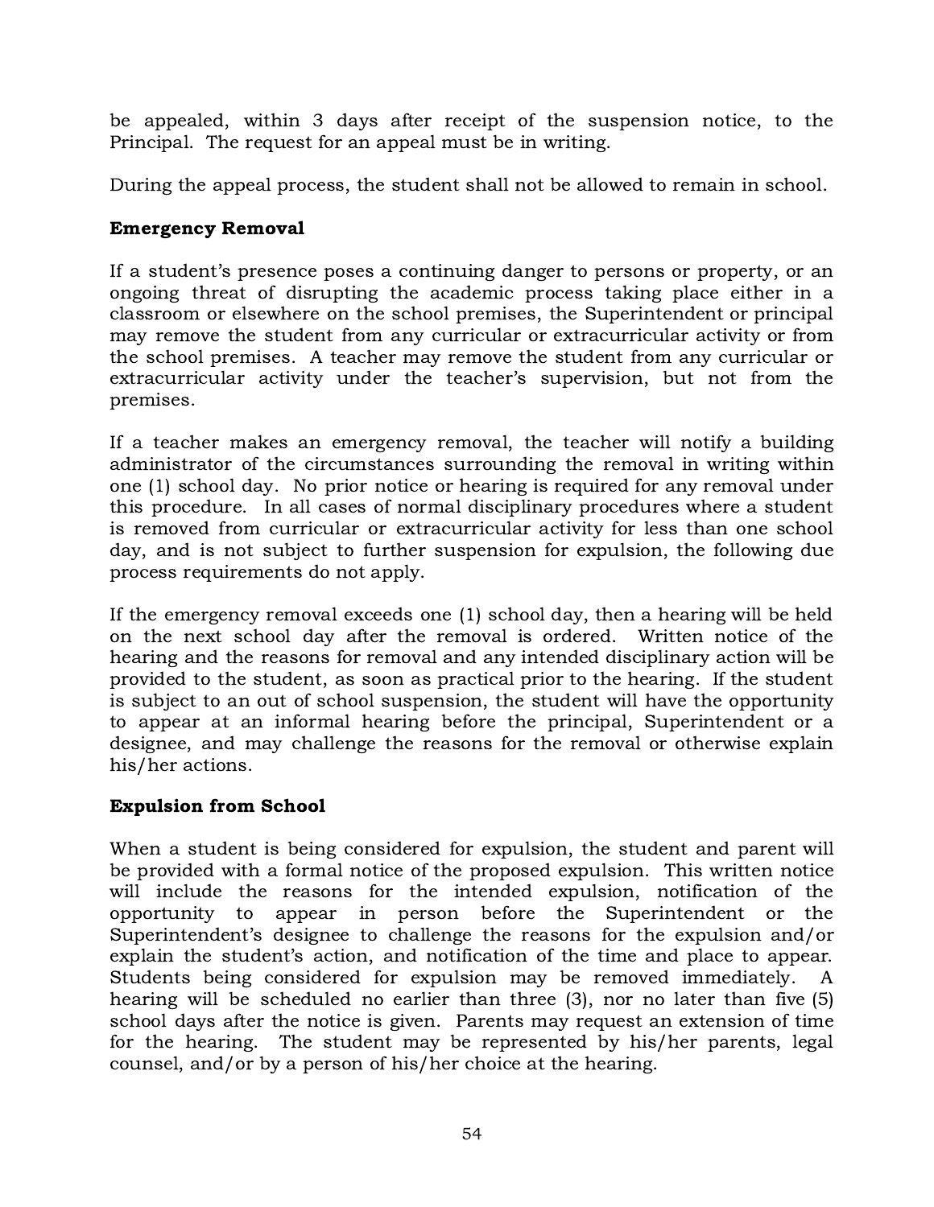be appealed, within 3 days after receipt of the suspension notice, to the Principal. The request for an appeal must be in writing.

During the appeal process, the student shall not be allowed to remain in school.

**Emergency Removal**

If a student's presence poses a continuing danger to persons or property, or an ongoing threat of disrupting the academic process taking place either in a classroom or elsewhere on the school premises, the Superintendent or principal may remove the student from any curricular or extracurricular activity or from the school premises. A teacher may remove the student from any curricular or extracurricular activity under the teacher's supervision, but not from the premises.

If a teacher makes an emergency removal, the teacher will notify a building administrator of the circumstances surrounding the removal in writing within one (1) school day. No prior notice or hearing is required for any removal under this procedure. In all cases of normal disciplinary procedures where a student is removed from curricular or extracurricular activity for less than one school day, and is not subject to further suspension for expulsion, the following due process requirements do not apply.

If the emergency removal exceeds one (1) school day, then a hearing will be held on the next school day after the removal is ordered. Written notice of the hearing and the reasons for removal and any intended disciplinary action will be provided to the student, as soon as practical prior to the hearing. If the student is subject to an out of school suspension, the student will have the opportunity to appear at an informal hearing before the principal, Superintendent or a designee, and may challenge the reasons for the removal or otherwise explain his/her actions.

**Expulsion from School**

When a student is being considered for expulsion, the student and parent will be provided with a formal notice of the proposed expulsion. This written notice will include the reasons for the intended expulsion, notification of the opportunity to appear in person before the Superintendent or the Superintendent's designee to challenge the reasons for the expulsion and/or explain the student's action, and notification of the time and place to appear. Students being considered for expulsion may be removed immediately. A hearing will be scheduled no earlier than three (3), nor no later than five (5) school days after the notice is given. Parents may request an extension of time for the hearing. The student may be represented by his/her parents, legal counsel, and/or by a person of his/her choice at the hearing.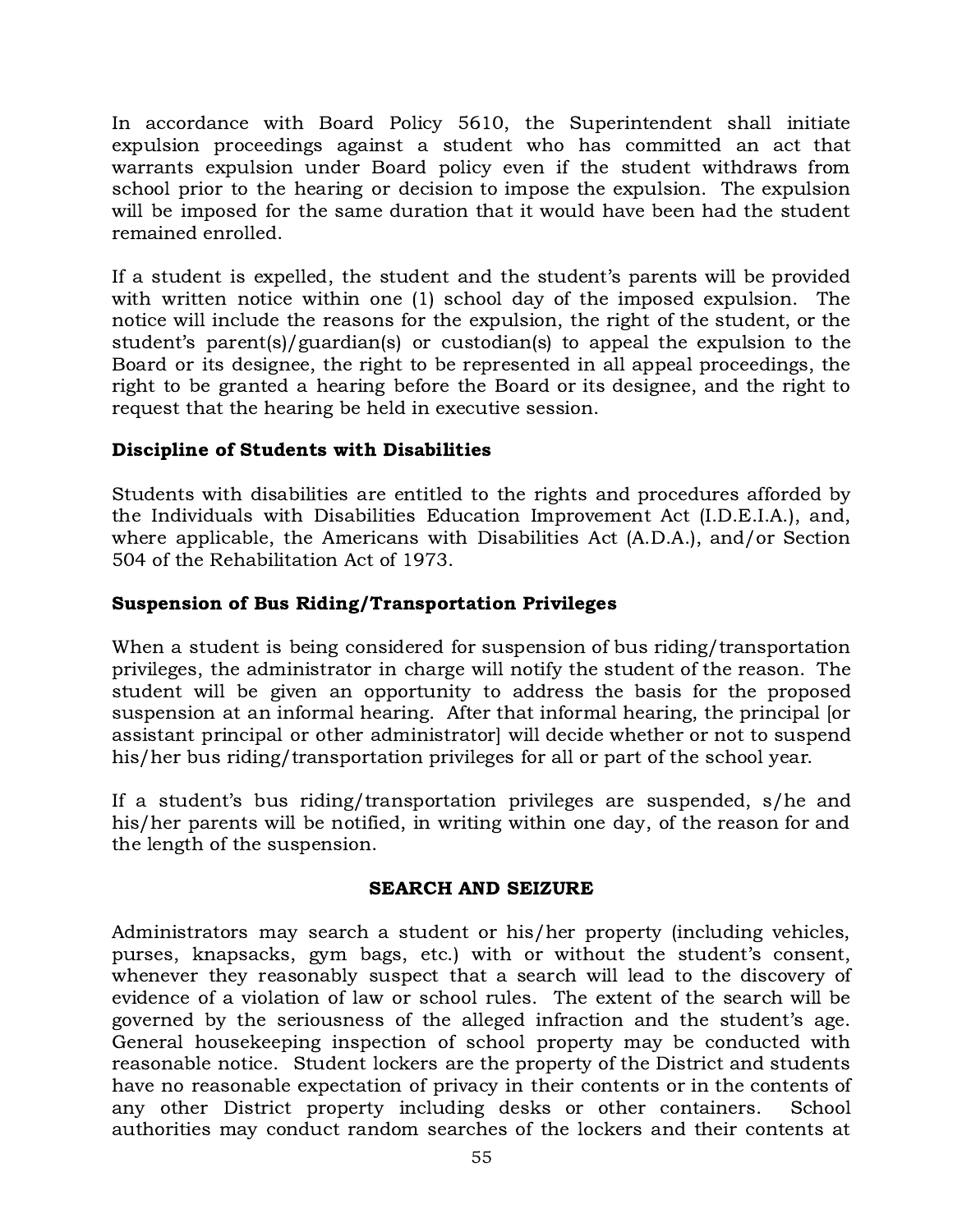In accordance with Board Policy 5610, the Superintendent shall initiate expulsion proceedings against a student who has committed an act that warrants expulsion under Board policy even if the student withdraws from school prior to the hearing or decision to impose the expulsion. The expulsion will be imposed for the same duration that it would have been had the student remained enrolled.

If a student is expelled, the student and the student's parents will be provided with written notice within one (1) school day of the imposed expulsion. The notice will include the reasons for the expulsion, the right of the student, or the student's parent(s)/guardian(s) or custodian(s) to appeal the expulsion to the Board or its designee, the right to be represented in all appeal proceedings, the right to be granted a hearing before the Board or its designee, and the right to request that the hearing be held in executive session.

### Discipline of Students with Disabilities

Students with disabilities are entitled to the rights and procedures afforded by the Individuals with Disabilities Education Improvement Act (I.D.E.I.A.), and, where applicable, the Americans with Disabilities Act (A.D.A.), and/or Section 504 of the Rehabilitation Act of 1973.

### Suspension of Bus Riding/Transportation Privileges

When a student is being considered for suspension of bus riding/transportation privileges, the administrator in charge will notify the student of the reason. The student will be given an opportunity to address the basis for the proposed suspension at an informal hearing. After that informal hearing, the principal [or assistant principal or other administrator] will decide whether or not to suspend his/her bus riding/transportation privileges for all or part of the school year.

If a student's bus riding/transportation privileges are suspended, s/he and his/her parents will be notified, in writing within one day, of the reason for and the length of the suspension.

## SEARCH AND SEIZURE

Administrators may search a student or his/her property (including vehicles, purses, knapsacks, gym bags, etc.) with or without the student's consent, whenever they reasonably suspect that a search will lead to the discovery of evidence of a violation of law or school rules. The extent of the search will be governed by the seriousness of the alleged infraction and the student's age. General housekeeping inspection of school property may be conducted with reasonable notice. Student lockers are the property of the District and students have no reasonable expectation of privacy in their contents or in the contents of any other District property including desks or other containers. School authorities may conduct random searches of the lockers and their contents at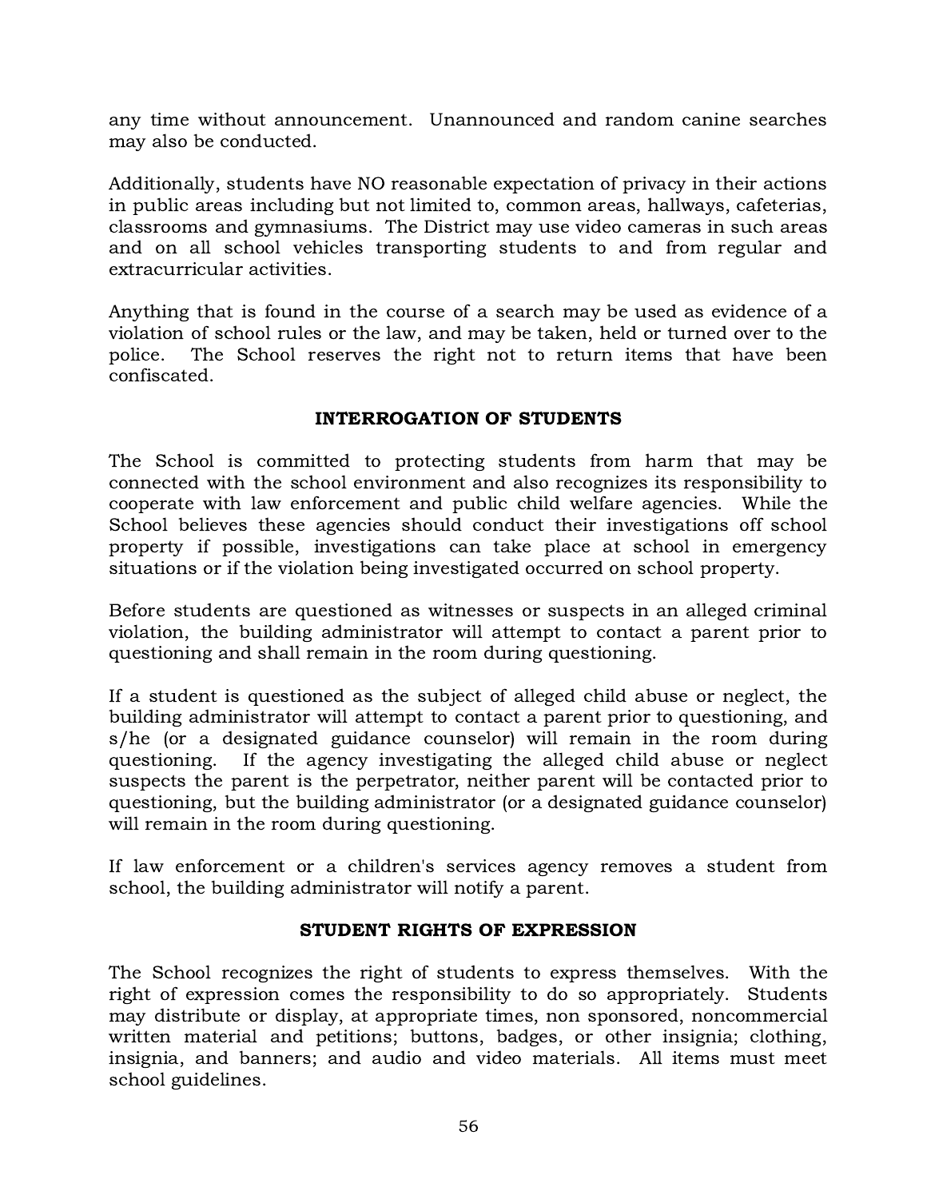any time without announcement. Unannounced and random canine searches may also be conducted.

Additionally, students have NO reasonable expectation of privacy in their actions in public areas including but not limited to, common areas, hallways, cafeterias, classrooms and gymnasiums. The District may use video cameras in such areas and on all school vehicles transporting students to and from regular and extracurricular activities.

Anything that is found in the course of a search may be used as evidence of a violation of school rules or the law, and may be taken, held or turned over to the police. The School reserves the right not to return items that have been confiscated.

## INTERROGATION OF STUDENTS

The School is committed to protecting students from harm that may be connected with the school environment and also recognizes its responsibility to cooperate with law enforcement and public child welfare agencies. While the School believes these agencies should conduct their investigations off school property if possible, investigations can take place at school in emergency situations or if the violation being investigated occurred on school property.

Before students are questioned as witnesses or suspects in an alleged criminal violation, the building administrator will attempt to contact a parent prior to questioning and shall remain in the room during questioning.

If a student is questioned as the subject of alleged child abuse or neglect, the building administrator will attempt to contact a parent prior to questioning, and s/he (or a designated guidance counselor) will remain in the room during questioning. If the agency investigating the alleged child abuse or neglect suspects the parent is the perpetrator, neither parent will be contacted prior to questioning, but the building administrator (or a designated guidance counselor) will remain in the room during questioning.

If law enforcement or a children's services agency removes a student from school, the building administrator will notify a parent.

## STUDENT RIGHTS OF EXPRESSION

The School recognizes the right of students to express themselves. With the right of expression comes the responsibility to do so appropriately. Students may distribute or display, at appropriate times, non sponsored, noncommercial written material and petitions; buttons, badges, or other insignia; clothing, insignia, and banners; and audio and video materials. All items must meet school guidelines.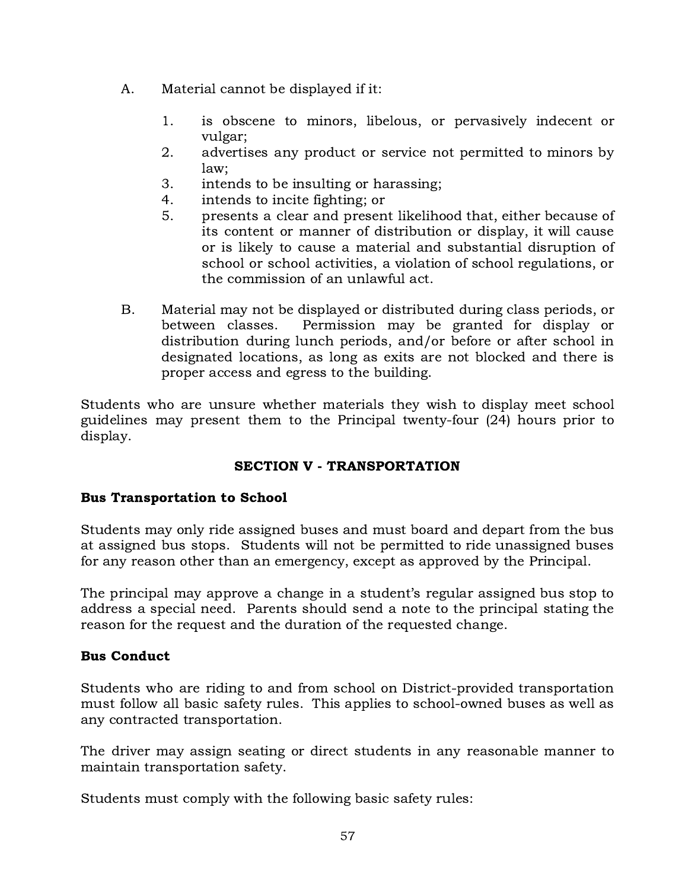A. Material cannot be displayed if it:

   1. is obscene to minors, libelous, or pervasively indecent or vulgar;
   2. advertises any product or service not permitted to minors by law;
   3. intends to be insulting or harassing;
   4. intends to incite fighting; or
   5. presents a clear and present likelihood that, either because of its content or manner of distribution or display, it will cause or is likely to cause a material and substantial disruption of school or school activities, a violation of school regulations, or the commission of an unlawful act.

B. Material may not be displayed or distributed during class periods, or between classes. Permission may be granted for display or distribution during lunch periods, and/or before or after school in designated locations, as long as exits are not blocked and there is proper access and egress to the building.

Students who are unsure whether materials they wish to display meet school guidelines may present them to the Principal twenty-four (24) hours prior to display.

## SECTION V - TRANSPORTATION

### Bus Transportation to School

Students may only ride assigned buses and must board and depart from the bus at assigned bus stops. Students will not be permitted to ride unassigned buses for any reason other than an emergency, except as approved by the Principal.

The principal may approve a change in a student's regular assigned bus stop to address a special need. Parents should send a note to the principal stating the reason for the request and the duration of the requested change.

### Bus Conduct

Students who are riding to and from school on District-provided transportation must follow all basic safety rules. This applies to school-owned buses as well as any contracted transportation.

The driver may assign seating or direct students in any reasonable manner to maintain transportation safety.

Students must comply with the following basic safety rules: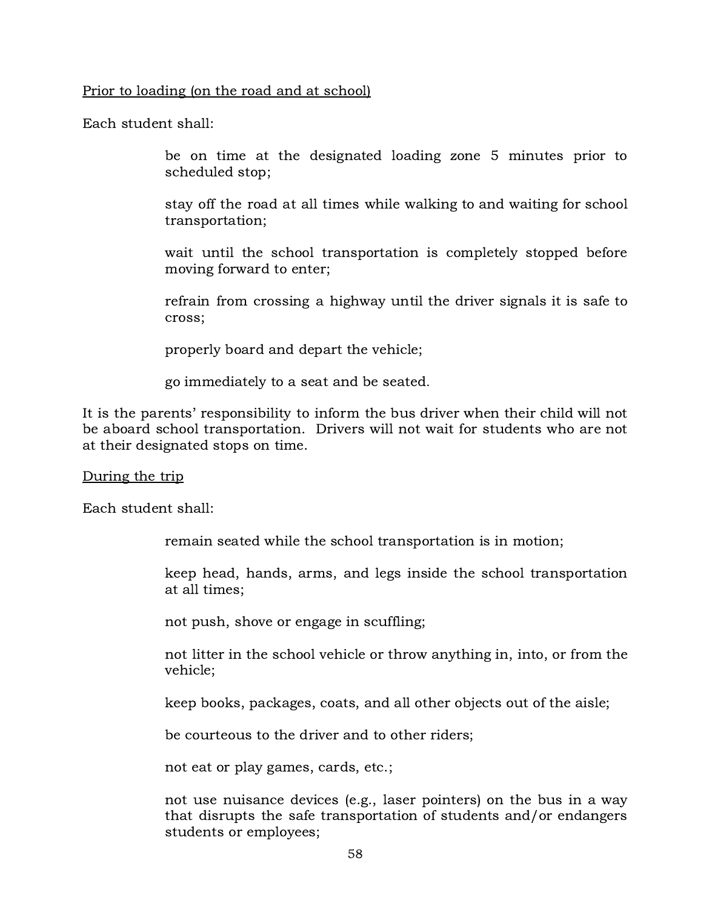<u>Prior to loading (on the road and at school)</u>

Each student shall:

> be on time at the designated loading zone 5 minutes prior to scheduled stop;
>
> stay off the road at all times while walking to and waiting for school transportation;
>
> wait until the school transportation is completely stopped before moving forward to enter;
>
> refrain from crossing a highway until the driver signals it is safe to cross;
>
> properly board and depart the vehicle;
>
> go immediately to a seat and be seated.

It is the parents' responsibility to inform the bus driver when their child will not be aboard school transportation. Drivers will not wait for students who are not at their designated stops on time.

<u>During the trip</u>

Each student shall:

> remain seated while the school transportation is in motion;
>
> keep head, hands, arms, and legs inside the school transportation at all times;
>
> not push, shove or engage in scuffling;
>
> not litter in the school vehicle or throw anything in, into, or from the vehicle;
>
> keep books, packages, coats, and all other objects out of the aisle;
>
> be courteous to the driver and to other riders;
>
> not eat or play games, cards, etc.;
>
> not use nuisance devices (e.g., laser pointers) on the bus in a way that disrupts the safe transportation of students and/or endangers students or employees;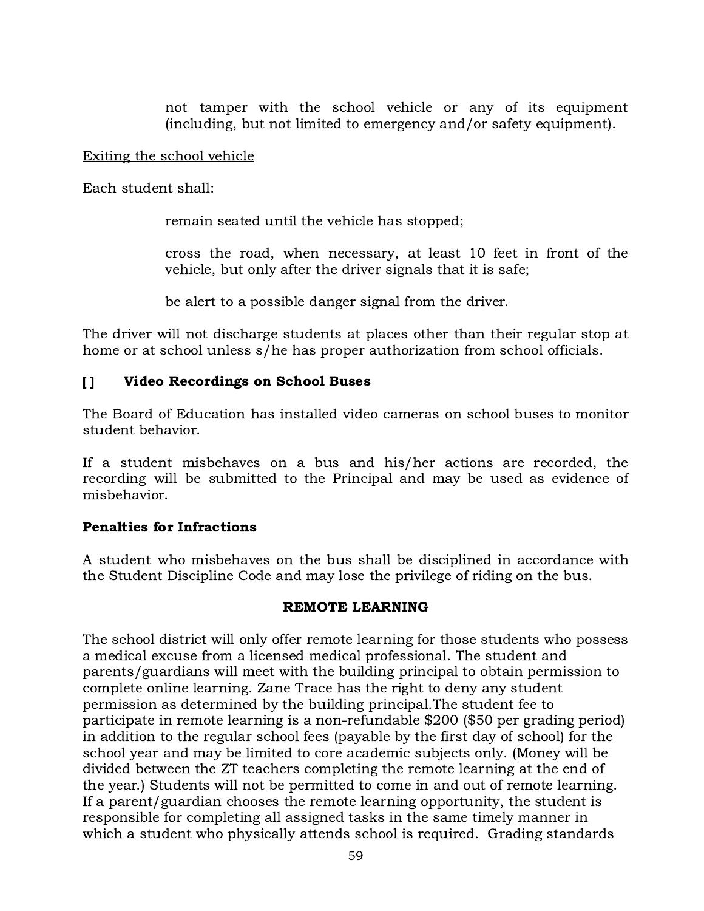not tamper with the school vehicle or any of its equipment (including, but not limited to emergency and/or safety equipment).

Exiting the school vehicle

Each student shall:

remain seated until the vehicle has stopped;

cross the road, when necessary, at least 10 feet in front of the vehicle, but only after the driver signals that it is safe;

be alert to a possible danger signal from the driver.

The driver will not discharge students at places other than their regular stop at home or at school unless s/he has proper authorization from school officials.

**[ ] Video Recordings on School Buses**

The Board of Education has installed video cameras on school buses to monitor student behavior.

If a student misbehaves on a bus and his/her actions are recorded, the recording will be submitted to the Principal and may be used as evidence of misbehavior.

**Penalties for Infractions**

A student who misbehaves on the bus shall be disciplined in accordance with the Student Discipline Code and may lose the privilege of riding on the bus.

## REMOTE LEARNING

The school district will only offer remote learning for those students who possess a medical excuse from a licensed medical professional. The student and parents/guardians will meet with the building principal to obtain permission to complete online learning. Zane Trace has the right to deny any student permission as determined by the building principal.The student fee to participate in remote learning is a non-refundable $200 ($50 per grading period) in addition to the regular school fees (payable by the first day of school) for the school year and may be limited to core academic subjects only. (Money will be divided between the ZT teachers completing the remote learning at the end of the year.) Students will not be permitted to come in and out of remote learning. If a parent/guardian chooses the remote learning opportunity, the student is responsible for completing all assigned tasks in the same timely manner in which a student who physically attends school is required. Grading standards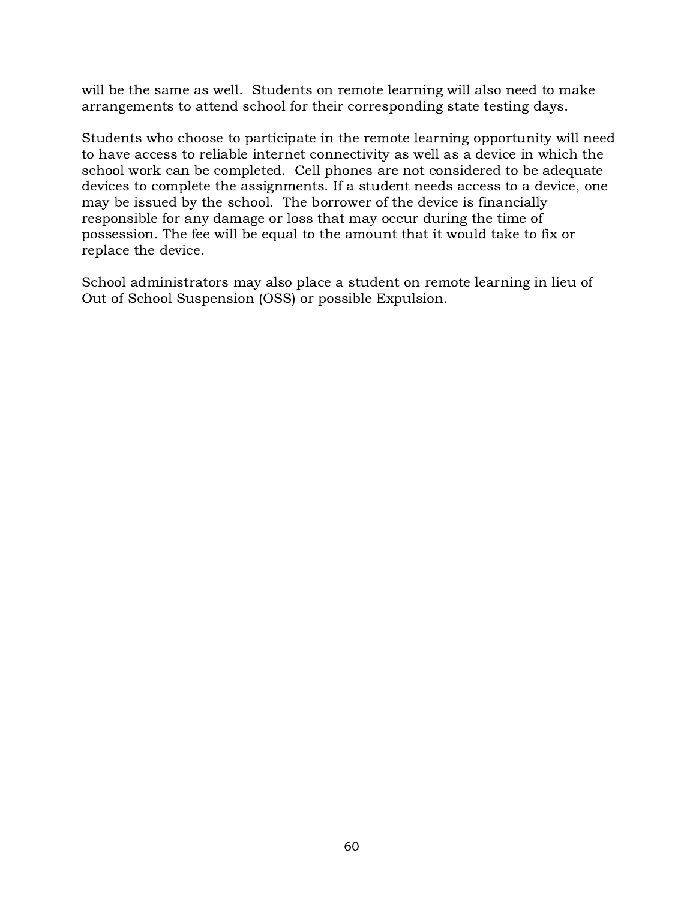will be the same as well. Students on remote learning will also need to make arrangements to attend school for their corresponding state testing days.

Students who choose to participate in the remote learning opportunity will need to have access to reliable internet connectivity as well as a device in which the school work can be completed. Cell phones are not considered to be adequate devices to complete the assignments. If a student needs access to a device, one may be issued by the school. The borrower of the device is financially responsible for any damage or loss that may occur during the time of possession. The fee will be equal to the amount that it would take to fix or replace the device.

School administrators may also place a student on remote learning in lieu of Out of School Suspension (OSS) or possible Expulsion.